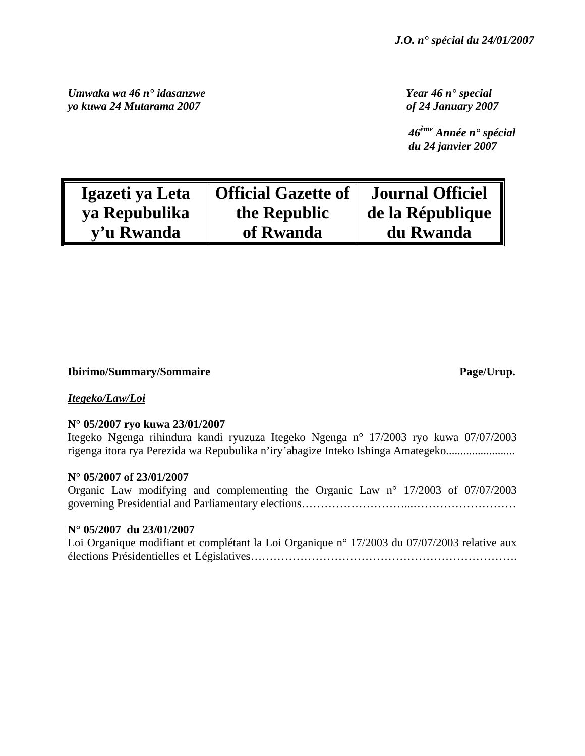*Umwaka wa 46 n° idasanzwe*
*yo kuwa 24 Mutarama 2007*

*Year 46 n° special*
*of 24 January 2007*

*46ème Année n° spécial*
*du 24 janvier 2007*

| Igazeti ya Leta ya Repubulika y'u Rwanda | Official Gazette of the Republic of Rwanda | Journal Officiel de la République du Rwanda |
|---|---|---|

**Ibirimo/Summary/Sommaire** **Page/Urup.**

***Itegeko/Law/Loi***

**N° 05/2007 ryo kuwa 23/01/2007**
Itegeko Ngenga rihindura kandi ryuzuza Itegeko Ngenga n° 17/2003 ryo kuwa 07/07/2003 rigenga itora rya Perezida wa Repubulika n'iry'abagize Inteko Ishinga Amategeko........................

**N° 05/2007 of 23/01/2007**
Organic Law modifying and complementing the Organic Law n° 17/2003 of 07/07/2003 governing Presidential and Parliamentary elections………………………...………………………

**N° 05/2007 du 23/01/2007**
Loi Organique modifiant et complétant la Loi Organique n° 17/2003 du 07/07/2003 relative aux élections Présidentielles et Législatives………………………………………………………….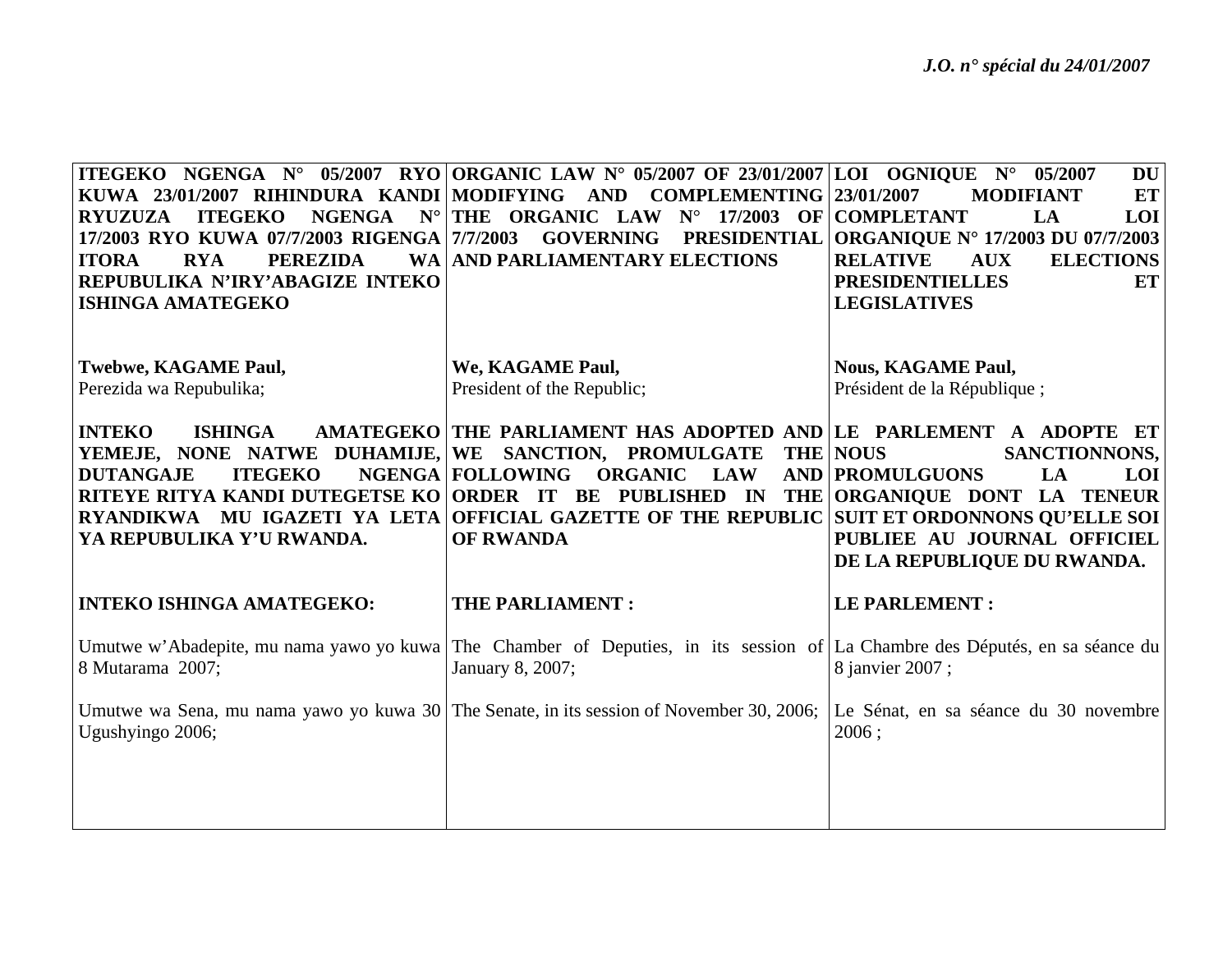| ITEGEKO NGENGA N° 05/2007 RYO KUWA 23/01/2007 RIHINDURA KANDI RYUZUZA ITEGEKO NGENGA N° 17/2003 RYO KUWA 07/7/2003 RIGENGA ITORA RYA PEREZIDA WA REPUBULIKA N'IRY'ABAGIZE INTEKO ISHINGA AMATEGEKO | ORGANIC LAW N° 05/2007 OF 23/01/2007 MODIFYING AND COMPLEMENTING THE ORGANIC LAW N° 17/2003 OF 7/7/2003 GOVERNING PRESIDENTIAL AND PARLIAMENTARY ELECTIONS | LOI OGNIQUE N° 05/2007 DU 23/01/2007 MODIFIANT ET COMPLETANT LA LOI ORGANIQUE N° 17/2003 DU 07/7/2003 RELATIVE AUX ELECTIONS PRESIDENTIELLES ET LEGISLATIVES |
|---|---|---|
| **Twebwe, KAGAME Paul,** Perezida wa Repubulika; | **We, KAGAME Paul,** President of the Republic; | **Nous, KAGAME Paul,** Président de la République ; |
| **INTEKO ISHINGA AMATEGEKO YEMEJE, NONE NATWE DUHAMIJE, DUTANGAJE ITEGEKO NGENGA RITEYE RITYA KANDI DUTEGETSE KO RYANDIKWA MU IGAZETI YA LETA YA REPUBULIKA Y'U RWANDA.** | **THE PARLIAMENT HAS ADOPTED AND WE SANCTION, PROMULGATE THE FOLLOWING ORGANIC LAW AND ORDER IT BE PUBLISHED IN THE OFFICIAL GAZETTE OF THE REPUBLIC OF RWANDA** | **LE PARLEMENT A ADOPTE ET NOUS SANCTIONNONS, PROMULGUONS LA LOI ORGANIQUE DONT LA TENEUR SUIT ET ORDONNONS QU'ELLE SOI PUBLIEE AU JOURNAL OFFICIEL DE LA REPUBLIQUE DU RWANDA.** |
| **INTEKO ISHINGA AMATEGEKO:** | **THE PARLIAMENT :** | **LE PARLEMENT :** |
| Umutwe w'Abadepite, mu nama yawo yo kuwa 8 Mutarama 2007; | The Chamber of Deputies, in its session of January 8, 2007; | La Chambre des Députés, en sa séance du 8 janvier 2007 ; |
| Umutwe wa Sena, mu nama yawo yo kuwa 30 Ugushyingo 2006; | The Senate, in its session of November 30, 2006; | Le Sénat, en sa séance du 30 novembre 2006 ; |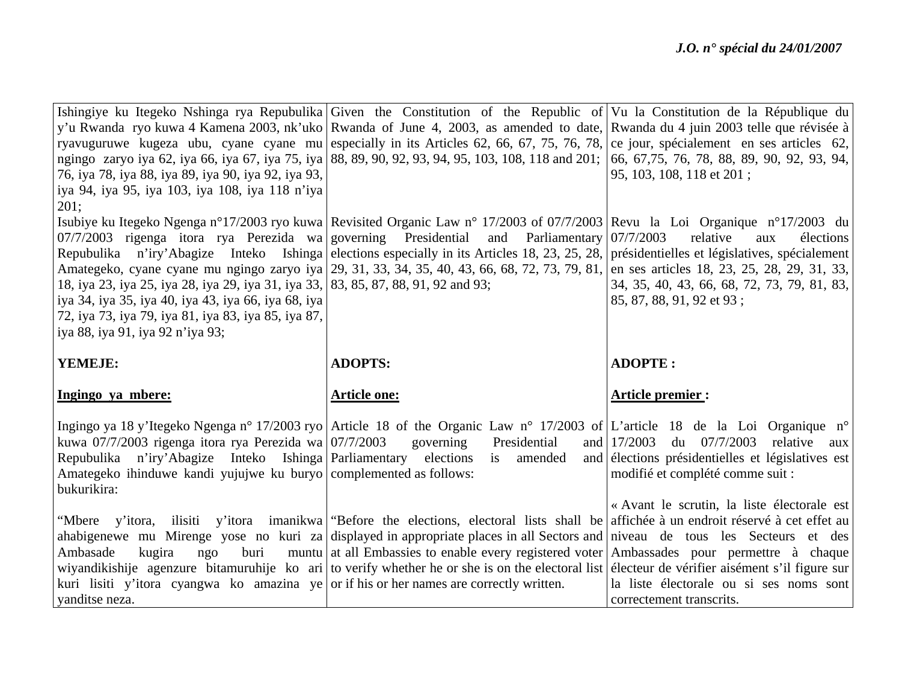| Ishingiye ku Itegeko Nshinga rya Repubulika y'u Rwanda ryo kuwa 4 Kamena 2003, nk'uko ryavuguruwe kugeza ubu, cyane cyane mu ngingo zaryo iya 62, iya 66, iya 67, iya 75, iya 76, iya 78, iya 88, iya 89, iya 90, iya 92, iya 93, iya 94, iya 95, iya 103, iya 108, iya 118 n'iya 201; | Given the Constitution of the Republic of Rwanda of June 4, 2003, as amended to date, especially in its Articles 62, 66, 67, 75, 76, 78, 88, 89, 90, 92, 93, 94, 95, 103, 108, 118 and 201; | Vu la Constitution de la République du Rwanda du 4 juin 2003 telle que révisée à ce jour, spécialement en ses articles 62, 66, 67,75, 76, 78, 88, 89, 90, 92, 93, 94, 95, 103, 108, 118 et 201 ; |
|---|---|---|
| Isubiye ku Itegeko Ngenga n°17/2003 ryo kuwa 07/7/2003 rigenga itora rya Perezida wa Repubulika n'iry'Abagize Inteko Ishinga Amategeko, cyane cyane mu ngingo zaryo iya 18, iya 23, iya 25, iya 28, iya 29, iya 31, iya 33, iya 34, iya 35, iya 40, iya 43, iya 66, iya 68, iya 72, iya 73, iya 79, iya 81, iya 83, iya 85, iya 87, iya 88, iya 91, iya 92 n'iya 93; | Revisited Organic Law n° 17/2003 of 07/7/2003 governing Presidential and Parliamentary elections especially in its Articles 18, 23, 25, 28, 29, 31, 33, 34, 35, 40, 43, 66, 68, 72, 73, 79, 81, 83, 85, 87, 88, 91, 92 and 93; | Revu la Loi Organique n°17/2003 du 07/7/2003 relative aux élections présidentielles et législatives, spécialement en ses articles 18, 23, 25, 28, 29, 31, 33, 34, 35, 40, 43, 66, 68, 72, 73, 79, 81, 83, 85, 87, 88, 91, 92 et 93 ; |
| **YEMEJE:** | **ADOPTS:** | **ADOPTE :** |
| **<u>Ingingo ya mbere:</u>** | **<u>Article one:</u>** | **<u>Article premier</u> :** |
| Ingingo ya 18 y'Itegeko Ngenga n° 17/2003 ryo kuwa 07/7/2003 rigenga itora rya Perezida wa Repubulika n'iry'Abagize Inteko Ishinga Amategeko ihinduwe kandi yujujwe ku buryo bukurikira: | Article 18 of the Organic Law n° 17/2003 of 07/7/2003 governing Presidential and Parliamentary elections is amended and complemented as follows: | L'article 18 de la Loi Organique n° 17/2003 du 07/7/2003 relative aux élections présidentielles et législatives est modifié et complété comme suit : |
| "Mbere y'itora, ilisiti y'itora imanikwa ahabigenewe mu Mirenge yose no kuri za Ambasade kugira ngo buri muntu wiyandikishije agenzure bitamuruhije ko ari kuri lisiti y'itora cyangwa ko amazina ye yanditse neza. | "Before the elections, electoral lists shall be displayed in appropriate places in all Sectors and at all Embassies to enable every registered voter to verify whether he or she is on the electoral list or if his or her names are correctly written. | « Avant le scrutin, la liste électorale est affichée à un endroit réservé à cet effet au niveau de tous les Secteurs et des Ambassades pour permettre à chaque électeur de vérifier aisément s'il figure sur la liste électorale ou si ses noms sont correctement transcrits. |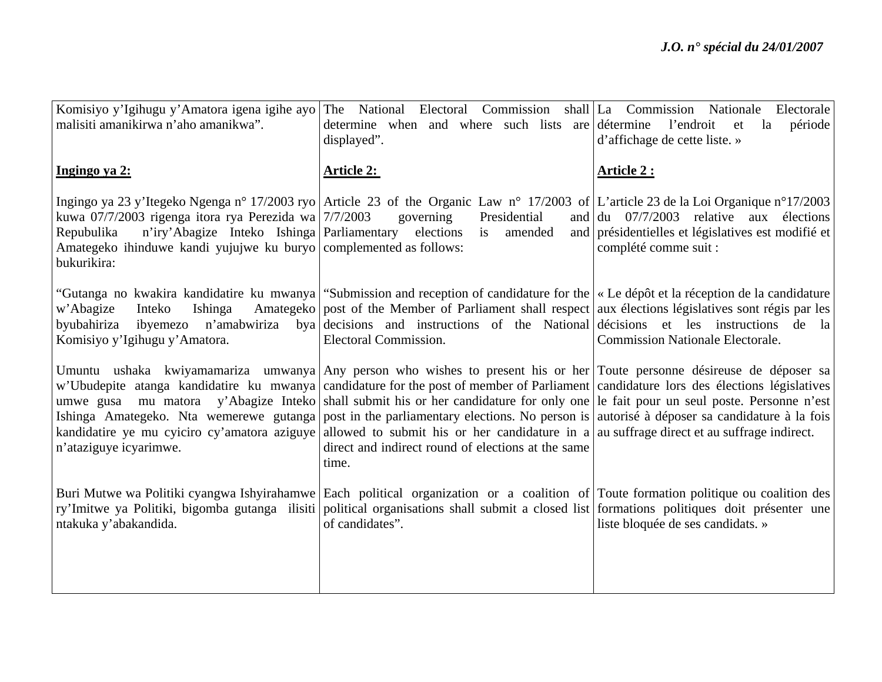| Kinyarwanda | English | Français |
|---|---|---|
| Komisiyo y'Igihugu y'Amatora igena igihe ayo malisiti amanikirwa n'aho amanikwa". | The National Electoral Commission shall determine when and where such lists are displayed". | La Commission Nationale Electorale détermine l'endroit et la période d'affichage de cette liste. » |
| **Ingingo ya 2:** | **Article 2:** | **Article 2 :** |
| Ingingo ya 23 y'Itegeko Ngenga n° 17/2003 ryo kuwa 07/7/2003 rigenga itora rya Perezida wa Repubulika n'iry'Abagize Inteko Ishinga Amategeko ihinduwe kandi yujujwe ku buryo bukurikira: | Article 23 of the Organic Law n° 17/2003 of 7/7/2003 governing Presidential and Parliamentary elections is amended and complemented as follows: | L'article 23 de la Loi Organique n°17/2003 du 07/7/2003 relative aux élections présidentielles et législatives est modifié et complété comme suit : |
| "Gutanga no kwakira kandidatire ku mwanya w'Abagize Inteko Ishinga Amategeko byubahiriza ibyemezo n'amabwiriza bya Komisiyo y'Igihugu y'Amatora. | "Submission and reception of candidature for the post of the Member of Parliament shall respect decisions and instructions of the National Electoral Commission. | « Le dépôt et la réception de la candidature aux élections législatives sont régis par les décisions et les instructions de la Commission Nationale Electorale. |
| Umuntu ushaka kwiyamamariza umwanya w'Ubudepite atanga kandidatire ku mwanya umwe gusa mu matora y'Abagize Inteko Ishinga Amategeko. Nta wemerewe gutanga kandidatire ye mu cyiciro cy'amatora aziguye n'ataziguye icyarimwe. | Any person who wishes to present his or her candidature for the post of member of Parliament shall submit his or her candidature for only one post in the parliamentary elections. No person is allowed to submit his or her candidature in a direct and indirect round of elections at the same time. | Toute personne désireuse de déposer sa candidature lors des élections législatives le fait pour un seul poste. Personne n'est autorisé à déposer sa candidature à la fois au suffrage direct et au suffrage indirect. |
| Buri Mutwe wa Politiki cyangwa Ishyirahamwe ry'Imitwe ya Politiki, bigomba gutanga ilisiti ntakuka y'abakandida. | Each political organization or a coalition of political organisations shall submit a closed list of candidates". | Toute formation politique ou coalition des formations politiques doit présenter une liste bloquée de ses candidats. » |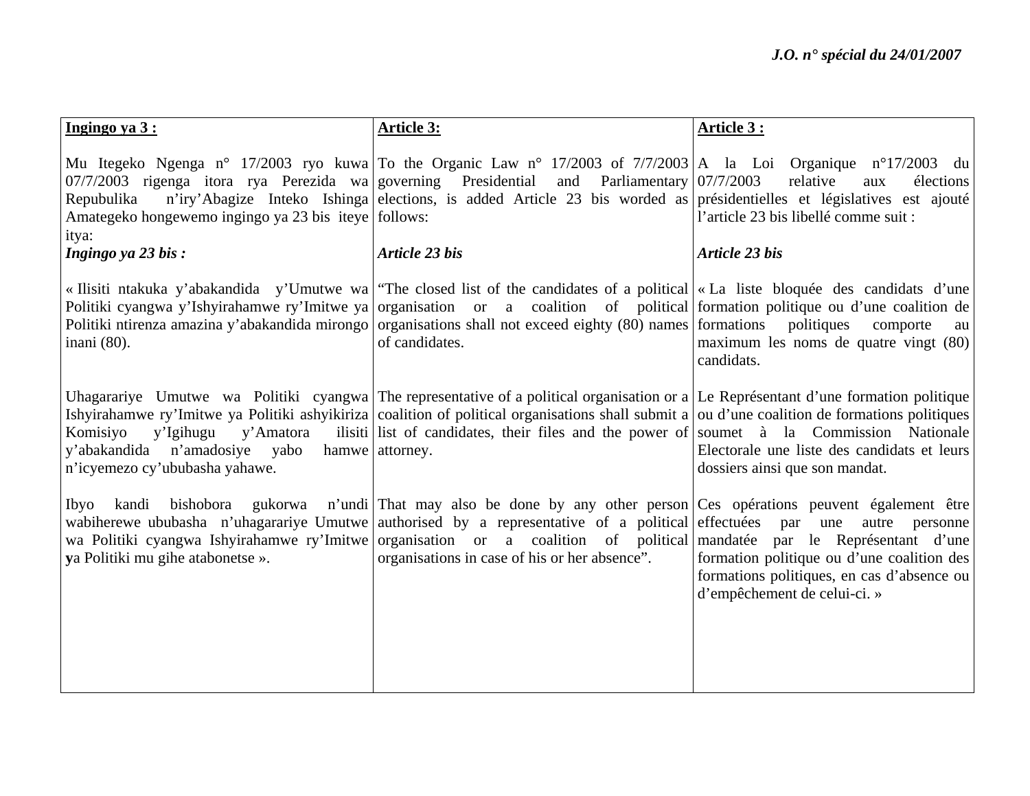| **Ingingo ya 3 :** | **Article 3:** | **Article 3 :** |
|---|---|---|
| Mu Itegeko Ngenga n° 17/2003 ryo kuwa 07/7/2003 rigenga itora rya Perezida wa Repubulika n'iry'Abagize Inteko Ishinga Amategeko hongewemo ingingo ya 23 bis iteye itya: | To the Organic Law n° 17/2003 of 7/7/2003 governing Presidential and Parliamentary elections, is added Article 23 bis worded as follows: | A la Loi Organique n°17/2003 du 07/7/2003 relative aux élections présidentielles et législatives est ajouté l'article 23 bis libellé comme suit : |
| ***Ingingo ya 23 bis :*** | ***Article 23 bis*** | ***Article 23 bis*** |
| « Ilisiti ntakuka y'abakandida y'Umutwe wa Politiki cyangwa y'Ishyirahamwe ry'Imitwe ya Politiki ntirenza amazina y'abakandida mirongo inani (80). | "The closed list of the candidates of a political organisation or a coalition of political organisations shall not exceed eighty (80) names of candidates. | « La liste bloquée des candidats d'une formation politique ou d'une coalition de formations politiques comporte au maximum les noms de quatre vingt (80) candidats. |
| Uhagarariye Umutwe wa Politiki cyangwa Ishyirahamwe ry'Imitwe ya Politiki ashyikiriza Komisiyo y'Igihugu y'Amatora ilisiti y'abakandida n'amadosiye yabo hamwe n'icyemezo cy'ububasha yahawe. | The representative of a political organisation or a coalition of political organisations shall submit a list of candidates, their files and the power of attorney. | Le Représentant d'une formation politique ou d'une coalition de formations politiques soumet à la Commission Nationale Electorale une liste des candidats et leurs dossiers ainsi que son mandat. |
| Ibyo kandi bishobora gukorwa n'undi wabiherewe ububasha n'uhagarariye Umutwe wa Politiki cyangwa Ishyirahamwe ry'Imitwe ya Politiki mu gihe atabonetse ». | That may also be done by any other person authorised by a representative of a political organisation or a coalition of political organisations in case of his or her absence". | Ces opérations peuvent également être effectuées par une autre personne mandatée par le Représentant d'une formation politique ou d'une coalition des formations politiques, en cas d'absence ou d'empêchement de celui-ci. » |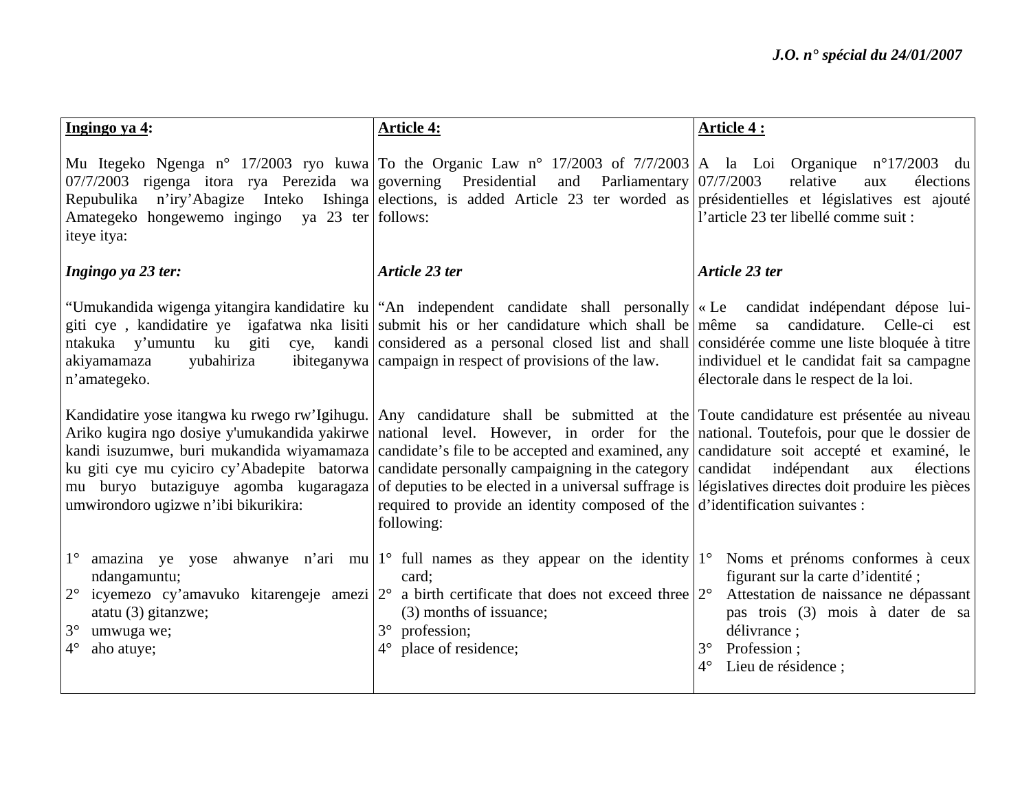| **Ingingo ya 4:** | **Article 4:** | **Article 4 :** |
|---|---|---|
| Mu Itegeko Ngenga n° 17/2003 ryo kuwa 07/7/2003 rigenga itora rya Perezida wa Repubulika n'iry'Abagize Inteko Ishinga Amategeko hongewemo ingingo ya 23 ter iteye itya: | To the Organic Law n° 17/2003 of 7/7/2003 governing Presidential and Parliamentary elections, is added Article 23 ter worded as follows: | A la Loi Organique n°17/2003 du 07/7/2003 relative aux élections présidentielles et législatives est ajouté l'article 23 ter libellé comme suit : |
| ***Ingingo ya 23 ter:*** | ***Article 23 ter*** | ***Article 23 ter*** |
| "Umukandida wigenga yitangira kandidatire ku giti cye , kandidatire ye igafatwa nka lisiti ntakuka y'umuntu ku giti cye, kandi akiyamamaza yubahiriza ibiteganywa n'amategeko. | "An independent candidate shall personally submit his or her candidature which shall be considered as a personal closed list and shall campaign in respect of provisions of the law. | « Le candidat indépendant dépose lui-même sa candidature. Celle-ci est considérée comme une liste bloquée à titre individuel et le candidat fait sa campagne électorale dans le respect de la loi. |
| Kandidatire yose itangwa ku rwego rw'Igihugu. Ariko kugira ngo dosiye y'umukandida yakirwe kandi isuzumwe, buri mukandida wiyamamaza ku giti cye mu cyiciro cy'Abadepite batorwa mu buryo butaziguye agomba kugaragaza umwirondoro ugizwe n'ibi bikurikira: | Any candidature shall be submitted at the national level. However, in order for the candidate's file to be accepted and examined, any candidate personally campaigning in the category of deputies to be elected in a universal suffrage is required to provide an identity composed of the following: | Toute candidature est présentée au niveau national. Toutefois, pour que le dossier de candidature soit accepté et examiné, le candidat indépendant aux élections législatives directes doit produire les pièces d'identification suivantes : |
| 1° amazina ye yose ahwanye n'ari mu ndangamuntu;<br>2° icyemezo cy'amavuko kitarengeje amezi atatu (3) gitanzwe;<br>3° umwuga we;<br>4° aho atuye; | 1° full names as they appear on the identity card;<br>2° a birth certificate that does not exceed three (3) months of issuance;<br>3° profession;<br>4° place of residence; | 1° Noms et prénoms conformes à ceux figurant sur la carte d'identité ;<br>2° Attestation de naissance ne dépassant pas trois (3) mois à dater de sa délivrance ;<br>3° Profession ;<br>4° Lieu de résidence ; |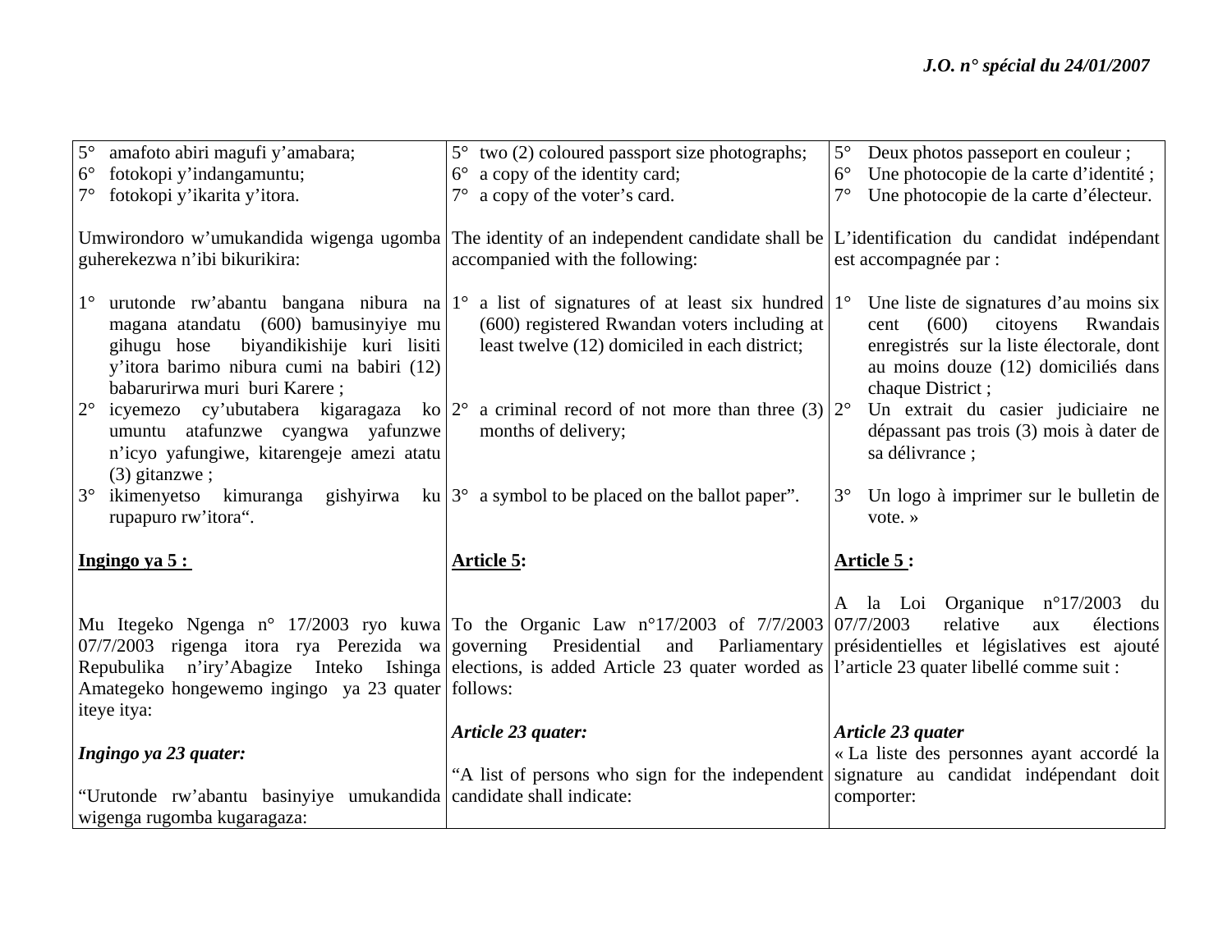| | | |
|---|---|---|
| 5° amafoto abiri magufi y'amabara;<br>6° fotokopi y'indangamuntu;<br>7° fotokopi y'ikarita y'itora.<br><br>Umwirondoro w'umukandida wigenga ugomba guherekezwa n'ibi bikurikira:<br><br>1° urutonde rw'abantu bangana nibura na magana atandatu (600) bamusinyiye mu gihugu hose biyandikishije kuri lisiti y'itora barimo nibura cumi na babiri (12) babarurirwa muri buri Karere ;<br>2° icyemezo cy'ubutabera kigaragaza ko umuntu atafunzwe cyangwa yafunzwe n'icyo yafungiwe, kitarengeje amezi atatu (3) gitanzwe ;<br>3° ikimenyetso kimuranga gishyirwa ku rupapuro rw'itora". | 5° two (2) coloured passport size photographs;<br>6° a copy of the identity card;<br>7° a copy of the voter's card.<br><br>The identity of an independent candidate shall be accompanied with the following:<br><br>1° a list of signatures of at least six hundred (600) registered Rwandan voters including at least twelve (12) domiciled in each district;<br>2° a criminal record of not more than three (3) months of delivery;<br>3° a symbol to be placed on the ballot paper". | 5° Deux photos passeport en couleur ;<br>6° Une photocopie de la carte d'identité ;<br>7° Une photocopie de la carte d'électeur.<br><br>L'identification du candidat indépendant est accompagnée par :<br><br>1° Une liste de signatures d'au moins six cent (600) citoyens Rwandais enregistrés sur la liste électorale, dont au moins douze (12) domiciliés dans chaque District ;<br>2° Un extrait du casier judiciaire ne dépassant pas trois (3) mois à dater de sa délivrance ;<br>3° Un logo à imprimer sur le bulletin de vote. » |
| **Ingingo ya 5 :**<br><br>Mu Itegeko Ngenga n° 17/2003 ryo kuwa 07/7/2003 rigenga itora rya Perezida wa Repubulika n'iry'Abagize Inteko Ishinga Amategeko hongewemo ingingo ya 23 quater iteye itya:<br><br>***Ingingo ya 23 quater:***<br><br>"Urutonde rw'abantu basinyiye umukandida wigenga rugomba kugaragaza: | **Article 5:**<br><br>To the Organic Law n°17/2003 of 7/7/2003 governing Presidential and Parliamentary elections, is added Article 23 quater worded as follows:<br><br>***Article 23 quater:***<br><br>"A list of persons who sign for the independent candidate shall indicate: | **Article 5 :**<br><br>A la Loi Organique n°17/2003 du 07/7/2003 relative aux élections présidentielles et législatives est ajouté l'article 23 quater libellé comme suit :<br><br>***Article 23 quater***<br>« La liste des personnes ayant accordé la signature au candidat indépendant doit comporter: |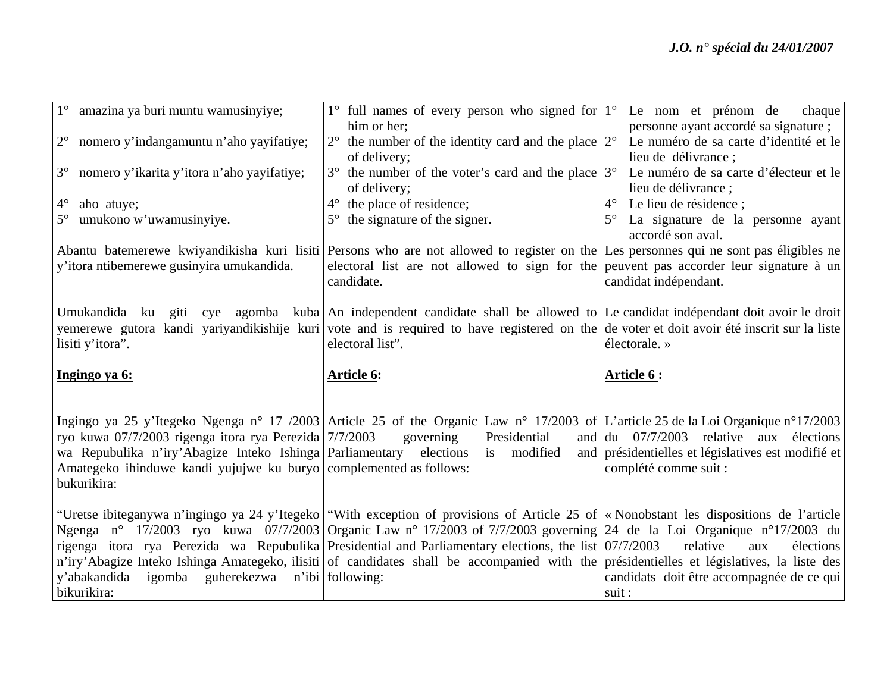| | | |
|---|---|---|
| 1° amazina ya buri muntu wamusinyiye; | 1° full names of every person who signed for him or her; | 1° Le nom et prénom de chaque personne ayant accordé sa signature ; |
| 2° nomero y'indangamuntu n'aho yayifatiye; | 2° the number of the identity card and the place of delivery; | 2° Le numéro de sa carte d'identité et le lieu de délivrance ; |
| 3° nomero y'ikarita y'itora n'aho yayifatiye; | 3° the number of the voter's card and the place of delivery; | 3° Le numéro de sa carte d'électeur et le lieu de délivrance ; |
| 4° aho atuye; | 4° the place of residence; | 4° Le lieu de résidence ; |
| 5° umukono w'uwamusinyiye. | 5° the signature of the signer. | 5° La signature de la personne ayant accordé son aval. |
| Abantu batemerewe kwiyandikisha kuri lisiti y'itora ntibemerewe gusinyira umukandida. | Persons who are not allowed to register on the electoral list are not allowed to sign for the candidate. | Les personnes qui ne sont pas éligibles ne peuvent pas accorder leur signature à un candidat indépendant. |
| Umukandida ku giti cye agomba kuba yemerewe gutora kandi yariyandikishije kuri lisiti y'itora". | An independent candidate shall be allowed to vote and is required to have registered on the electoral list". | Le candidat indépendant doit avoir le droit de voter et doit avoir été inscrit sur la liste électorale. » |
| **<u>Ingingo ya 6:</u>** | **<u>Article 6</u>:** | **<u>Article 6 </u>:** |
| Ingingo ya 25 y'Itegeko Ngenga n° 17 /2003 ryo kuwa 07/7/2003 rigenga itora rya Perezida wa Repubulika n'iry'Abagize Inteko Ishinga Amategeko ihinduwe kandi yujujwe ku buryo bukurikira: | Article 25 of the Organic Law n° 17/2003 of 7/7/2003 governing Presidential and Parliamentary elections is modified and complemented as follows: | L'article 25 de la Loi Organique n°17/2003 du 07/7/2003 relative aux élections présidentielles et législatives est modifié et complété comme suit : |
| "Uretse ibiteganywa n'ingingo ya 24 y'Itegeko Ngenga n° 17/2003 ryo kuwa 07/7/2003 rigenga itora rya Perezida wa Repubulika n'iry'Abagize Inteko Ishinga Amategeko, ilisiti y'abakandida igomba guherekezwa n'ibi bikurikira: | "With exception of provisions of Article 25 of Organic Law n° 17/2003 of 7/7/2003 governing Presidential and Parliamentary elections, the list of candidates shall be accompanied with the following: | « Nonobstant les dispositions de l'article 24 de la Loi Organique n°17/2003 du 07/7/2003 relative aux élections présidentielles et législatives, la liste des candidats doit être accompagnée de ce qui suit : |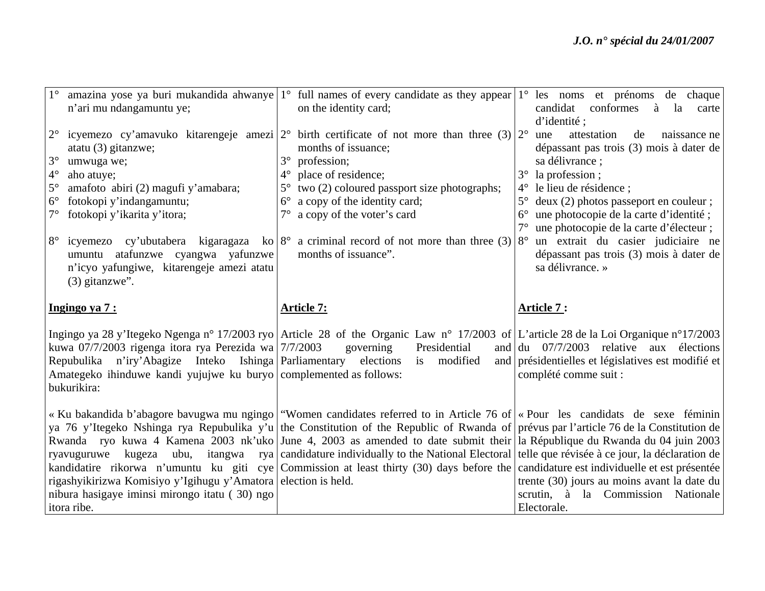| | | |
|---|---|---|
| 1° amazina yose ya buri mukandida ahwanye n'ari mu ndangamuntu ye;<br><br>2° icyemezo cy'amavuko kitarengeje amezi atatu (3) gitanzwe;<br>3° umwuga we;<br>4° aho atuye;<br>5° amafoto abiri (2) magufi y'amabara;<br>6° fotokopi y'indangamuntu;<br>7° fotokopi y'ikarita y'itora;<br><br>8° icyemezo cy'ubutabera kigaragaza ko umuntu atafunzwe cyangwa yafunzwe n'icyo yafungiwe, kitarengeje amezi atatu (3) gitanzwe". | 1° full names of every candidate as they appear on the identity card;<br><br>2° birth certificate of not more than three (3) months of issuance;<br>3° profession;<br>4° place of residence;<br>5° two (2) coloured passport size photographs;<br>6° a copy of the identity card;<br>7° a copy of the voter's card<br><br>8° a criminal record of not more than three (3) months of issuance". | 1° les noms et prénoms de chaque candidat conformes à la carte d'identité ;<br>2° une attestation de naissance ne dépassant pas trois (3) mois à dater de sa délivrance ;<br>3° la profession ;<br>4° le lieu de résidence ;<br>5° deux (2) photos passeport en couleur ;<br>6° une photocopie de la carte d'identité ;<br>7° une photocopie de la carte d'électeur ;<br>8° un extrait du casier judiciaire ne dépassant pas trois (3) mois à dater de sa délivrance. » |
| **Ingingo ya 7 :**<br><br>Ingingo ya 28 y'Itegeko Ngenga n° 17/2003 ryo kuwa 07/7/2003 rigenga itora rya Perezida wa Repubulika n'iry'Abagize Inteko Ishinga Amategeko ihinduwe kandi yujujwe ku buryo bukurikira:<br><br>« Ku bakandida b'abagore bavugwa mu ngingo ya 76 y'Itegeko Nshinga rya Repubulika y'u Rwanda ryo kuwa 4 Kamena 2003 nk'uko ryavuguruwe kugeza ubu, itangwa rya kandidatire rikorwa n'umuntu ku giti cye rigashyikirizwa Komisiyo y'Igihugu y'Amatora nibura hasigaye iminsi mirongo itatu ( 30) ngo itora ribe. | **Article 7:**<br><br>Article 28 of the Organic Law n° 17/2003 of 7/7/2003 governing Presidential and Parliamentary elections is modified and complemented as follows:<br><br>"Women candidates referred to in Article 76 of the Constitution of the Republic of Rwanda of June 4, 2003 as amended to date submit their candidature individually to the National Electoral Commission at least thirty (30) days before the election is held. | **Article 7 :**<br><br>L'article 28 de la Loi Organique n°17/2003 du 07/7/2003 relative aux élections présidentielles et législatives est modifié et complété comme suit :<br><br>« Pour les candidats de sexe féminin prévus par l'article 76 de la Constitution de la République du Rwanda du 04 juin 2003 telle que révisée à ce jour, la déclaration de candidature est individuelle et est présentée trente (30) jours au moins avant la date du scrutin, à la Commission Nationale Electorale. |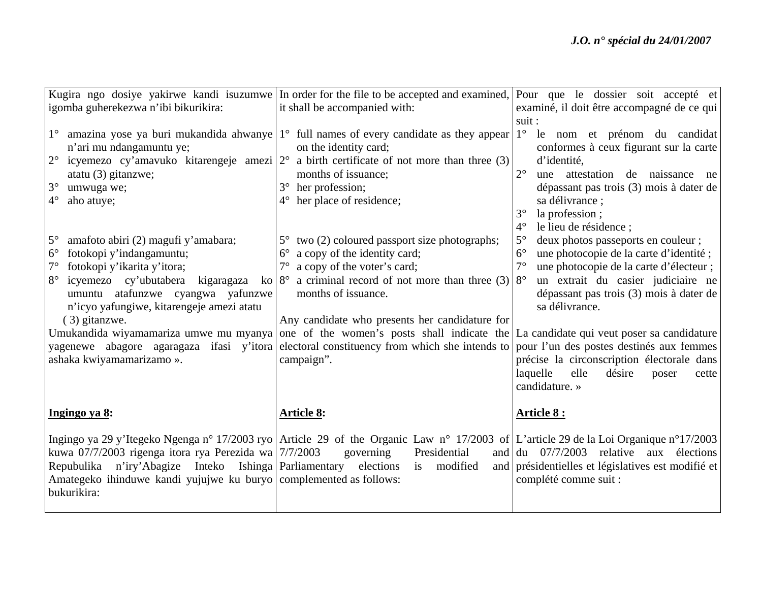| | | |
|---|---|---|
| Kugira ngo dosiye yakirwe kandi isuzumwe igomba guherekezwa n'ibi bikurikira:<br><br>1° amazina yose ya buri mukandida ahwanye n'ari mu ndangamuntu ye;<br>2° icyemezo cy'amavuko kitarengeje amezi atatu (3) gitanzwe;<br>3° umwuga we;<br>4° aho atuye;<br><br>5° amafoto abiri (2) magufi y'amabara;<br>6° fotokopi y'indangamuntu;<br>7° fotokopi y'ikarita y'itora;<br>8° icyemezo cy'ubutabera kigaragaza ko umuntu atafunzwe cyangwa yafunzwe n'icyo yafungiwe, kitarengeje amezi atatu ( 3) gitanzwe.<br>Umukandida wiyamamariza umwe mu myanya yagenewe abagore agaragaza ifasi y'itora ashaka kwiyamamarizamo ». | In order for the file to be accepted and examined, it shall be accompanied with:<br><br>1° full names of every candidate as they appear on the identity card;<br>2° a birth certificate of not more than three (3) months of issuance;<br>3° her profession;<br>4° her place of residence;<br><br>5° two (2) coloured passport size photographs;<br>6° a copy of the identity card;<br>7° a copy of the voter's card;<br>8° a criminal record of not more than three (3) months of issuance.<br><br>Any candidate who presents her candidature for one of the women's posts shall indicate the electoral constituency from which she intends to campaign". | Pour que le dossier soit accepté et examiné, il doit être accompagné de ce qui suit :<br>1° le nom et prénom du candidat conformes à ceux figurant sur la carte d'identité,<br>2° une attestation de naissance ne dépassant pas trois (3) mois à dater de sa délivrance ;<br>3° la profession ;<br>4° le lieu de résidence ;<br>5° deux photos passeports en couleur ;<br>6° une photocopie de la carte d'identité ;<br>7° une photocopie de la carte d'électeur ;<br>8° un extrait du casier judiciaire ne dépassant pas trois (3) mois à dater de sa délivrance.<br><br>La candidate qui veut poser sa candidature pour l'un des postes destinés aux femmes précise la circonscription électorale dans laquelle elle désire poser cette candidature. » |
| **<u>Ingingo ya 8</u>:**<br><br>Ingingo ya 29 y'Itegeko Ngenga n° 17/2003 ryo kuwa 07/7/2003 rigenga itora rya Perezida wa Repubulika n'iry'Abagize Inteko Ishinga Amategeko ihinduwe kandi yujujwe ku buryo bukurikira: | **<u>Article 8</u>:**<br><br>Article 29 of the Organic Law n° 17/2003 of 7/7/2003 governing Presidential and Parliamentary elections is modified and complemented as follows: | **<u>Article 8 :</u>**<br><br>L'article 29 de la Loi Organique n°17/2003 du 07/7/2003 relative aux élections présidentielles et législatives est modifié et complété comme suit : |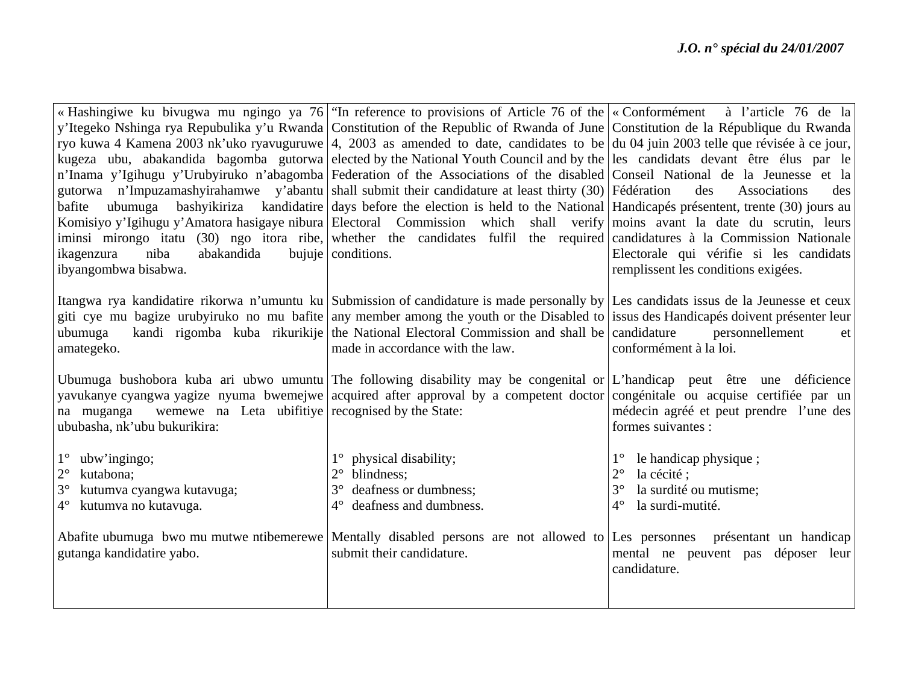| | | |
|---|---|---|
| « Hashingiwe ku bivugwa mu ngingo ya 76 y'Itegeko Nshinga rya Repubulika y'u Rwanda ryo kuwa 4 Kamena 2003 nk'uko ryavuguruwe kugeza ubu, abakandida bagomba gutorwa n'Inama y'Igihugu y'Urubyiruko n'abagomba gutorwa n'Impuzamashyirahamwe y'abantu bafite ubumuga bashyikiriza kandidatire Komisiyo y'Igihugu y'Amatora hasigaye nibura iminsi mirongo itatu (30) ngo itora ribe, ikagenzura niba abakandida bujuje ibyangombwa bisabwa. | "In reference to provisions of Article 76 of the Constitution of the Republic of Rwanda of June 4, 2003 as amended to date, candidates to be elected by the National Youth Council and by the Federation of the Associations of the disabled shall submit their candidature at least thirty (30) days before the election is held to the National Electoral Commission which shall verify whether the candidates fulfil the required conditions. | « Conformément à l'article 76 de la Constitution de la République du Rwanda du 04 juin 2003 telle que révisée à ce jour, les candidats devant être élus par le Conseil National de la Jeunesse et la Fédération des Associations des Handicapés présentent, trente (30) jours au moins avant la date du scrutin, leurs candidatures à la Commission Nationale Electorale qui vérifie si les candidats remplissent les conditions exigées. |
| Itangwa rya kandidatire rikorwa n'umuntu ku giti cye mu bagize urubyiruko no mu bafite ubumuga kandi rigomba kuba rikurikije amategeko. | Submission of candidature is made personally by any member among the youth or the Disabled to the National Electoral Commission and shall be made in accordance with the law. | Les candidats issus de la Jeunesse et ceux issus des Handicapés doivent présenter leur candidature personnellement et conformément à la loi. |
| Ubumuga bushobora kuba ari ubwo umuntu yavukanye cyangwa yagize nyuma bwemejwe na muganga wemewe na Leta ubifitiye ububasha, nk'ubu bukurikira: | The following disability may be congenital or acquired after approval by a competent doctor recognised by the State: | L'handicap peut être une déficience congénitale ou acquise certifiée par un médecin agréé et peut prendre l'une des formes suivantes : |
| 1° ubw'ingingo;<br>2° kutabona;<br>3° kutumva cyangwa kutavuga;<br>4° kutumva no kutavuga. | 1° physical disability;<br>2° blindness;<br>3° deafness or dumbness;<br>4° deafness and dumbness. | 1° le handicap physique ;<br>2° la cécité ;<br>3° la surdité ou mutisme;<br>4° la surdi-mutité. |
| Abafite ubumuga bwo mu mutwe ntibemerewe gutanga kandidatire yabo. | Mentally disabled persons are not allowed to submit their candidature. | Les personnes présentant un handicap mental ne peuvent pas déposer leur candidature. |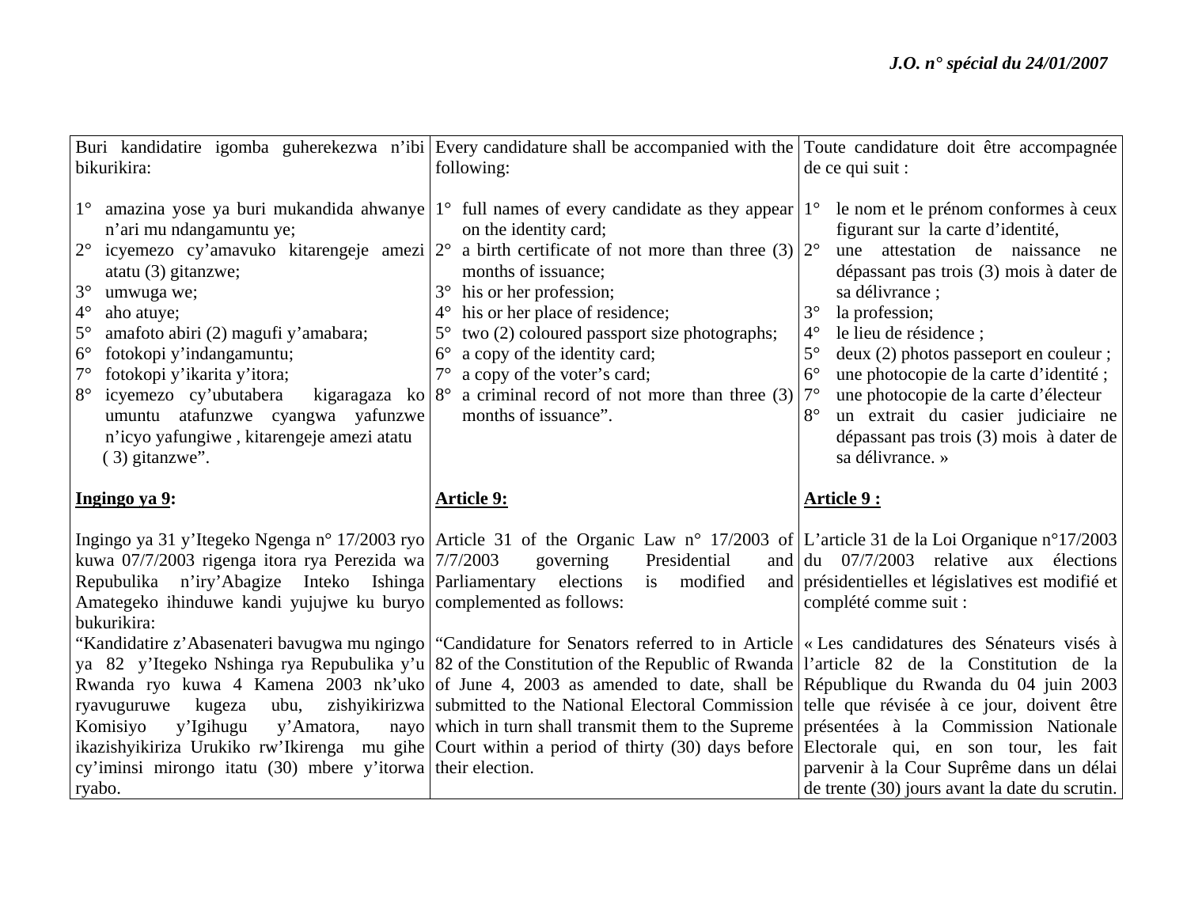| Buri kandidatire igomba guherekezwa n'ibi bikurikira: | Every candidature shall be accompanied with the following: | Toute candidature doit être accompagnée de ce qui suit : |
|---|---|---|
| 1° amazina yose ya buri mukandida ahwanye n'ari mu ndangamuntu ye;<br>2° icyemezo cy'amavuko kitarengeje amezi atatu (3) gitanzwe;<br>3° umwuga we;<br>4° aho atuye;<br>5° amafoto abiri (2) magufi y'amabara;<br>6° fotokopi y'indangamuntu;<br>7° fotokopi y'ikarita y'itora;<br>8° icyemezo cy'ubutabera kigaragaza ko umuntu atafunzwe cyangwa yafunzwe n'icyo yafungiwe , kitarengeje amezi atatu ( 3) gitanzwe". | 1° full names of every candidate as they appear on the identity card;<br>2° a birth certificate of not more than three (3) months of issuance;<br>3° his or her profession;<br>4° his or her place of residence;<br>5° two (2) coloured passport size photographs;<br>6° a copy of the identity card;<br>7° a copy of the voter's card;<br>8° a criminal record of not more than three (3) months of issuance". | 1° le nom et le prénom conformes à ceux figurant sur la carte d'identité,<br>2° une attestation de naissance ne dépassant pas trois (3) mois à dater de sa délivrance ;<br>3° la profession;<br>4° le lieu de résidence ;<br>5° deux (2) photos passeport en couleur ;<br>6° une photocopie de la carte d'identité ;<br>7° une photocopie de la carte d'électeur<br>8° un extrait du casier judiciaire ne dépassant pas trois (3) mois à dater de sa délivrance. » |
| **<u>Ingingo ya 9</u>:** | **<u>Article 9:</u>** | **<u>Article 9 :</u>** |
| Ingingo ya 31 y'Itegeko Ngenga n° 17/2003 ryo kuwa 07/7/2003 rigenga itora rya Perezida wa Repubulika n'iry'Abagize Inteko Ishinga Amategeko ihinduwe kandi yujujwe ku buryo bukurikira:<br>"Kandidatire z'Abasenateri bavugwa mu ngingo ya 82 y'Itegeko Nshinga rya Repubulika y'u Rwanda ryo kuwa 4 Kamena 2003 nk'uko ryavuguruwe kugeza ubu, zishyikirizwa Komisiyo y'Igihugu y'Amatora, nayo ikazishyikiriza Urukiko rw'Ikirenga mu gihe cy'iminsi mirongo itatu (30) mbere y'itorwa ryabo. | Article 31 of the Organic Law n° 17/2003 of 7/7/2003 governing Presidential and Parliamentary elections is modified and complemented as follows:<br>"Candidature for Senators referred to in Article 82 of the Constitution of the Republic of Rwanda of June 4, 2003 as amended to date, shall be submitted to the National Electoral Commission which in turn shall transmit them to the Supreme Court within a period of thirty (30) days before their election. | L'article 31 de la Loi Organique n°17/2003 du 07/7/2003 relative aux élections présidentielles et législatives est modifié et complété comme suit :<br>« Les candidatures des Sénateurs visés à l'article 82 de la Constitution de la République du Rwanda du 04 juin 2003 telle que révisée à ce jour, doivent être présentées à la Commission Nationale Electorale qui, en son tour, les fait parvenir à la Cour Suprême dans un délai de trente (30) jours avant la date du scrutin. |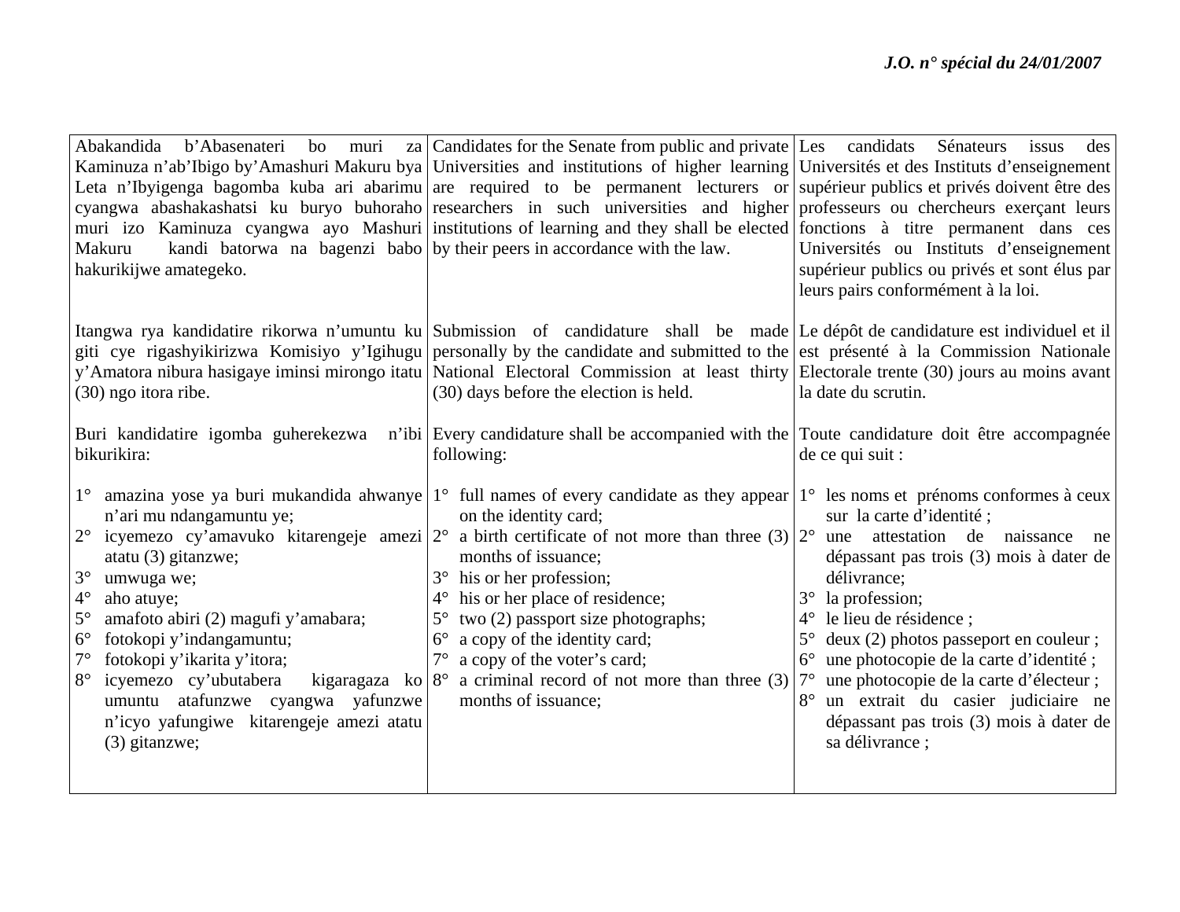| | | |
|---|---|---|
| Abakandida b'Abasenateri bo muri za Kaminuza n'ab'Ibigo by'Amashuri Makuru bya Leta n'Ibyigenga bagomba kuba ari abarimu cyangwa abashakashatsi ku buryo buhoraho muri izo Kaminuza cyangwa ayo Mashuri Makuru kandi batorwa na bagenzi babo hakurikijwe amategeko. | Candidates for the Senate from public and private Universities and institutions of higher learning are required to be permanent lecturers or researchers in such universities and higher institutions of learning and they shall be elected by their peers in accordance with the law. | Les candidats Sénateurs issus des Universités et des Instituts d'enseignement supérieur publics et privés doivent être des professeurs ou chercheurs exerçant leurs fonctions à titre permanent dans ces Universités ou Instituts d'enseignement supérieur publics ou privés et sont élus par leurs pairs conformément à la loi. |
| Itangwa rya kandidatire rikorwa n'umuntu ku giti cye rigashyikirizwa Komisiyo y'Igihugu y'Amatora nibura hasigaye iminsi mirongo itatu (30) ngo itora ribe. | Submission of candidature shall be made personally by the candidate and submitted to the National Electoral Commission at least thirty (30) days before the election is held. | Le dépôt de candidature est individuel et il est présenté à la Commission Nationale Electorale trente (30) jours au moins avant la date du scrutin. |
| Buri kandidatire igomba guherekezwa n'ibi bikurikira: | Every candidature shall be accompanied with the following: | Toute candidature doit être accompagnée de ce qui suit : |
| 1° amazina yose ya buri mukandida ahwanye n'ari mu ndangamuntu ye;<br>2° icyemezo cy'amavuko kitarengeje amezi atatu (3) gitanzwe;<br>3° umwuga we;<br>4° aho atuye;<br>5° amafoto abiri (2) magufi y'amabara;<br>6° fotokopi y'indangamuntu;<br>7° fotokopi y'ikarita y'itora;<br>8° icyemezo cy'ubutabera kigaragaza ko umuntu atafunzwe cyangwa yafunzwe n'icyo yafungiwe kitarengeje amezi atatu (3) gitanzwe; | 1° full names of every candidate as they appear on the identity card;<br>2° a birth certificate of not more than three (3) months of issuance;<br>3° his or her profession;<br>4° his or her place of residence;<br>5° two (2) passport size photographs;<br>6° a copy of the identity card;<br>7° a copy of the voter's card;<br>8° a criminal record of not more than three (3) months of issuance; | 1° les noms et prénoms conformes à ceux sur la carte d'identité ;<br>2° une attestation de naissance ne dépassant pas trois (3) mois à dater de délivrance;<br>3° la profession;<br>4° le lieu de résidence ;<br>5° deux (2) photos passeport en couleur ;<br>6° une photocopie de la carte d'identité ;<br>7° une photocopie de la carte d'électeur ;<br>8° un extrait du casier judiciaire ne dépassant pas trois (3) mois à dater de sa délivrance ; |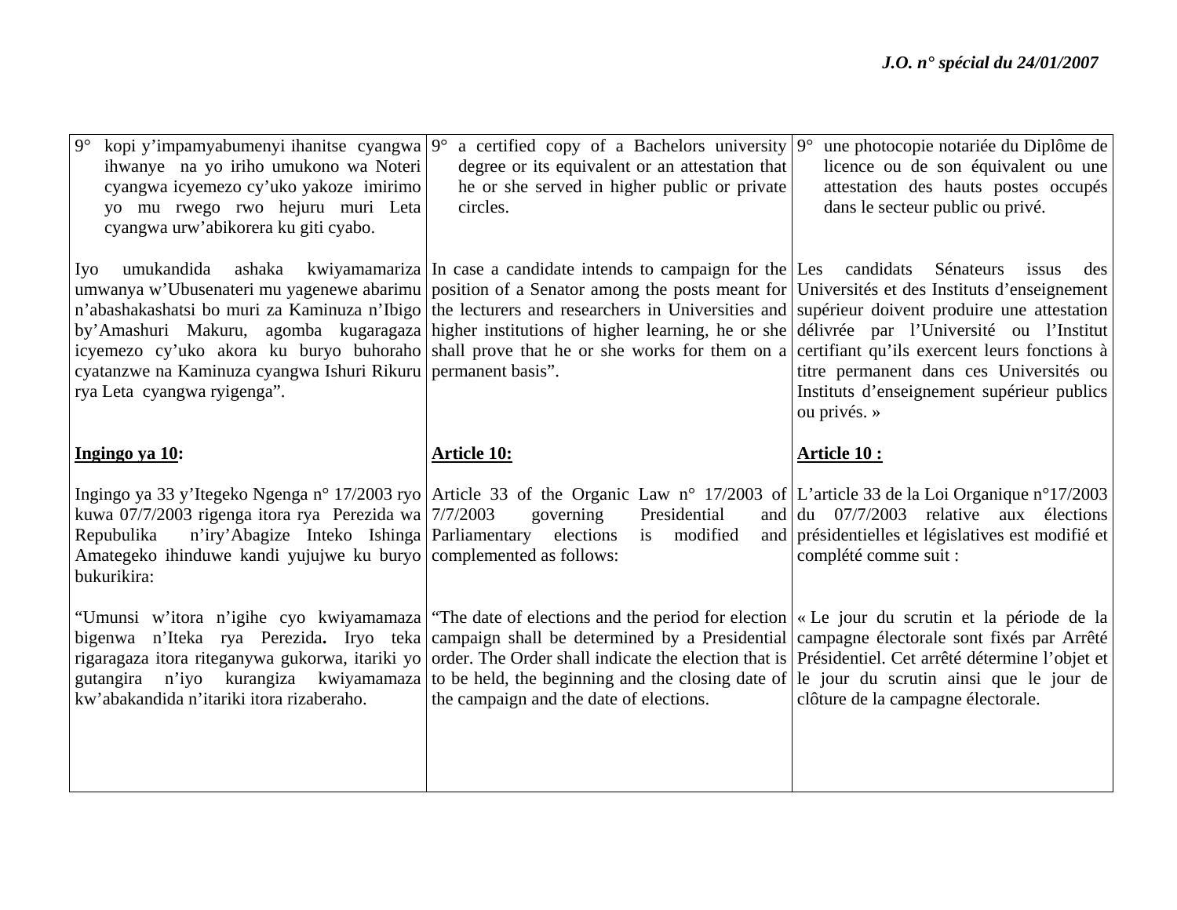| Kinyarwanda | English | Français |
| --- | --- | --- |
| 9° kopi y'impamyabumenyi ihanitse cyangwa ihwanye na yo iriho umukono wa Noteri cyangwa icyemezo cy'uko yakoze imirimo yo mu rwego rwo hejuru muri Leta cyangwa urw'abikorera ku giti cyabo. | 9° a certified copy of a Bachelors university degree or its equivalent or an attestation that he or she served in higher public or private circles. | 9° une photocopie notariée du Diplôme de licence ou de son équivalent ou une attestation des hauts postes occupés dans le secteur public ou privé. |
| Iyo umukandida ashaka kwiyamamariza umwanya w'Ubusenateri mu yagenewe abarimu n'abashakashatsi bo muri za Kaminuza n'Ibigo by'Amashuri Makuru, agomba kugaragaza icyemezo cy'uko akora ku buryo buhoraho cyatanzwe na Kaminuza cyangwa Ishuri Rikuru rya Leta cyangwa ryigenga". | In case a candidate intends to campaign for the position of a Senator among the posts meant for the lecturers and researchers in Universities and higher institutions of higher learning, he or she shall prove that he or she works for them on a permanent basis". | Les candidats Sénateurs issus des Universités et des Instituts d'enseignement supérieur doivent produire une attestation délivrée par l'Université ou l'Institut certifiant qu'ils exercent leurs fonctions à titre permanent dans ces Universités ou Instituts d'enseignement supérieur publics ou privés. » |
| **Ingingo ya 10:** | **Article 10:** | **Article 10 :** |
| Ingingo ya 33 y'Itegeko Ngenga n° 17/2003 ryo kuwa 07/7/2003 rigenga itora rya Perezida wa Repubulika n'iry'Abagize Inteko Ishinga Amategeko ihinduwe kandi yujujwe ku buryo bukurikira: | Article 33 of the Organic Law n° 17/2003 of 7/7/2003 governing Presidential and Parliamentary elections is modified and complemented as follows: | L'article 33 de la Loi Organique n°17/2003 du 07/7/2003 relative aux élections présidentielles et législatives est modifié et complété comme suit : |
| "Umunsi w'itora n'igihe cyo kwiyamamaza bigenwa n'Iteka rya Perezida**.** Iryo teka rigaragaza itora riteganywa gukorwa, itariki yo gutangira n'iyo kurangiza kwiyamamaza kw'abakandida n'itariki itora rizaberaho. | "The date of elections and the period for election campaign shall be determined by a Presidential order. The Order shall indicate the election that is to be held, the beginning and the closing date of the campaign and the date of elections. | « Le jour du scrutin et la période de la campagne électorale sont fixés par Arrêté Présidentiel. Cet arrêté détermine l'objet et le jour du scrutin ainsi que le jour de clôture de la campagne électorale. |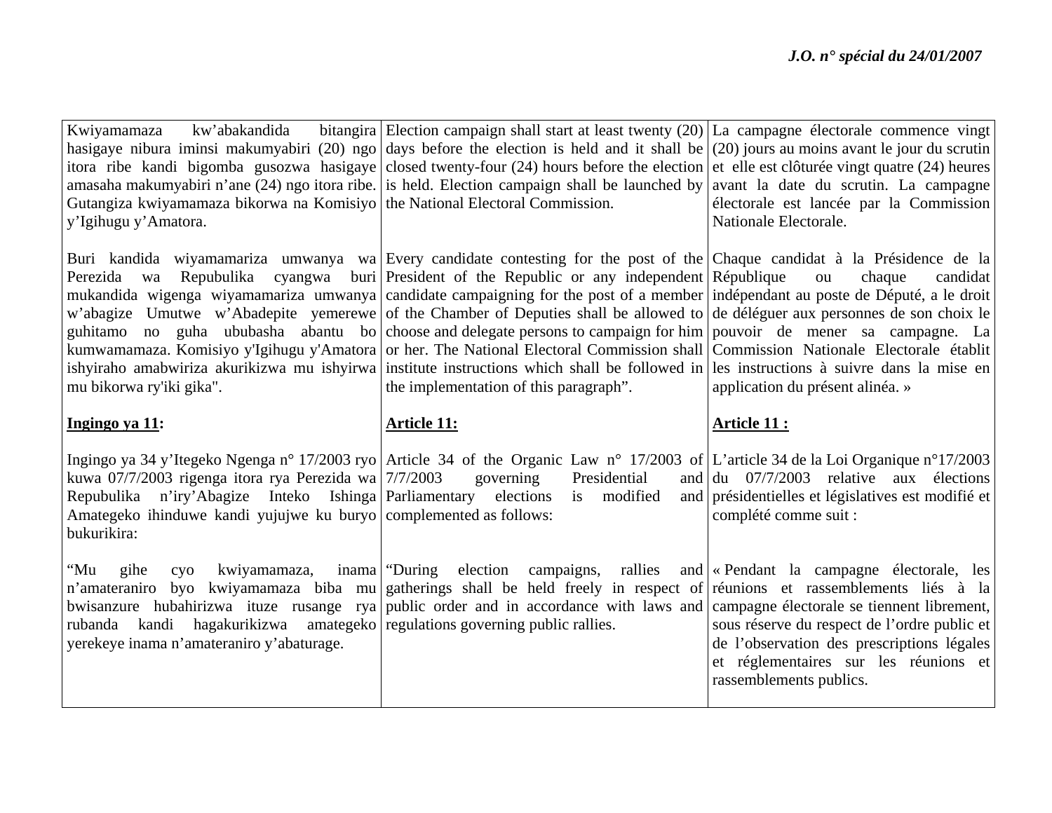| Kinyarwanda | English | Français |
|---|---|---|
| Kwiyamamaza kw'abakandida bitangira hasigaye nibura iminsi makumyabiri (20) ngo itora ribe kandi bigomba gusozwa hasigaye amasaha makumyabiri n'ane (24) ngo itora ribe. Gutangiza kwiyamamaza bikorwa na Komisiyo y'Igihugu y'Amatora. | Election campaign shall start at least twenty (20) days before the election is held and it shall be closed twenty-four (24) hours before the election is held. Election campaign shall be launched by the National Electoral Commission. | La campagne électorale commence vingt (20) jours au moins avant le jour du scrutin et elle est clôturée vingt quatre (24) heures avant la date du scrutin. La campagne électorale est lancée par la Commission Nationale Electorale. |
| Buri kandida wiyamamariza umwanya wa Perezida wa Repubulika cyangwa buri mukandida wigenga wiyamamariza umwanya w'abagize Umutwe w'Abadepite yemerewe guhitamo no guha ububasha abantu bo kumwamamaza. Komisiyo y'Igihugu y'Amatora ishyiraho amabwiriza akurikizwa mu ishyirwa mu bikorwa ry'iki gika". | Every candidate contesting for the post of the President of the Republic or any independent candidate campaigning for the post of a member of the Chamber of Deputies shall be allowed to choose and delegate persons to campaign for him or her. The National Electoral Commission shall institute instructions which shall be followed in the implementation of this paragraph". | Chaque candidat à la Présidence de la République ou chaque candidat indépendant au poste de Député, a le droit de déléguer aux personnes de son choix le pouvoir de mener sa campagne. La Commission Nationale Electorale établit les instructions à suivre dans la mise en application du présent alinéa. » |
| **Ingingo ya 11:** | **Article 11:** | **Article 11 :** |
| Ingingo ya 34 y'Itegeko Ngenga n° 17/2003 ryo kuwa 07/7/2003 rigenga itora rya Perezida wa Repubulika n'iry'Abagize Inteko Ishinga Amategeko ihinduwe kandi yujujwe ku buryo bukurikira: | Article 34 of the Organic Law n° 17/2003 of 7/7/2003 governing Presidential and Parliamentary elections is modified and complemented as follows: | L'article 34 de la Loi Organique n°17/2003 du 07/7/2003 relative aux élections présidentielles et législatives est modifié et complété comme suit : |
| "Mu gihe cyo kwiyamamaza, inama n'amateraniro byo kwiyamamaza biba mu bwisanzure hubahirizwa ituze rusange rya rubanda kandi hagakurikizwa amategeko yerekeye inama n'amateraniro y'abaturage. | "During election campaigns, rallies and gatherings shall be held freely in respect of public order and in accordance with laws and regulations governing public rallies. | « Pendant la campagne électorale, les réunions et rassemblements liés à la campagne électorale se tiennent librement, sous réserve du respect de l'ordre public et de l'observation des prescriptions légales et réglementaires sur les réunions et rassemblements publics. |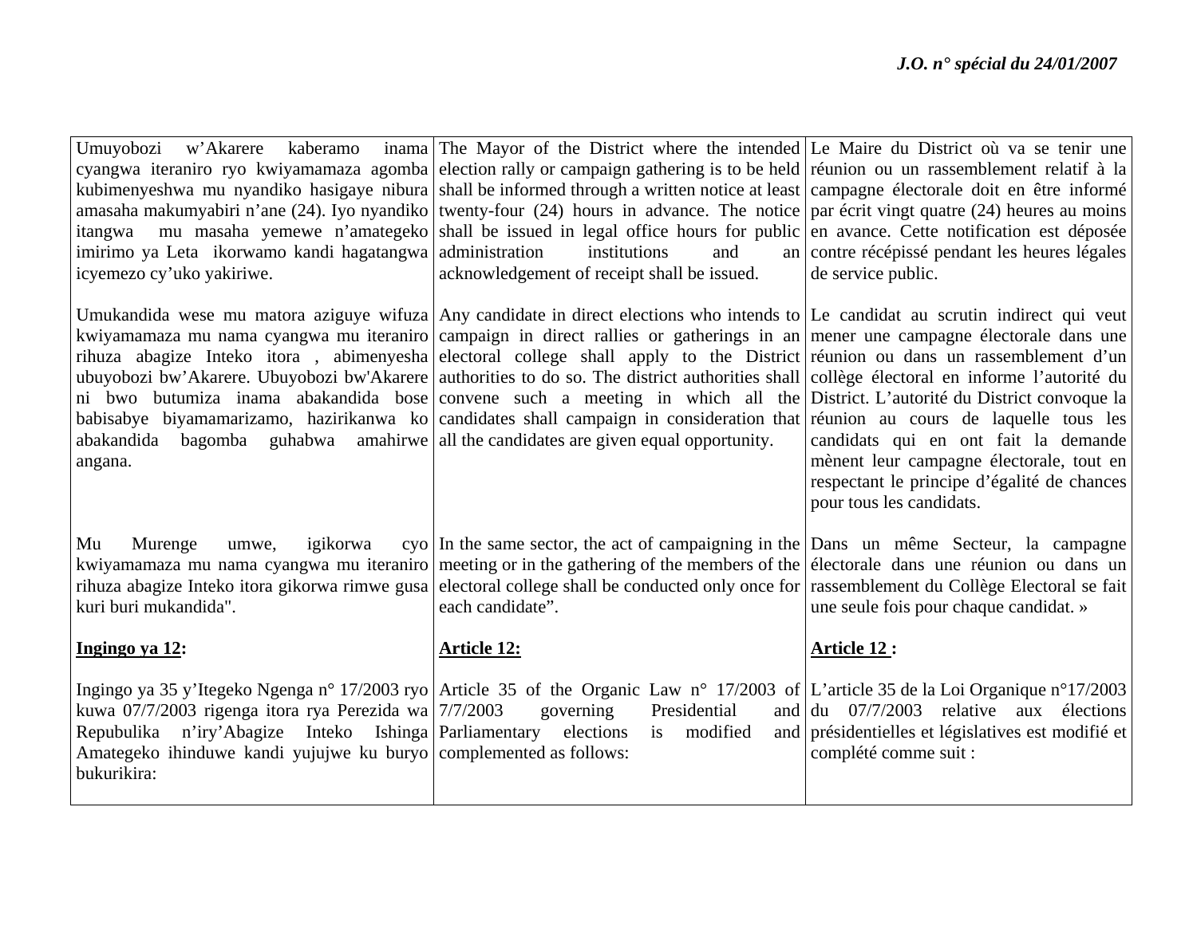| | | |
|---|---|---|
| Umuyobozi w'Akarere kaberamo inama cyangwa iteraniro ryo kwiyamamaza agomba kubimenyeshwa mu nyandiko hasigaye nibura amasaha makumyabiri n'ane (24). Iyo nyandiko itangwa mu masaha yemewe n'amategeko imirimo ya Leta ikorwamo kandi hagatangwa icyemezo cy'uko yakiriwe. | The Mayor of the District where the intended election rally or campaign gathering is to be held shall be informed through a written notice at least twenty-four (24) hours in advance. The notice shall be issued in legal office hours for public administration institutions and an acknowledgement of receipt shall be issued. | Le Maire du District où va se tenir une réunion ou un rassemblement relatif à la campagne électorale doit en être informé par écrit vingt quatre (24) heures au moins en avance. Cette notification est déposée contre récépissé pendant les heures légales de service public. |
| Umukandida wese mu matora aziguye wifuza kwiyamamaza mu nama cyangwa mu iteraniro rihuza abagize Inteko itora , abimenyesha ubuyobozi bw'Akarere. Ubuyobozi bw'Akarere ni bwo butumiza inama abakandida bose babisabye biyamamarizamo, hazirikanwa ko abakandida bagomba guhabwa amahirwe angana. | Any candidate in direct elections who intends to campaign in direct rallies or gatherings in an electoral college shall apply to the District authorities to do so. The district authorities shall convene such a meeting in which all the candidates shall campaign in consideration that all the candidates are given equal opportunity. | Le candidat au scrutin indirect qui veut mener une campagne électorale dans une réunion ou dans un rassemblement d'un collège électoral en informe l'autorité du District. L'autorité du District convoque la réunion au cours de laquelle tous les candidats qui en ont fait la demande mènent leur campagne électorale, tout en respectant le principe d'égalité de chances pour tous les candidats. |
| Mu Murenge umwe, igikorwa cyo kwiyamamaza mu nama cyangwa mu iteraniro rihuza abagize Inteko itora gikorwa rimwe gusa kuri buri mukandida". | In the same sector, the act of campaigning in the meeting or in the gathering of the members of the electoral college shall be conducted only once for each candidate". | Dans un même Secteur, la campagne électorale dans une réunion ou dans un rassemblement du Collège Electoral se fait une seule fois pour chaque candidat. » |
| **<u>Ingingo ya 12</u>:** | **<u>Article 12:</u>** | **<u>Article 12 </u>:** |
| Ingingo ya 35 y'Itegeko Ngenga n° 17/2003 ryo kuwa 07/7/2003 rigenga itora rya Perezida wa Repubulika n'iry'Abagize Inteko Ishinga Amategeko ihinduwe kandi yujujwe ku buryo bukurikira: | Article 35 of the Organic Law n° 17/2003 of 7/7/2003 governing Presidential and Parliamentary elections is modified and complemented as follows: | L'article 35 de la Loi Organique n°17/2003 du 07/7/2003 relative aux élections présidentielles et législatives est modifié et complété comme suit : |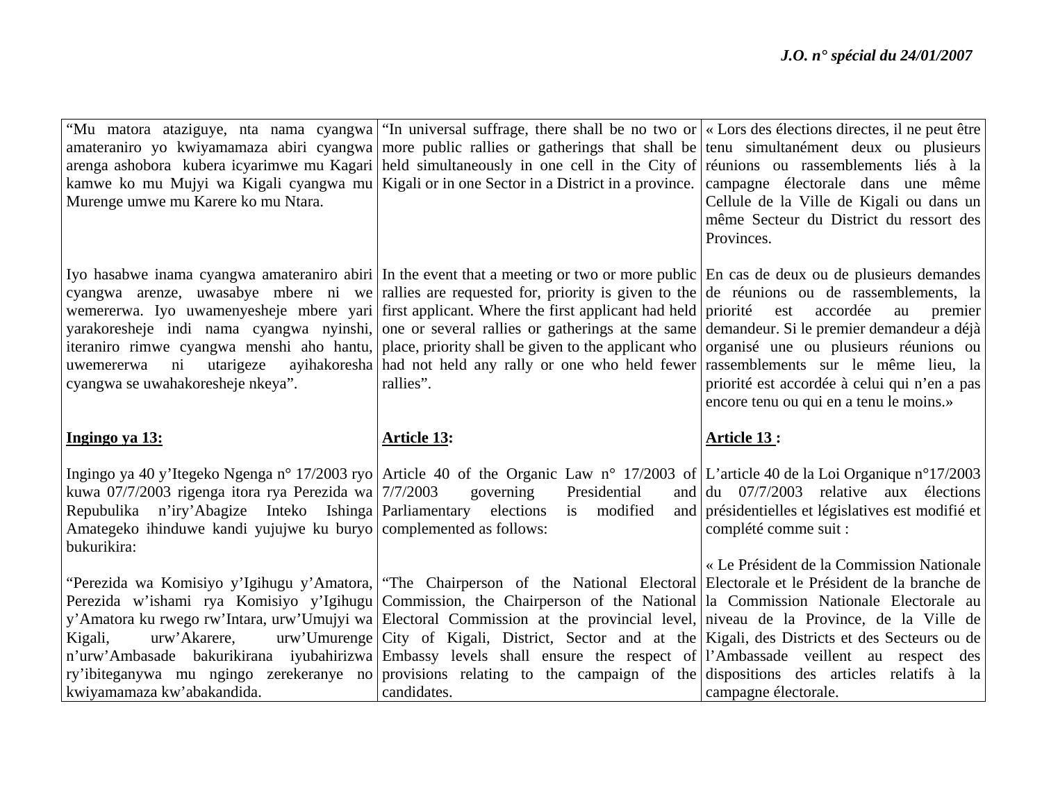| | | |
|---|---|---|
| "Mu matora ataziguye, nta nama cyangwa amateraniro yo kwiyamamaza abiri cyangwa arenga ashobora kubera icyarimwe mu Kagari kamwe ko mu Mujyi wa Kigali cyangwa mu Murenge umwe mu Karere ko mu Ntara. | "In universal suffrage, there shall be no two or more public rallies or gatherings that shall be held simultaneously in one cell in the City of Kigali or in one Sector in a District in a province. | « Lors des élections directes, il ne peut être tenu simultanément deux ou plusieurs réunions ou rassemblements liés à la campagne électorale dans une même Cellule de la Ville de Kigali ou dans un même Secteur du District du ressort des Provinces. |
| Iyo hasabwe inama cyangwa amateraniro abiri cyangwa arenze, uwasabye mbere ni we wemererwa. Iyo uwamenyesheje mbere yari yarakoresheje indi nama cyangwa nyinshi, iteraniro rimwe cyangwa menshi aho hantu, uwemererwa ni utarigeze ayihakoresha cyangwa se uwahakoresheje nkeya". | In the event that a meeting or two or more public rallies are requested for, priority is given to the first applicant. Where the first applicant had held one or several rallies or gatherings at the same place, priority shall be given to the applicant who had not held any rally or one who held fewer rallies". | En cas de deux ou de plusieurs demandes de réunions ou de rassemblements, la priorité est accordée au premier demandeur. Si le premier demandeur a déjà organisé une ou plusieurs réunions ou rassemblements sur le même lieu, la priorité est accordée à celui qui n'en a pas encore tenu ou qui en a tenu le moins.» |
| **Ingingo ya 13:** | **Article 13:** | **Article 13 :** |
| Ingingo ya 40 y'Itegeko Ngenga n° 17/2003 ryo kuwa 07/7/2003 rigenga itora rya Perezida wa Repubulika n'iry'Abagize Inteko Ishinga Amategeko ihinduwe kandi yujujwe ku buryo bukurikira: | Article 40 of the Organic Law n° 17/2003 of 7/7/2003 governing Presidential and Parliamentary elections is modified and complemented as follows: | L'article 40 de la Loi Organique n°17/2003 du 07/7/2003 relative aux élections présidentielles et législatives est modifié et complété comme suit : |
| "Perezida wa Komisiyo y'Igihugu y'Amatora, Perezida w'ishami rya Komisiyo y'Igihugu y'Amatora ku rwego rw'Intara, urw'Umujyi wa Kigali, urw'Akarere, urw'Umurenge n'urw'Ambasade bakurikirana iyubahirizwa ry'ibiteganywa mu ngingo zerekeranye no kwiyamamaza kw'abakandida. | "The Chairperson of the National Electoral Commission, the Chairperson of the National Electoral Commission at the provincial level, City of Kigali, District, Sector and at the Embassy levels shall ensure the respect of provisions relating to the campaign of the candidates. | « Le Président de la Commission Nationale Electorale et le Président de la branche de la Commission Nationale Electorale au niveau de la Province, de la Ville de Kigali, des Districts et des Secteurs ou de l'Ambassade veillent au respect des dispositions des articles relatifs à la campagne électorale. |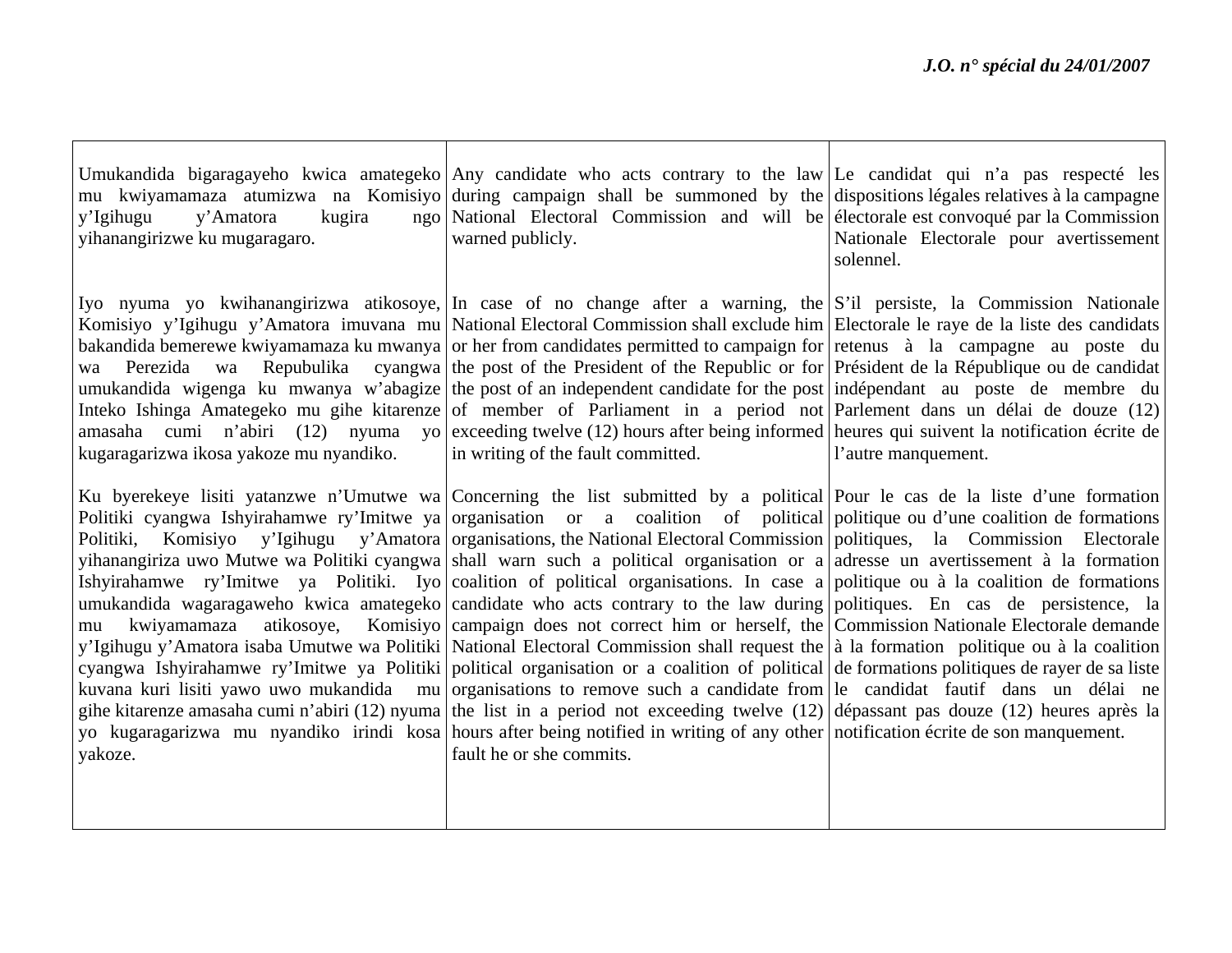| Umukandida bigaragayeho kwica amategeko mu kwiyamamaza atumizwa na Komisiyo y'Igihugu y'Amatora kugira ngo yihanangirizwe ku mugaragaro. | Any candidate who acts contrary to the law during campaign shall be summoned by the National Electoral Commission and will be warned publicly. | Le candidat qui n'a pas respecté les dispositions légales relatives à la campagne électorale est convoqué par la Commission Nationale Electorale pour avertissement solennel. |
|---|---|---|
| Iyo nyuma yo kwihanangirizwa atikosoye, Komisiyo y'Igihugu y'Amatora imuvana mu bakandida bemerewe kwiyamamaza ku mwanya wa Perezida wa Repubulika cyangwa umukandida wigenga ku mwanya w'abagize Inteko Ishinga Amategeko mu gihe kitarenze amasaha cumi n'abiri (12) nyuma yo kugaragarizwa ikosa yakoze mu nyandiko. | In case of no change after a warning, the National Electoral Commission shall exclude him or her from candidates permitted to campaign for the post of the President of the Republic or for the post of an independent candidate for the post of member of Parliament in a period not exceeding twelve (12) hours after being informed in writing of the fault committed. | S'il persiste, la Commission Nationale Electorale le raye de la liste des candidats retenus à la campagne au poste du Président de la République ou de candidat indépendant au poste de membre du Parlement dans un délai de douze (12) heures qui suivent la notification écrite de l'autre manquement. |
| Ku byerekeye lisiti yatanzwe n'Umutwe wa Politiki cyangwa Ishyirahamwe ry'Imitwe ya Politiki, Komisiyo y'Igihugu y'Amatora yihanangiriza uwo Mutwe wa Politiki cyangwa Ishyirahamwe ry'Imitwe ya Politiki. Iyo umukandida wagaragaweho kwica amategeko mu kwiyamamaza atikosoye, Komisiyo y'Igihugu y'Amatora isaba Umutwe wa Politiki cyangwa Ishyirahamwe ry'Imitwe ya Politiki kuvana kuri lisiti yawo uwo mukandida mu gihe kitarenze amasaha cumi n'abiri (12) nyuma yo kugaragarizwa mu nyandiko irindi kosa yakoze. | Concerning the list submitted by a political organisation or a coalition of political organisations, the National Electoral Commission shall warn such a political organisation or a coalition of political organisations. In case a candidate who acts contrary to the law during campaign does not correct him or herself, the National Electoral Commission shall request the political organisation or a coalition of political organisations to remove such a candidate from the list in a period not exceeding twelve (12) hours after being notified in writing of any other fault he or she commits. | Pour le cas de la liste d'une formation politique ou d'une coalition de formations politiques, la Commission Electorale adresse un avertissement à la formation politique ou à la coalition de formations politiques. En cas de persistence, la Commission Nationale Electorale demande à la formation politique ou à la coalition de formations politiques de rayer de sa liste le candidat fautif dans un délai ne dépassant pas douze (12) heures après la notification écrite de son manquement. |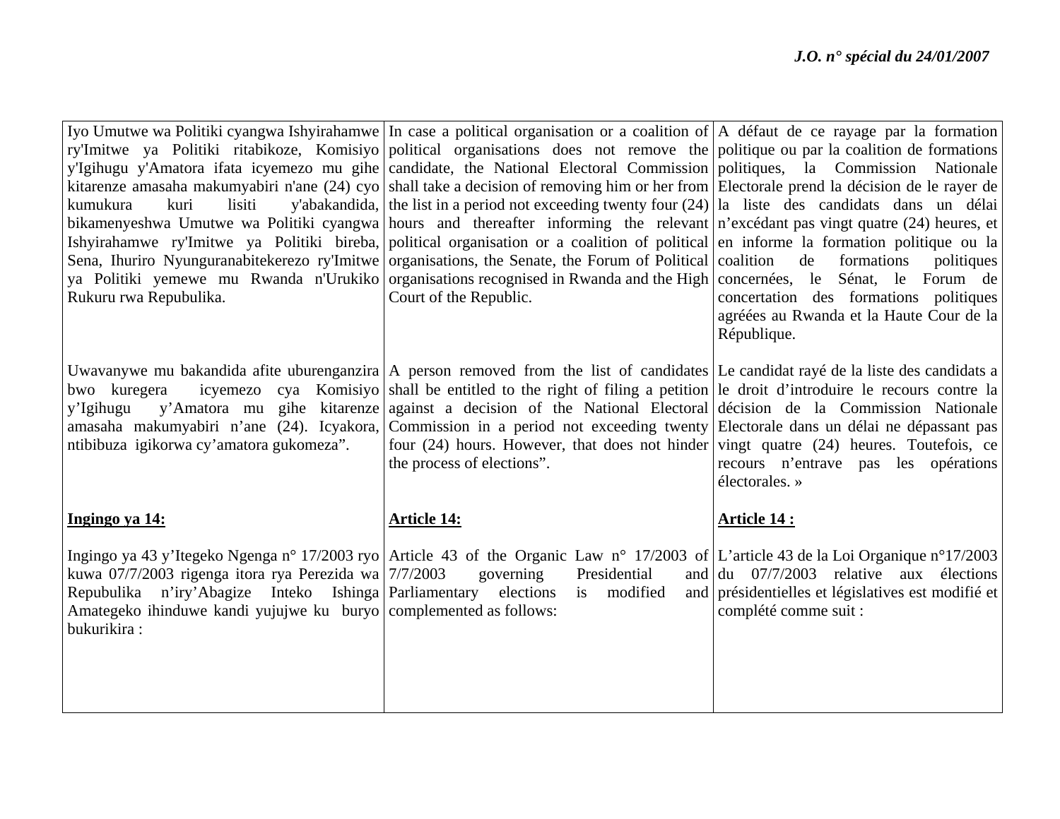| | | |
|---|---|---|
| Iyo Umutwe wa Politiki cyangwa Ishyirahamwe ry'Imitwe ya Politiki ritabikoze, Komisiyo y'Igihugu y'Amatora ifata icyemezo mu gihe kitarenze amasaha makumyabiri n'ane (24) cyo kumukura kuri lisiti y'abakandida, bikamenyeshwa Umutwe wa Politiki cyangwa Ishyirahamwe ry'Imitwe ya Politiki bireba, Sena, Ihuriro Nyunguranabitekerezo ry'Imitwe ya Politiki yemewe mu Rwanda n'Urukiko Rukuru rwa Repubulika. | In case a political organisation or a coalition of political organisations does not remove the candidate, the National Electoral Commission shall take a decision of removing him or her from the list in a period not exceeding twenty four (24) hours and thereafter informing the relevant political organisation or a coalition of political organisations, the Senate, the Forum of Political organisations recognised in Rwanda and the High Court of the Republic. | A défaut de ce rayage par la formation politique ou par la coalition de formations politiques, la Commission Nationale Electorale prend la décision de le rayer de la liste des candidats dans un délai n'excédant pas vingt quatre (24) heures, et en informe la formation politique ou la coalition de formations politiques concernées, le Sénat, le Forum de concertation des formations politiques agréées au Rwanda et la Haute Cour de la République. |
| Uwavanywe mu bakandida afite uburenganzira bwo kuregera icyemezo cya Komisiyo y'Igihugu y'Amatora mu gihe kitarenze amasaha makumyabiri n'ane (24). Icyakora, ntibibuza igikorwa cy'amatora gukomeza". | A person removed from the list of candidates shall be entitled to the right of filing a petition against a decision of the National Electoral Commission in a period not exceeding twenty four (24) hours. However, that does not hinder the process of elections". | Le candidat rayé de la liste des candidats a le droit d'introduire le recours contre la décision de la Commission Nationale Electorale dans un délai ne dépassant pas vingt quatre (24) heures. Toutefois, ce recours n'entrave pas les opérations électorales. » |
| **Ingingo ya 14:** | **Article 14:** | **Article 14 :** |
| Ingingo ya 43 y'Itegeko Ngenga n° 17/2003 ryo kuwa 07/7/2003 rigenga itora rya Perezida wa Repubulika n'iry'Abagize Inteko Ishinga Amategeko ihinduwe kandi yujujwe ku buryo bukurikira : | Article 43 of the Organic Law n° 17/2003 of 7/7/2003 governing Presidential and Parliamentary elections is modified and complemented as follows: | L'article 43 de la Loi Organique n°17/2003 du 07/7/2003 relative aux élections présidentielles et législatives est modifié et complété comme suit : |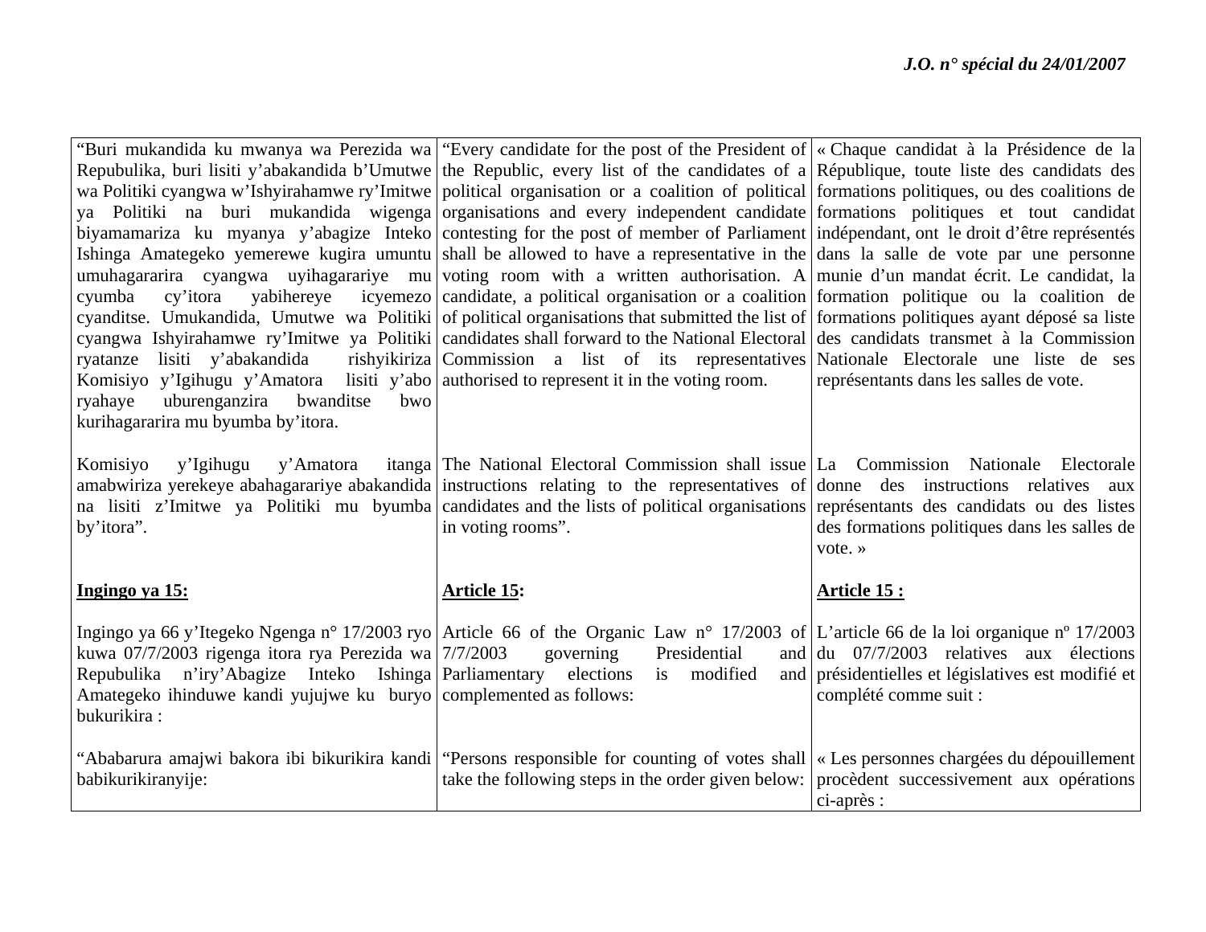| “Buri mukandida ku mwanya wa Perezida wa Repubulika, buri lisiti y’abakandida b’Umutwe wa Politiki cyangwa w’Ishyirahamwe ry’Imitwe ya Politiki na buri mukandida wigenga biyamamariza ku myanya y’abagize Inteko Ishinga Amategeko yemerewe kugira umuntu umuhagararira cyangwa uyihagarariye mu cyumba cy’itora yabihereye icyemezo cyanditse. Umukandida, Umutwe wa Politiki cyangwa Ishyirahamwe ry’Imitwe ya Politiki ryatanze lisiti y’abakandida rishyikiriza Komisiyo y’Igihugu y’Amatora lisiti y’abo ryahaye uburenganzira bwanditse bwo kurihagararira mu byumba by’itora. | “Every candidate for the post of the President of the Republic, every list of the candidates of a political organisation or a coalition of political organisations and every independent candidate contesting for the post of member of Parliament shall be allowed to have a representative in the voting room with a written authorisation. A candidate, a political organisation or a coalition of political organisations that submitted the list of candidates shall forward to the National Electoral Commission a list of its representatives authorised to represent it in the voting room. | « Chaque candidat à la Présidence de la République, toute liste des candidats des formations politiques, ou des coalitions de formations politiques et tout candidat indépendant, ont le droit d’être représentés dans la salle de vote par une personne munie d’un mandat écrit. Le candidat, la formation politique ou la coalition de formations politiques ayant déposé sa liste des candidats transmet à la Commission Nationale Electorale une liste de ses représentants dans les salles de vote. |
|---|---|---|
| Komisiyo y’Igihugu y’Amatora itanga amabwiriza yerekeye abahagarariye abakandida na lisiti z’Imitwe ya Politiki mu byumba by’itora”. | The National Electoral Commission shall issue instructions relating to the representatives of candidates and the lists of political organisations in voting rooms”. | La Commission Nationale Electorale donne des instructions relatives aux représentants des candidats ou des listes des formations politiques dans les salles de vote. » |
| **Ingingo ya 15:** | **Article 15:** | **Article 15 :** |
| Ingingo ya 66 y’Itegeko Ngenga n° 17/2003 ryo kuwa 07/7/2003 rigenga itora rya Perezida wa Repubulika n’iry’Abagize Inteko Ishinga Amategeko ihinduwe kandi yujujwe ku buryo bukurikira : | Article 66 of the Organic Law n° 17/2003 of 7/7/2003 governing Presidential and Parliamentary elections is modified and complemented as follows: | L’article 66 de la loi organique nº 17/2003 du 07/7/2003 relatives aux élections présidentielles et législatives est modifié et complété comme suit : |
| “Ababarura amajwi bakora ibi bikurikira kandi babikurikiranyije: | “Persons responsible for counting of votes shall take the following steps in the order given below: | « Les personnes chargées du dépouillement procèdent successivement aux opérations ci-après : |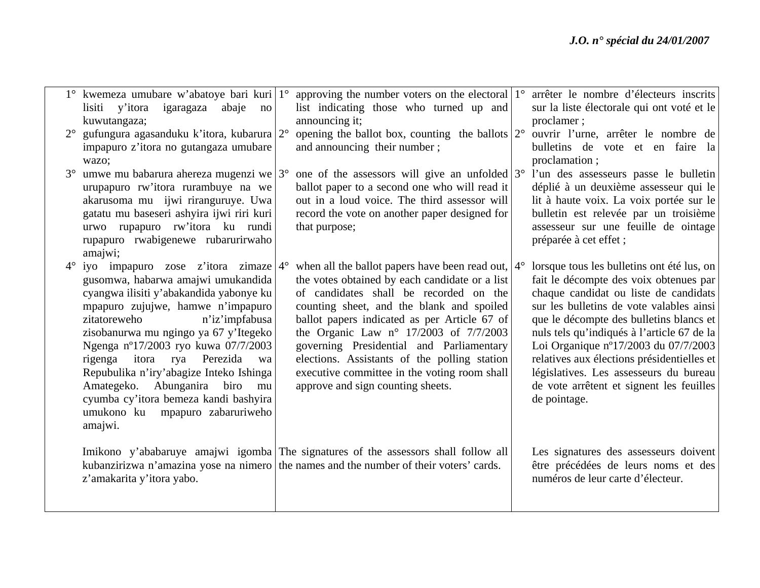| Kinyarwanda | English | Français |
|---|---|---|
| 1° kwemeza umubare w'abatoye bari kuri lisiti y'itora igaragaza abaje no kuwutangaza; | 1° approving the number voters on the electoral list indicating those who turned up and announcing it; | 1° arrêter le nombre d'électeurs inscrits sur la liste électorale qui ont voté et le proclamer ; |
| 2° gufungura agasanduku k'itora, kubarura impapuro z'itora no gutangaza umubare wazo; | 2° opening the ballot box, counting the ballots and announcing their number ; | 2° ouvrir l'urne, arrêter le nombre de bulletins de vote et en faire la proclamation ; |
| 3° umwe mu babarura ahereza mugenzi we urupapuro rw'itora rurambuye na we akarusoma mu ijwi riranguruye. Uwa gatatu mu baseseri ashyira ijwi riri kuri urwo rupapuro rw'itora ku rundi rupapuro rwabigenewe rubarurirwaho amajwi; | 3° one of the assessors will give an unfolded ballot paper to a second one who will read it out in a loud voice. The third assessor will record the vote on another paper designed for that purpose; | 3° l'un des assesseurs passe le bulletin déplié à un deuxième assesseur qui le lit à haute voix. La voix portée sur le bulletin est relevée par un troisième assesseur sur une feuille de ointage préparée à cet effet ; |
| 4° iyo impapuro zose z'itora zimaze gusomwa, habarwa amajwi umukandida cyangwa ilisiti y'abakandida yabonye ku mpapuro zujujwe, hamwe n'impapuro zitatoreweho n'iz'impfabusa zisobanurwa mu ngingo ya 67 y'Itegeko Ngenga nº17/2003 ryo kuwa 07/7/2003 rigenga itora rya Perezida wa Repubulika n'iry'abagize Inteko Ishinga Amategeko. Abunganira biro mu cyumba cy'itora bemeza kandi bashyira umukono ku mpapuro zabaruriweho amajwi. | 4° when all the ballot papers have been read out, the votes obtained by each candidate or a list of candidates shall be recorded on the counting sheet, and the blank and spoiled ballot papers indicated as per Article 67 of the Organic Law n° 17/2003 of 7/7/2003 governing Presidential and Parliamentary elections. Assistants of the polling station executive committee in the voting room shall approve and sign counting sheets. | 4° lorsque tous les bulletins ont été lus, on fait le décompte des voix obtenues par chaque candidat ou liste de candidats sur les bulletins de vote valables ainsi que le décompte des bulletins blancs et nuls tels qu'indiqués à l'article 67 de la Loi Organique nº17/2003 du 07/7/2003 relatives aux élections présidentielles et législatives. Les assesseurs du bureau de vote arrêtent et signent les feuilles de pointage. |
| Imikono y'ababaruye amajwi igomba kubanzirizwa n'amazina yose na nimero z'amakarita y'itora yabo. | The signatures of the assessors shall follow all the names and the number of their voters' cards. | Les signatures des assesseurs doivent être précédées de leurs noms et des numéros de leur carte d'électeur. |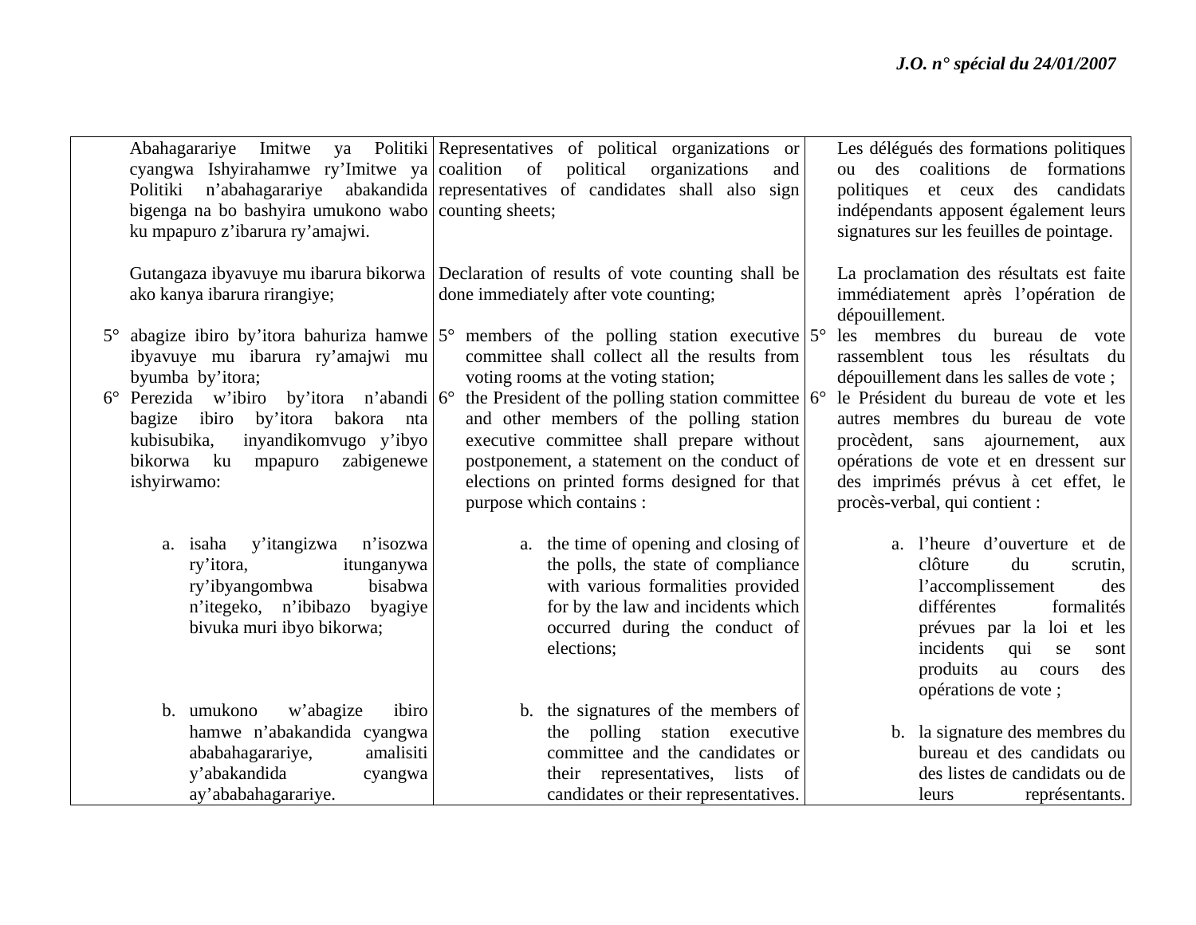| Kinyarwanda | English | Français |
|---|---|---|
| Abahagarariye Imitwe ya Politiki cyangwa Ishyirahamwe ry'Imitwe ya Politiki n'abahagarariye abakandida bigenga na bo bashyira umukono wabo ku mpapuro z'ibarura ry'amajwi. | Representatives of political organizations or coalition of political organizations and representatives of candidates shall also sign counting sheets; | Les délégués des formations politiques ou des coalitions de formations politiques et ceux des candidats indépendants apposent également leurs signatures sur les feuilles de pointage. |
| Gutangaza ibyavuye mu ibarura bikorwa ako kanya ibarura rirangiye; | Declaration of results of vote counting shall be done immediately after vote counting; | La proclamation des résultats est faite immédiatement après l'opération de dépouillement. |
| 5° abagize ibiro by'itora bahuriza hamwe ibyavuye mu ibarura ry'amajwi mu byumba by'itora; | 5° members of the polling station executive committee shall collect all the results from voting rooms at the voting station; | 5° les membres du bureau de vote rassemblent tous les résultats du dépouillement dans les salles de vote ; |
| 6° Perezida w'ibiro by'itora n'abandi bagize ibiro by'itora bakora nta kubisubika, inyandikomvugo y'ibyo bikorwa ku mpapuro zabigenewe ishyirwamo: | 6° the President of the polling station committee and other members of the polling station executive committee shall prepare without postponement, a statement on the conduct of elections on printed forms designed for that purpose which contains : | 6° le Président du bureau de vote et les autres membres du bureau de vote procèdent, sans ajournement, aux opérations de vote et en dressent sur des imprimés prévus à cet effet, le procès-verbal, qui contient : |
| a. isaha y'itangizwa n'isozwa ry'itora, itunganywa ry'ibyangombwa bisabwa n'itegeko, n'ibibazo byagiye bivuka muri ibyo bikorwa; | a. the time of opening and closing of the polls, the state of compliance with various formalities provided for by the law and incidents which occurred during the conduct of elections; | a. l'heure d'ouverture et de clôture du scrutin, l'accomplissement des différentes formalités prévues par la loi et les incidents qui se sont produits au cours des opérations de vote ; |
| b. umukono w'abagize ibiro hamwe n'abakandida cyangwa ababahagarariye, amalisiti y'abakandida cyangwa ay'ababahagarariye. | b. the signatures of the members of the polling station executive committee and the candidates or their representatives, lists of candidates or their representatives. | b. la signature des membres du bureau et des candidats ou des listes de candidats ou de leurs représentants. |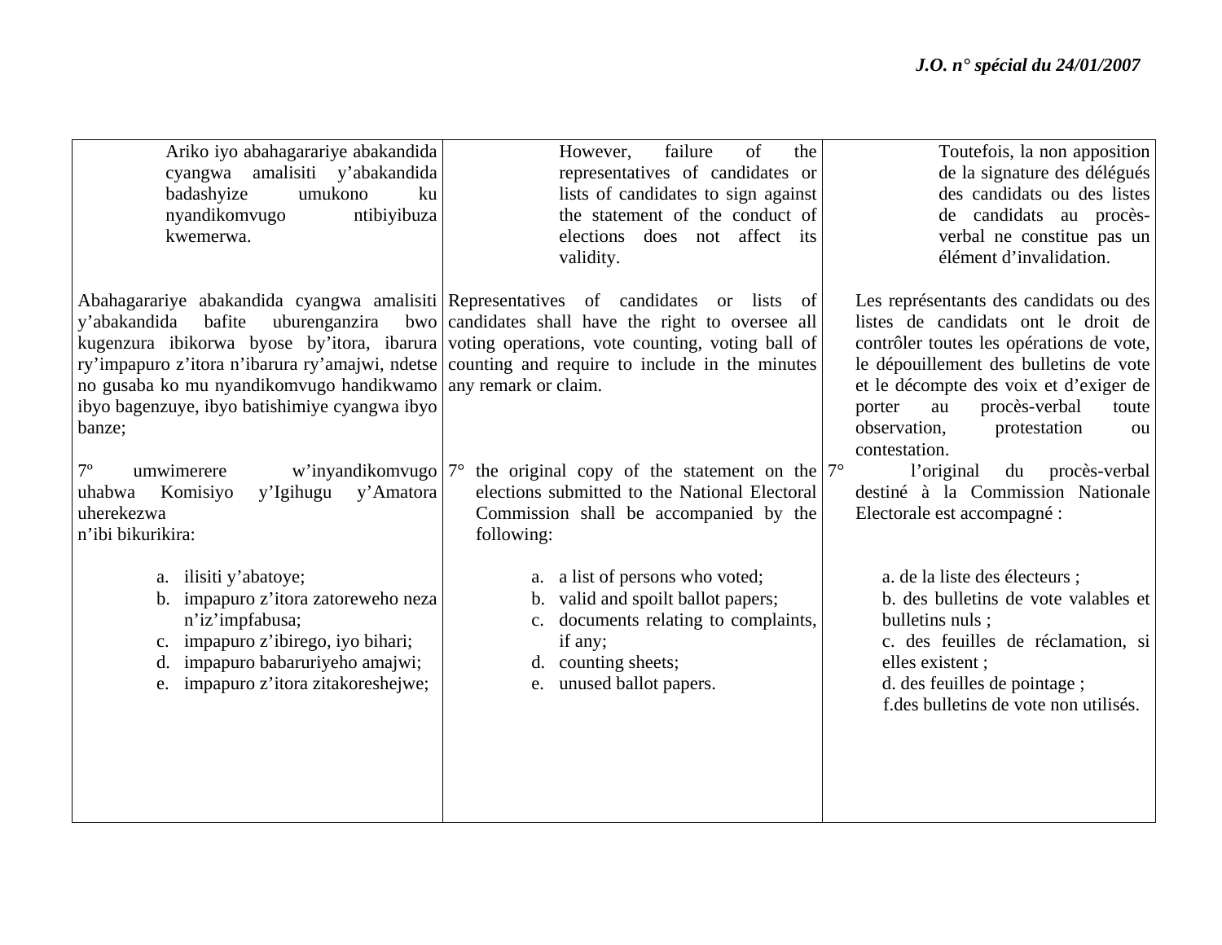| Kinyarwanda | English | Français |
|---|---|---|
| Ariko iyo abahagarariye abakandida cyangwa amalisiti y'abakandida badashyize umukono ku nyandikomvugo ntibiyibuza kwemerwa. | However, failure of the representatives of candidates or lists of candidates to sign against the statement of the conduct of elections does not affect its validity. | Toutefois, la non apposition de la signature des délégués des candidats ou des listes de candidats au procès-verbal ne constitue pas un élément d'invalidation. |
| Abahagarariye abakandida cyangwa amalisiti y'abakandida bafite uburenganzira bwo kugenzura ibikorwa byose by'itora, ibarura ry'impapuro z'itora n'ibarura ry'amajwi, ndetse no gusaba ko mu nyandikomvugo handikwamo ibyo bagenzuye, ibyo batishimiye cyangwa ibyo banze; | Representatives of candidates or lists of candidates shall have the right to oversee all voting operations, vote counting, voting ball of counting and require to include in the minutes any remark or claim. | Les représentants des candidats ou des listes de candidats ont le droit de contrôler toutes les opérations de vote, le dépouillement des bulletins de vote et le décompte des voix et d'exiger de porter au procès-verbal toute observation, protestation ou contestation. |
| 7º umwimerere w'inyandikomvugo uhabwa Komisiyo y'Igihugu y'Amatora uherekezwa n'ibi bikurikira:<br><br>a. ilisiti y'abatoye;<br>b. impapuro z'itora zatoreweho neza n'iz'impfabusa;<br>c. impapuro z'ibirego, iyo bihari;<br>d. impapuro babaruriyeho amajwi;<br>e. impapuro z'itora zitakoreshejwe; | 7° the original copy of the statement on the elections submitted to the National Electoral Commission shall be accompanied by the following:<br><br>a. a list of persons who voted;<br>b. valid and spoilt ballot papers;<br>c. documents relating to complaints, if any;<br>d. counting sheets;<br>e. unused ballot papers. | 7° l'original du procès-verbal destiné à la Commission Nationale Electorale est accompagné :<br><br>a. de la liste des électeurs ;<br>b. des bulletins de vote valables et bulletins nuls ;<br>c. des feuilles de réclamation, si elles existent ;<br>d. des feuilles de pointage ;<br>f.des bulletins de vote non utilisés. |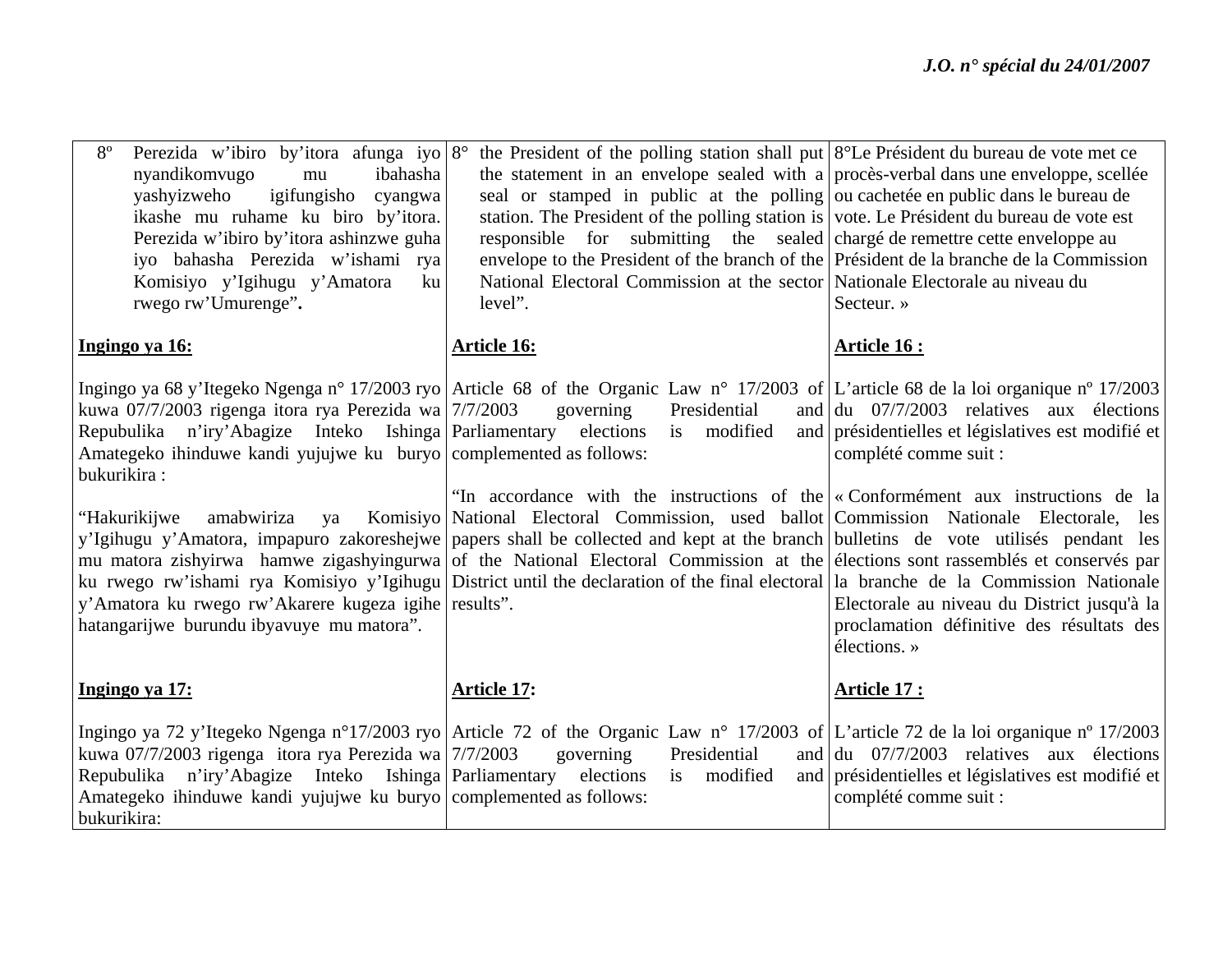| | | |
|---|---|---|
| 8° Perezida w'ibiro by'itora afunga iyo nyandikomvugo mu ibahasha yashyizweho igifungisho cyangwa ikashe mu ruhame ku biro by'itora. Perezida w'ibiro by'itora ashinzwe guha iyo bahasha Perezida w'ishami rya Komisiyo y'Igihugu y'Amatora ku rwego rw'Umurenge". | 8° the President of the polling station shall put the statement in an envelope sealed with a seal or stamped in public at the polling station. The President of the polling station is responsible for submitting the sealed envelope to the President of the branch of the National Electoral Commission at the sector level". | 8°Le Président du bureau de vote met ce procès-verbal dans une enveloppe, scellée ou cachetée en public dans le bureau de vote. Le Président du bureau de vote est chargé de remettre cette enveloppe au Président de la branche de la Commission Nationale Electorale au niveau du Secteur. » |
| **Ingingo ya 16:** | **Article 16:** | **Article 16 :** |
| Ingingo ya 68 y'Itegeko Ngenga n° 17/2003 ryo kuwa 07/7/2003 rigenga itora rya Perezida wa Repubulika n'iry'Abagize Inteko Ishinga Amategeko ihinduwe kandi yujujwe ku buryo bukurikira : | Article 68 of the Organic Law n° 17/2003 of 7/7/2003 governing Presidential and Parliamentary elections is modified and complemented as follows: | L'article 68 de la loi organique nº 17/2003 du 07/7/2003 relatives aux élections présidentielles et législatives est modifié et complété comme suit : |
| "Hakurikijwe amabwiriza ya Komisiyo y'Igihugu y'Amatora, impapuro zakoreshejwe mu matora zishyirwa hamwe zigashyingurwa ku rwego rw'ishami rya Komisiyo y'Igihugu y'Amatora ku rwego rw'Akarere kugeza igihe hatangarijwe burundu ibyavuye mu matora". | "In accordance with the instructions of the National Electoral Commission, used ballot papers shall be collected and kept at the branch of the National Electoral Commission at the District until the declaration of the final electoral results". | « Conformément aux instructions de la Commission Nationale Electorale, les bulletins de vote utilisés pendant les élections sont rassemblés et conservés par la branche de la Commission Nationale Electorale au niveau du District jusqu'à la proclamation définitive des résultats des élections. » |
| **Ingingo ya 17:** | **Article 17:** | **Article 17 :** |
| Ingingo ya 72 y'Itegeko Ngenga n°17/2003 ryo kuwa 07/7/2003 rigenga itora rya Perezida wa Repubulika n'iry'Abagize Inteko Ishinga Amategeko ihinduwe kandi yujujwe ku buryo bukurikira: | Article 72 of the Organic Law n° 17/2003 of 7/7/2003 governing Presidential and Parliamentary elections is modified and complemented as follows: | L'article 72 de la loi organique nº 17/2003 du 07/7/2003 relatives aux élections présidentielles et législatives est modifié et complété comme suit : |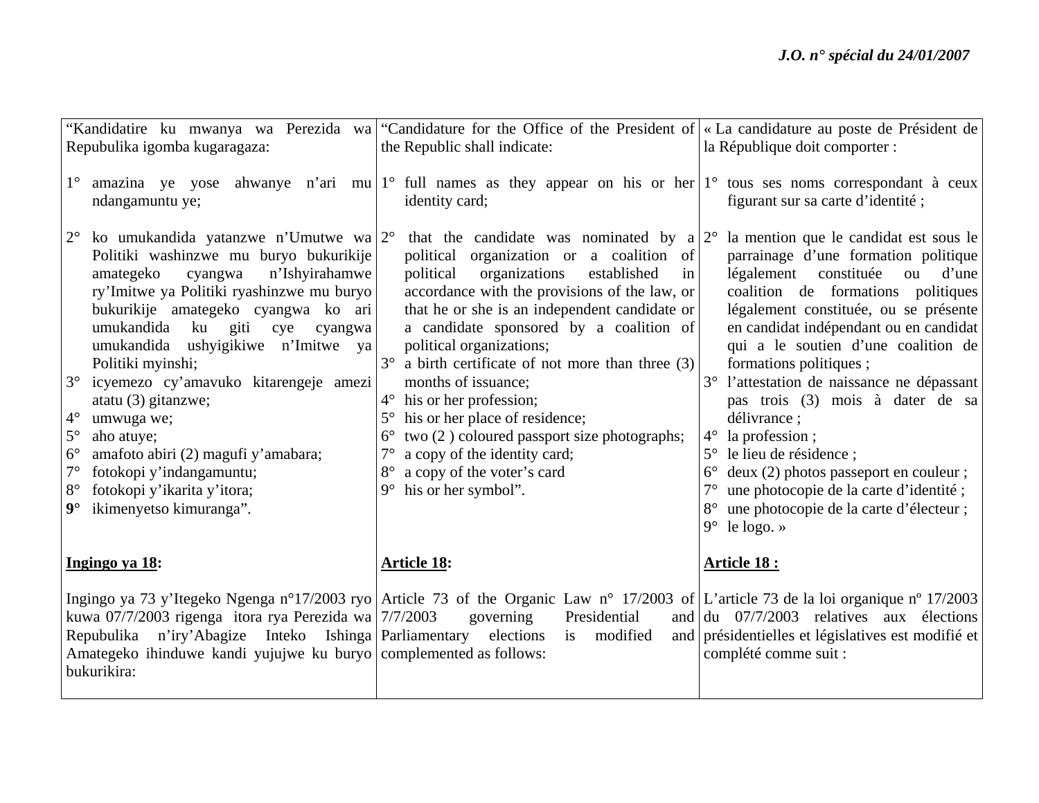| “Kandidatire ku mwanya wa Perezida wa Repubulika igomba kugaragaza:<br><br>1° amazina ye yose ahwanye n’ari mu ndangamuntu ye;<br><br>2° ko umukandida yatanzwe n’Umutwe wa Politiki washinzwe mu buryo bukurikije amategeko cyangwa n’Ishyirahamwe ry’Imitwe ya Politiki ryashinzwe mu buryo bukurikije amategeko cyangwa ko ari umukandida ku giti cye cyangwa umukandida ushyigikiwe n’Imitwe ya Politiki myinshi;<br>3° icyemezo cy’amavuko kitarengeje amezi atatu (3) gitanzwe;<br>4° umwuga we;<br>5° aho atuye;<br>6° amafoto abiri (2) magufi y’amabara;<br>7° fotokopi y’indangamuntu;<br>8° fotokopi y’ikarita y’itora;<br>**9°** ikimenyetso kimuranga”. | “Candidature for the Office of the President of the Republic shall indicate:<br><br>1° full names as they appear on his or her identity card;<br><br>2° that the candidate was nominated by a political organization or a coalition of political organizations established in accordance with the provisions of the law, or that he or she is an independent candidate or a candidate sponsored by a coalition of political organizations;<br>3° a birth certificate of not more than three (3) months of issuance;<br>4° his or her profession;<br>5° his or her place of residence;<br>6° two (2 ) coloured passport size photographs;<br>7° a copy of the identity card;<br>8° a copy of the voter’s card<br>9° his or her symbol”. | « La candidature au poste de Président de la République doit comporter :<br><br>1° tous ses noms correspondant à ceux figurant sur sa carte d’identité ;<br><br>2° la mention que le candidat est sous le parrainage d’une formation politique légalement constituée ou d’une coalition de formations politiques légalement constituée, ou se présente en candidat indépendant ou en candidat qui a le soutien d’une coalition de formations politiques ;<br>3° l’attestation de naissance ne dépassant pas trois (3) mois à dater de sa délivrance ;<br>4° la profession ;<br>5° le lieu de résidence ;<br>6° deux (2) photos passeport en couleur ;<br>7° une photocopie de la carte d’identité ;<br>8° une photocopie de la carte d’électeur ;<br>9° le logo. » |
|---|---|---|
| **<u>Ingingo ya 18</u>:**<br><br>Ingingo ya 73 y’Itegeko Ngenga n°17/2003 ryo kuwa 07/7/2003 rigenga itora rya Perezida wa Repubulika n’iry’Abagize Inteko Ishinga Amategeko ihinduwe kandi yujujwe ku buryo bukurikira: | **<u>Article 18</u>:**<br><br>Article 73 of the Organic Law n° 17/2003 of 7/7/2003 governing Presidential and Parliamentary elections is modified and complemented as follows: | **<u>Article 18 :</u>**<br><br>L’article 73 de la loi organique nº 17/2003 du 07/7/2003 relatives aux élections présidentielles et législatives est modifié et complété comme suit : |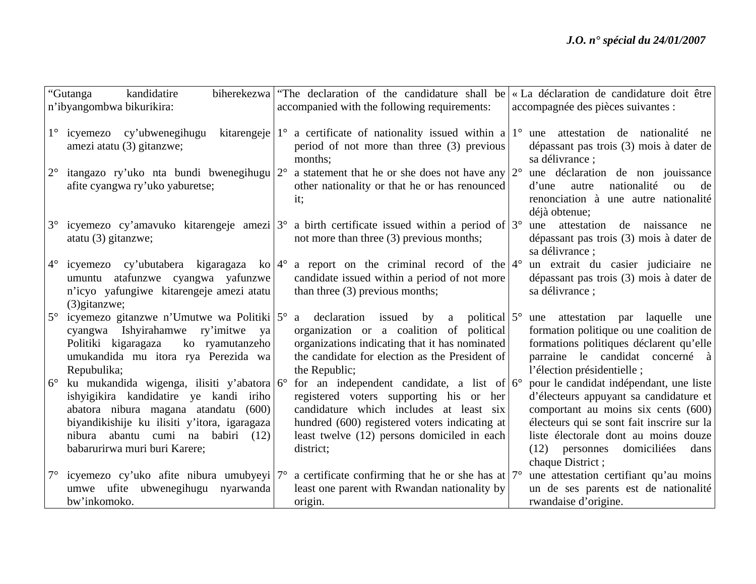| “Gutanga kandidatire biherekezwa n’ibyangombwa bikurikira: | “The declaration of the candidature shall be accompanied with the following requirements: | « La déclaration de candidature doit être accompagnée des pièces suivantes : |
|---|---|---|
| 1° icyemezo cy’ubwenegihugu kitarengeje amezi atatu (3) gitanzwe; | 1° a certificate of nationality issued within a period of not more than three (3) previous months; | 1° une attestation de nationalité ne dépassant pas trois (3) mois à dater de sa délivrance ; |
| 2° itangazo ry’uko nta bundi bwenegihugu afite cyangwa ry’uko yaburetse; | 2° a statement that he or she does not have any other nationality or that he or has renounced it; | 2° une déclaration de non jouissance d’une autre nationalité ou de renonciation à une autre nationalité déjà obtenue; |
| 3° icyemezo cy’amavuko kitarengeje amezi atatu (3) gitanzwe; | 3° a birth certificate issued within a period of not more than three (3) previous months; | 3° une attestation de naissance ne dépassant pas trois (3) mois à dater de sa délivrance ; |
| 4° icyemezo cy’ubutabera kigaragaza ko umuntu atafunzwe cyangwa yafunzwe n’icyo yafungiwe kitarengeje amezi atatu (3)gitanzwe; | 4° a report on the criminal record of the candidate issued within a period of not more than three (3) previous months; | 4° un extrait du casier judiciaire ne dépassant pas trois (3) mois à dater de sa délivrance ; |
| 5° icyemezo gitanzwe n’Umutwe wa Politiki cyangwa Ishyirahamwe ry’imitwe ya Politiki kigaragaza ko ryamutanzeho umukandida mu itora rya Perezida wa Repubulika; | 5° a declaration issued by a political organization or a coalition of political organizations indicating that it has nominated the candidate for election as the President of the Republic; | 5° une attestation par laquelle une formation politique ou une coalition de formations politiques déclarent qu’elle parraine le candidat concerné à l’élection présidentielle ; |
| 6° ku mukandida wigenga, ilisiti y’abatora ishyigikira kandidatire ye kandi iriho abatora nibura magana atandatu (600) biyandikishije ku ilisiti y’itora, igaragaza nibura abantu cumi na babiri (12) babarurirwa muri buri Karere; | 6° for an independent candidate, a list of registered voters supporting his or her candidature which includes at least six hundred (600) registered voters indicating at least twelve (12) persons domiciled in each district; | 6° pour le candidat indépendant, une liste d’électeurs appuyant sa candidature et comportant au moins six cents (600) électeurs qui se sont fait inscrire sur la liste électorale dont au moins douze (12) personnes domiciliées dans chaque District ; |
| 7° icyemezo cy’uko afite nibura umubyeyi umwe ufite ubwenegihugu nyarwanda bw’inkomoko. | 7° a certificate confirming that he or she has at least one parent with Rwandan nationality by origin. | 7° une attestation certifiant qu’au moins un de ses parents est de nationalité rwandaise d’origine. |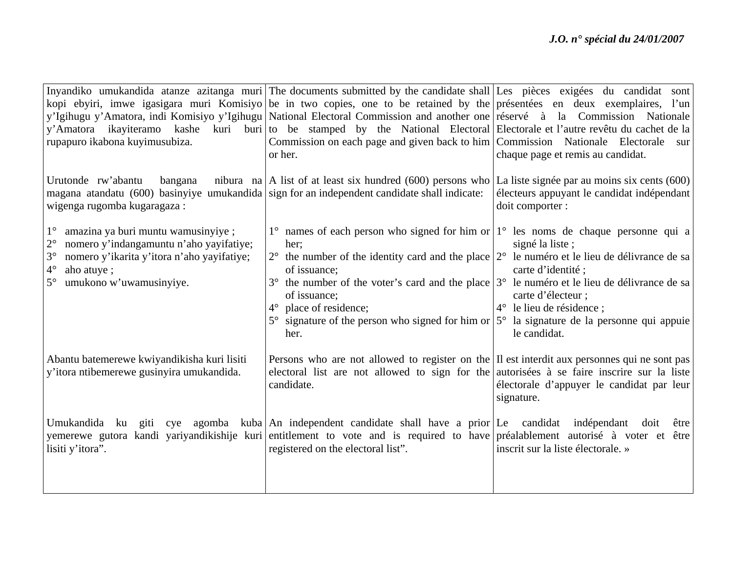| Kinyarwanda | English | Français |
|---|---|---|
| Inyandiko umukandida atanze azitanga muri kopi ebyiri, imwe igasigara muri Komisiyo y'Igihugu y'Amatora, indi Komisiyo y'Igihugu y'Amatora ikayiteramo kashe kuri buri rupapuro ikabona kuyimusubiza. | The documents submitted by the candidate shall be in two copies, one to be retained by the National Electoral Commission and another one to be stamped by the National Electoral Commission on each page and given back to him or her. | Les pièces exigées du candidat sont présentées en deux exemplaires, l'un réservé à la Commission Nationale Electorale et l'autre revêtu du cachet de la Commission Nationale Electorale sur chaque page et remis au candidat. |
| Urutonde rw'abantu bangana nibura na magana atandatu (600) basinyiye umukandida wigenga rugomba kugaragaza : | A list of at least six hundred (600) persons who sign for an independent candidate shall indicate: | La liste signée par au moins six cents (600) électeurs appuyant le candidat indépendant doit comporter : |
| 1° amazina ya buri muntu wamusinyiye ;<br>2° nomero y'indangamuntu n'aho yayifatiye;<br>3° nomero y'ikarita y'itora n'aho yayifatiye;<br>4° aho atuye ;<br>5° umukono w'uwamusinyiye. | 1° names of each person who signed for him or her;<br>2° the number of the identity card and the place of issuance;<br>3° the number of the voter's card and the place of issuance;<br>4° place of residence;<br>5° signature of the person who signed for him or her. | 1° les noms de chaque personne qui a signé la liste ;<br>2° le numéro et le lieu de délivrance de sa carte d'identité ;<br>3° le numéro et le lieu de délivrance de sa carte d'électeur ;<br>4° le lieu de résidence ;<br>5° la signature de la personne qui appuie le candidat. |
| Abantu batemerewe kwiyandikisha kuri lisiti y'itora ntibemerewe gusinyira umukandida. | Persons who are not allowed to register on the electoral list are not allowed to sign for the candidate. | Il est interdit aux personnes qui ne sont pas autorisées à se faire inscrire sur la liste électorale d'appuyer le candidat par leur signature. |
| Umukandida ku giti cye agomba kuba yemerewe gutora kandi yariyandikishije kuri lisiti y'itora". | An independent candidate shall have a prior entitlement to vote and is required to have registered on the electoral list". | Le candidat indépendant doit être préalablement autorisé à voter et être inscrit sur la liste électorale. » |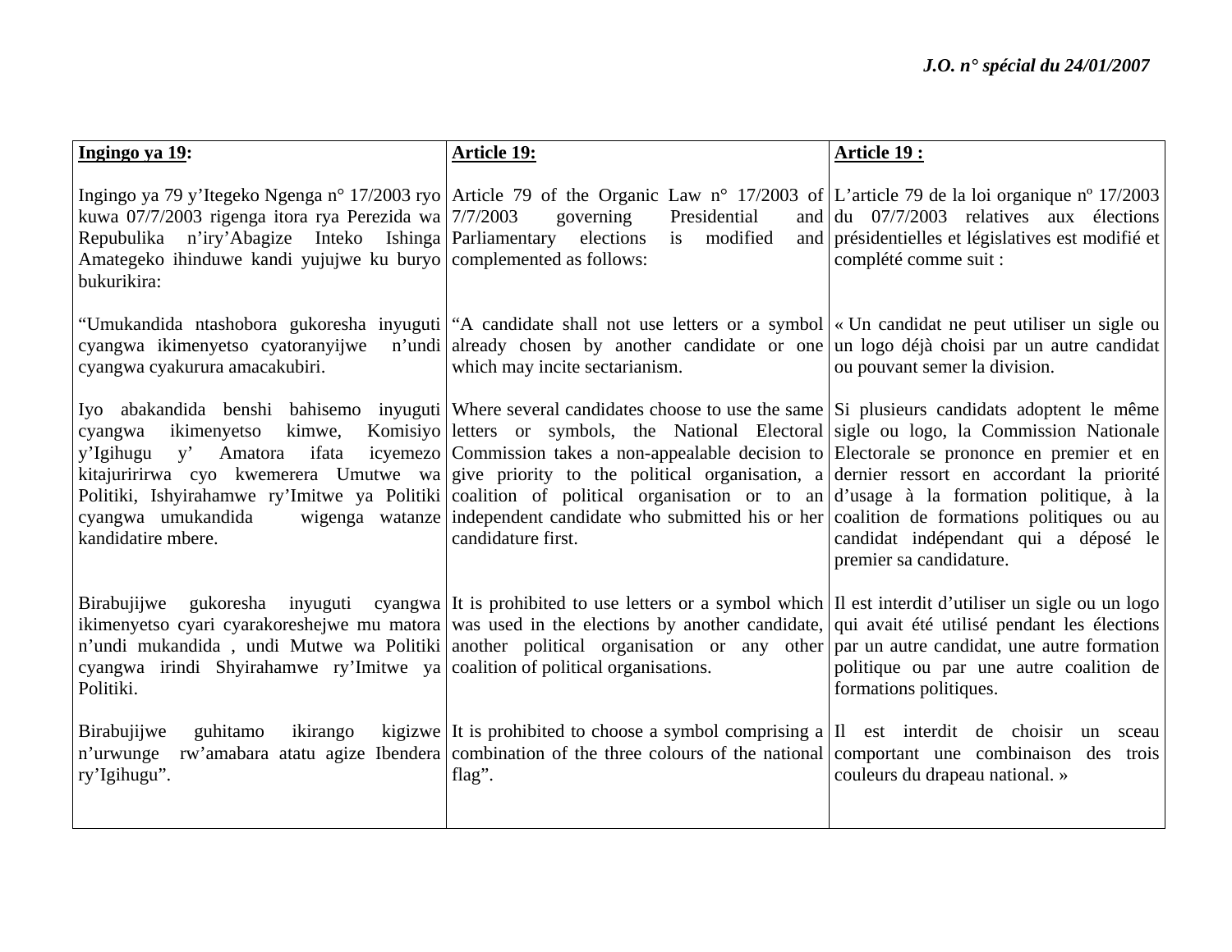| **Ingingo ya 19:** | **Article 19:** | **Article 19 :** |
|---|---|---|
| Ingingo ya 79 y'Itegeko Ngenga n° 17/2003 ryo kuwa 07/7/2003 rigenga itora rya Perezida wa Repubulika n'iry'Abagize Inteko Ishinga Amategeko ihinduwe kandi yujujwe ku buryo bukurikira: | Article 79 of the Organic Law n° 17/2003 of 7/7/2003 governing Presidential and Parliamentary elections is modified and complemented as follows: | L'article 79 de la loi organique nº 17/2003 du 07/7/2003 relatives aux élections présidentielles et législatives est modifié et complété comme suit : |
| "Umukandida ntashobora gukoresha inyuguti cyangwa ikimenyetso cyatoranyijwe n'undi cyangwa cyakurura amacakubiri. | "A candidate shall not use letters or a symbol already chosen by another candidate or one which may incite sectarianism. | « Un candidat ne peut utiliser un sigle ou un logo déjà choisi par un autre candidat ou pouvant semer la division. |
| Iyo abakandida benshi bahisemo inyuguti cyangwa ikimenyetso kimwe, Komisiyo y'Igihugu y' Amatora ifata icyemezo kitajuririrwa cyo kwemerera Umutwe wa Politiki, Ishyirahamwe ry'Imitwe ya Politiki cyangwa umukandida wigenga watanze kandidatire mbere. | Where several candidates choose to use the same letters or symbols, the National Electoral Commission takes a non-appealable decision to give priority to the political organisation, a coalition of political organisation or to an independent candidate who submitted his or her candidature first. | Si plusieurs candidats adoptent le même sigle ou logo, la Commission Nationale Electorale se prononce en premier et en dernier ressort en accordant la priorité d'usage à la formation politique, à la coalition de formations politiques ou au candidat indépendant qui a déposé le premier sa candidature. |
| Birabujijwe gukoresha inyuguti cyangwa ikimenyetso cyari cyarakoreshejwe mu matora n'undi mukandida , undi Mutwe wa Politiki cyangwa irindi Shyirahamwe ry'Imitwe ya Politiki. | It is prohibited to use letters or a symbol which was used in the elections by another candidate, another political organisation or any other coalition of political organisations. | Il est interdit d'utiliser un sigle ou un logo qui avait été utilisé pendant les élections par un autre candidat, une autre formation politique ou par une autre coalition de formations politiques. |
| Birabujijwe guhitamo ikirango kigizwe n'urwunge rw'amabara atatu agize Ibendera ry'Igihugu". | It is prohibited to choose a symbol comprising a combination of the three colours of the national flag". | Il est interdit de choisir un sceau comportant une combinaison des trois couleurs du drapeau national. » |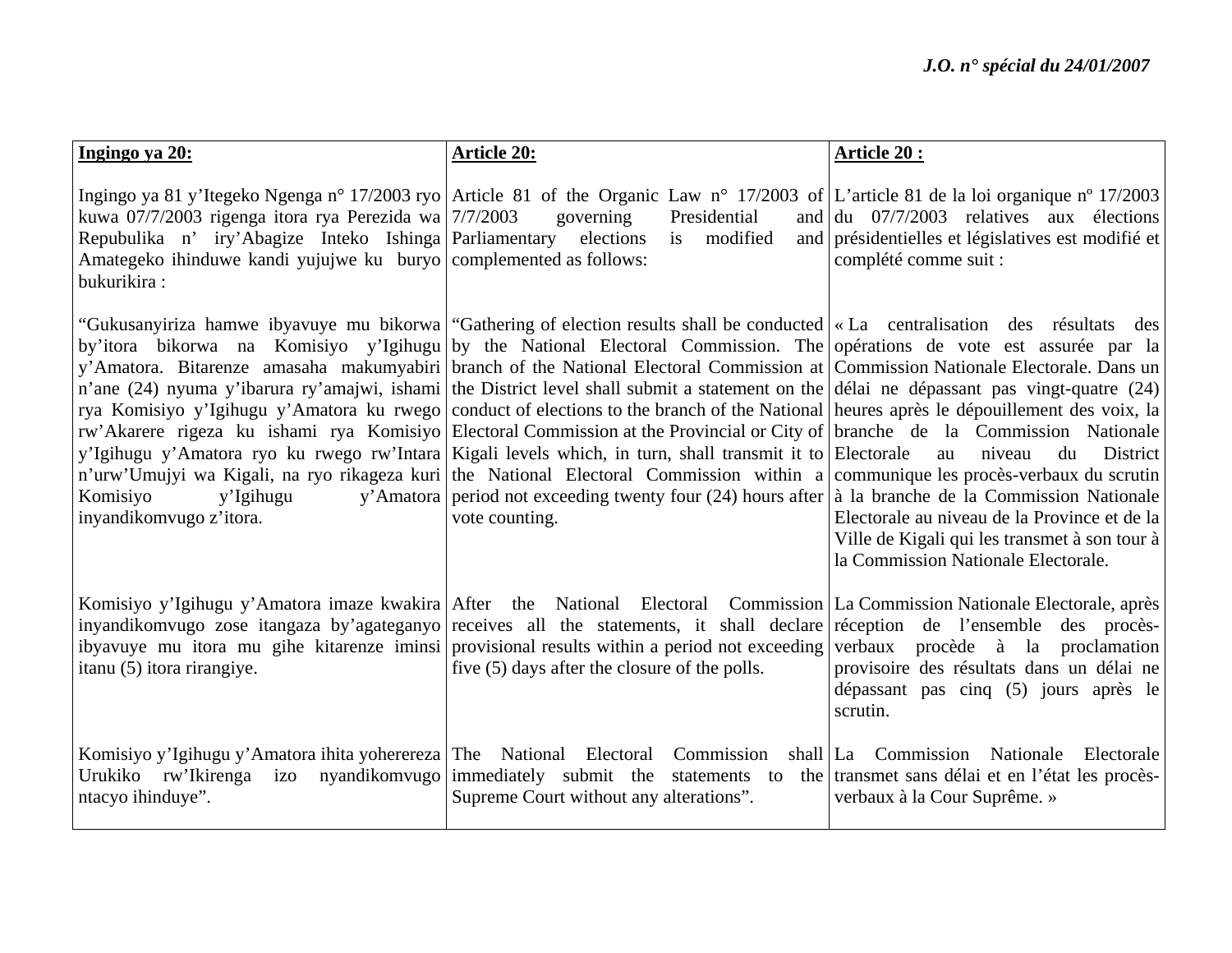| **Ingingo ya 20:** | **Article 20:** | **Article 20 :** |
|---|---|---|
| Ingingo ya 81 y'Itegeko Ngenga n° 17/2003 ryo kuwa 07/7/2003 rigenga itora rya Perezida wa Repubulika n' iry'Abagize Inteko Ishinga Amategeko ihinduwe kandi yujujwe ku buryo bukurikira : | Article 81 of the Organic Law n° 17/2003 of 7/7/2003 governing Presidential and Parliamentary elections is modified and complemented as follows: | L'article 81 de la loi organique nº 17/2003 du 07/7/2003 relatives aux élections présidentielles et législatives est modifié et complété comme suit : |
| "Gukusanyiriza hamwe ibyavuye mu bikorwa by'itora bikorwa na Komisiyo y'Igihugu y'Amatora. Bitarenze amasaha makumyabiri n'ane (24) nyuma y'ibarura ry'amajwi, ishami rya Komisiyo y'Igihugu y'Amatora ku rwego rw'Akarere rigeza ku ishami rya Komisiyo y'Igihugu y'Amatora ryo ku rwego rw'Intara n'urw'Umujyi wa Kigali, na ryo rikageza kuri Komisiyo y'Igihugu y'Amatora inyandikomvugo z'itora. | "Gathering of election results shall be conducted by the National Electoral Commission. The branch of the National Electoral Commission at the District level shall submit a statement on the conduct of elections to the branch of the National Electoral Commission at the Provincial or City of Kigali levels which, in turn, shall transmit it to the National Electoral Commission within a period not exceeding twenty four (24) hours after vote counting. | « La centralisation des résultats des opérations de vote est assurée par la Commission Nationale Electorale. Dans un délai ne dépassant pas vingt-quatre (24) heures après le dépouillement des voix, la branche de la Commission Nationale Electorale au niveau du District communique les procès-verbaux du scrutin à la branche de la Commission Nationale Electorale au niveau de la Province et de la Ville de Kigali qui les transmet à son tour à la Commission Nationale Electorale. |
| Komisiyo y'Igihugu y'Amatora imaze kwakira inyandikomvugo zose itangaza by'agateganyo ibyavuye mu itora mu gihe kitarenze iminsi itanu (5) itora rirangiye. | After the National Electoral Commission receives all the statements, it shall declare provisional results within a period not exceeding five (5) days after the closure of the polls. | La Commission Nationale Electorale, après réception de l'ensemble des procès-verbaux procède à la proclamation provisoire des résultats dans un délai ne dépassant pas cinq (5) jours après le scrutin. |
| Komisiyo y'Igihugu y'Amatora ihita yohereza Urukiko rw'Ikirenga izo nyandikomvugo ntacyo ihinduye". | The National Electoral Commission shall immediately submit the statements to the Supreme Court without any alterations". | La Commission Nationale Electorale transmet sans délai et en l'état les procès-verbaux à la Cour Suprême. » |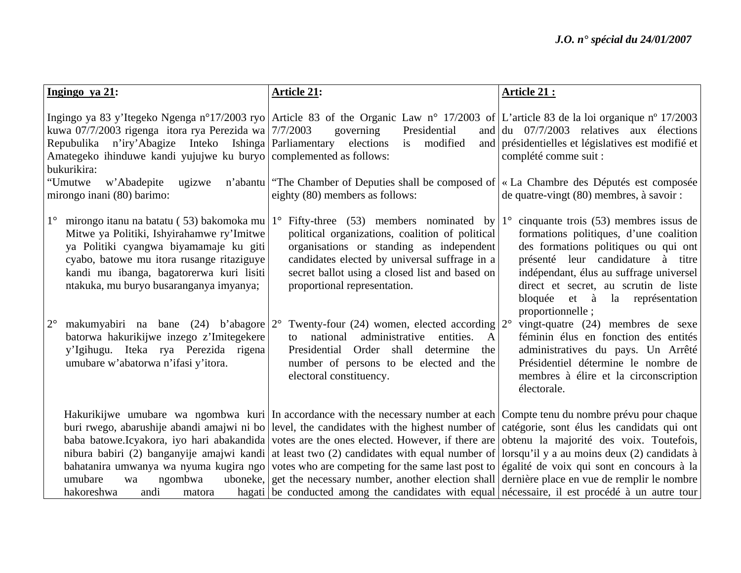| **Ingingo ya 21**: | **Article 21**: | **Article 21 :** |
|---|---|---|
| Ingingo ya 83 y'Itegeko Ngenga n°17/2003 ryo kuwa 07/7/2003 rigenga itora rya Perezida wa Repubulika n'iry'Abagize Inteko Ishinga Amategeko ihinduwe kandi yujujwe ku buryo bukurikira: | Article 83 of the Organic Law n° 17/2003 of 7/7/2003 governing Presidential and Parliamentary elections is modified and complemented as follows: | L'article 83 de la loi organique nº 17/2003 du 07/7/2003 relatives aux élections présidentielles et législatives est modifié et complété comme suit : |
| "Umutwe w'Abadepite ugizwe n'abantu mirongo inani (80) barimo: | "The Chamber of Deputies shall be composed of eighty (80) members as follows: | « La Chambre des Députés est composée de quatre-vingt (80) membres, à savoir : |
| 1° mirongo itanu na batatu ( 53) bakomoka mu Mitwe ya Politiki, Ishyirahamwe ry'Imitwe ya Politiki cyangwa biyamamaje ku giti cyabo, batowe mu itora rusange ritaziguye kandi mu ibanga, bagatorerwa kuri lisiti ntakuka, mu buryo busaranganya imyanya; | 1° Fifty-three (53) members nominated by political organizations, coalition of political organisations or standing as independent candidates elected by universal suffrage in a secret ballot using a closed list and based on proportional representation. | 1° cinquante trois (53) membres issus de formations politiques, d'une coalition des formations politiques ou qui ont présenté leur candidature à titre indépendant, élus au suffrage universel direct et secret, au scrutin de liste bloquée et à la représentation proportionnelle ; |
| 2° makumyabiri na bane (24) b'abagore batorwa hakurikijwe inzego z'Imitegekere y'Igihugu. Iteka rya Perezida rigena umubare w'abatorwa n'ifasi y'itora. | 2° Twenty-four (24) women, elected according to national administrative entities. A Presidential Order shall determine the number of persons to be elected and the electoral constituency. | 2° vingt-quatre (24) membres de sexe féminin élus en fonction des entités administratives du pays. Un Arrêté Présidentiel détermine le nombre de membres à élire et la circonscription électorale. |
| Hakurikijwe umubare wa ngombwa kuri buri rwego, abarushije abandi amajwi ni bo baba batowe.Icyakora, iyo hari abakandida nibura babiri (2) banganyije amajwi kandi bahatanira umwanya wa nyuma kugira ngo umubare wa ngombwa uboneke, hakoreshwa andi matora hagati | In accordance with the necessary number at each level, the candidates with the highest number of votes are the ones elected. However, if there are at least two (2) candidates with equal number of votes who are competing for the same last post to get the necessary number, another election shall be conducted among the candidates with equal | Compte tenu du nombre prévu pour chaque catégorie, sont élus les candidats qui ont obtenu la majorité des voix. Toutefois, lorsqu'il y a au moins deux (2) candidats à égalité de voix qui sont en concours à la dernière place en vue de remplir le nombre nécessaire, il est procédé à un autre tour |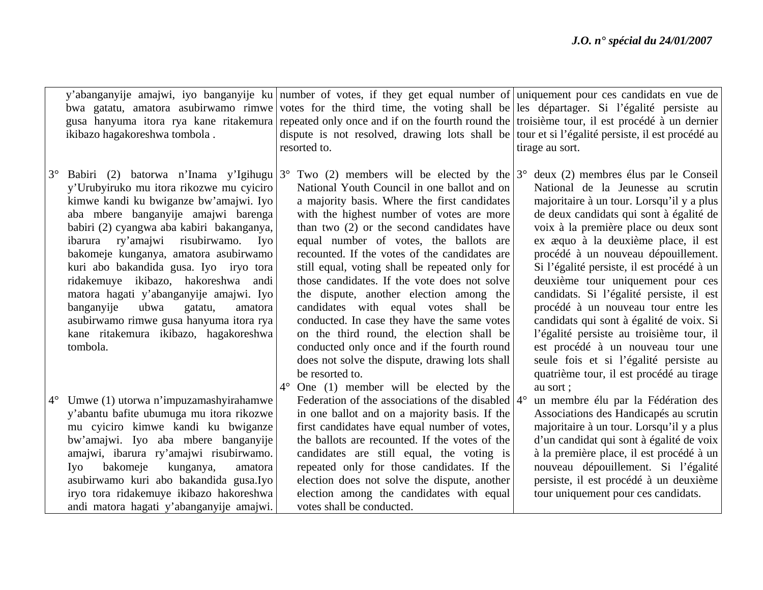| | | |
|---|---|---|
| y'abanganyije amajwi, iyo banganyije ku bwa gatatu, amatora asubirwamo rimwe gusa hanyuma itora rya kane ritakemura ikibazo hagakoreshwa tombola . | number of votes, if they get equal number of votes for the third time, the voting shall be repeated only once and if on the fourth round the dispute is not resolved, drawing lots shall be resorted to. | uniquement pour ces candidats en vue de les départager. Si l'égalité persiste au troisième tour, il est procédé à un dernier tour et si l'égalité persiste, il est procédé au tirage au sort. |
| 3° Babiri (2) batorwa n'Inama y'Igihugu y'Urubyiruko mu itora rikozwe mu cyiciro kimwe kandi ku bwiganze bw'amajwi. Iyo aba mbere banganyije amajwi barenga babiri (2) cyangwa aba kabiri bakanganya, ibarura ry'amajwi risubirwamo. Iyo bakomeje kunganya, amatora asubirwamo kuri abo bakandida gusa. Iyo iryo tora ridakemuye ikibazo, hakoreshwa andi matora hagati y'abanganyije amajwi. Iyo banganyije ubwa gatatu, amatora asubirwamo rimwe gusa hanyuma itora rya kane ritakemura ikibazo, hagakoreshwa tombola. | 3° Two (2) members will be elected by the National Youth Council in one ballot and on a majority basis. Where the first candidates with the highest number of votes are more than two (2) or the second candidates have equal number of votes, the ballots are recounted. If the votes of the candidates are still equal, voting shall be repeated only for those candidates. If the vote does not solve the dispute, another election among the candidates with equal votes shall be conducted. In case they have the same votes on the third round, the election shall be conducted only once and if the fourth round does not solve the dispute, drawing lots shall be resorted to. | 3° deux (2) membres élus par le Conseil National de la Jeunesse au scrutin majoritaire à un tour. Lorsqu'il y a plus de deux candidats qui sont à égalité de voix à la première place ou deux sont ex æquo à la deuxième place, il est procédé à un nouveau dépouillement. Si l'égalité persiste, il est procédé à un deuxième tour uniquement pour ces candidats. Si l'égalité persiste, il est procédé à un nouveau tour entre les candidats qui sont à égalité de voix. Si l'égalité persiste au troisième tour, il est procédé à un nouveau tour une seule fois et si l'égalité persiste au quatrième tour, il est procédé au tirage au sort ; |
| 4° Umwe (1) utorwa n'impuzamashyirahamwe y'abantu bafite ubumuga mu itora rikozwe mu cyiciro kimwe kandi ku bwiganze bw'amajwi. Iyo aba mbere banganyije amajwi, ibarura ry'amajwi risubirwamo. Iyo bakomeje kunganya, amatora asubirwamo kuri abo bakandida gusa.Iyo iryo tora ridakemuye ikibazo hakoreshwa andi matora hagati y'abanganyije amajwi. | 4° One (1) member will be elected by the Federation of the associations of the disabled in one ballot and on a majority basis. If the first candidates have equal number of votes, the ballots are recounted. If the votes of the candidates are still equal, the voting is repeated only for those candidates. If the election does not solve the dispute, another election among the candidates with equal votes shall be conducted. | 4° un membre élu par la Fédération des Associations des Handicapés au scrutin majoritaire à un tour. Lorsqu'il y a plus d'un candidat qui sont à égalité de voix à la première place, il est procédé à un nouveau dépouillement. Si l'égalité persiste, il est procédé à un deuxième tour uniquement pour ces candidats. |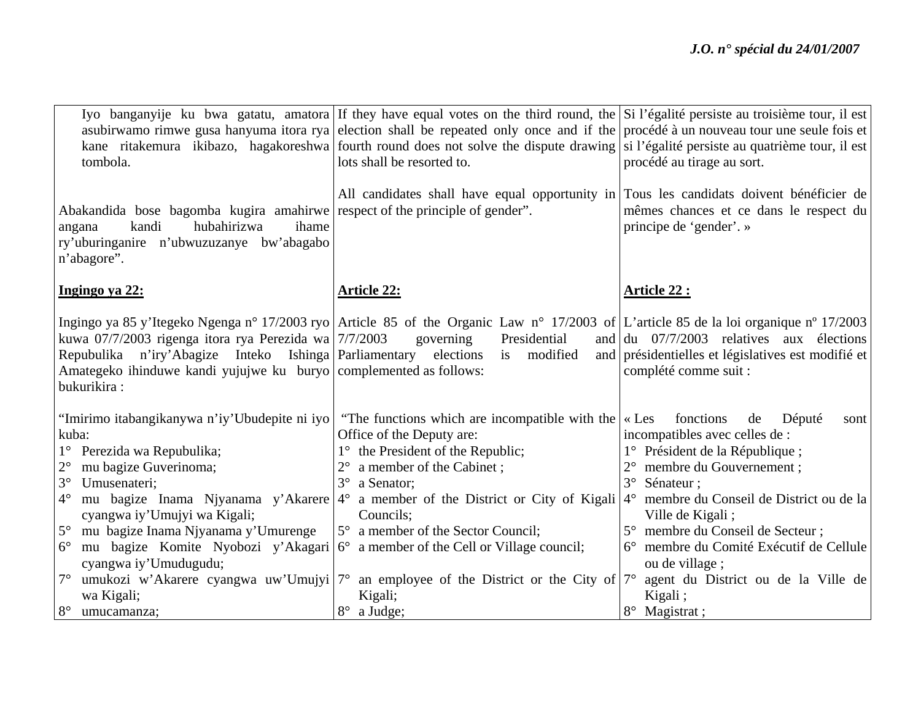| Kinyarwanda | English | Français |
|---|---|---|
| Iyo banganyije ku bwa gatatu, amatora asubirwamo rimwe gusa hanyuma itora rya kane ritakemura ikibazo, hagakoreshwa tombola. | If they have equal votes on the third round, the election shall be repeated only once and if the fourth round does not solve the dispute drawing lots shall be resorted to. | Si l'égalité persiste au troisième tour, il est procédé à un nouveau tour une seule fois et si l'égalité persiste au quatrième tour, il est procédé au tirage au sort. |
| Abakandida bose bagomba kugira amahirwe angana kandi hubahirizwa ihame ry'uburinganire n'ubwuzuzanye bw'abagabo n'abagore". | All candidates shall have equal opportunity in respect of the principle of gender". | Tous les candidats doivent bénéficier de mêmes chances et ce dans le respect du principe de 'gender'. » |
| **<u>Ingingo ya 22:</u>** | **<u>Article 22:</u>** | **<u>Article 22 :</u>** |
| Ingingo ya 85 y'Itegeko Ngenga n° 17/2003 ryo kuwa 07/7/2003 rigenga itora rya Perezida wa Repubulika n'iry'Abagize Inteko Ishinga Amategeko ihinduwe kandi yujujwe ku buryo bukurikira : | Article 85 of the Organic Law n° 17/2003 of 7/7/2003 governing Presidential and Parliamentary elections is modified and complemented as follows: | L'article 85 de la loi organique nº 17/2003 du 07/7/2003 relatives aux élections présidentielles et législatives est modifié et complété comme suit : |
| "Imirimo itabangikanywa n'iy'Ubudepite ni iyo kuba:<br>1° Perezida wa Repubulika;<br>2° mu bagize Guverinoma;<br>3° Umusenateri;<br>4° mu bagize Inama Njyanama y'Akarere cyangwa iy'Umujyi wa Kigali;<br>5° mu bagize Inama Njyanama y'Umurenge<br>6° mu bagize Komite Nyobozi y'Akagari cyangwa iy'Umudugudu;<br>7° umukozi w'Akarere cyangwa uw'Umujyi wa Kigali;<br>8° umucamanza; | "The functions which are incompatible with the Office of the Deputy are:<br>1° the President of the Republic;<br>2° a member of the Cabinet ;<br>3° a Senator;<br>4° a member of the District or City of Kigali Councils;<br>5° a member of the Sector Council;<br>6° a member of the Cell or Village council;<br>7° an employee of the District or the City of Kigali;<br>8° a Judge; | « Les fonctions de Député sont incompatibles avec celles de :<br>1° Président de la République ;<br>2° membre du Gouvernement ;<br>3° Sénateur ;<br>4° membre du Conseil de District ou de la Ville de Kigali ;<br>5° membre du Conseil de Secteur ;<br>6° membre du Comité Exécutif de Cellule ou de village ;<br>7° agent du District ou de la Ville de Kigali ;<br>8° Magistrat ; |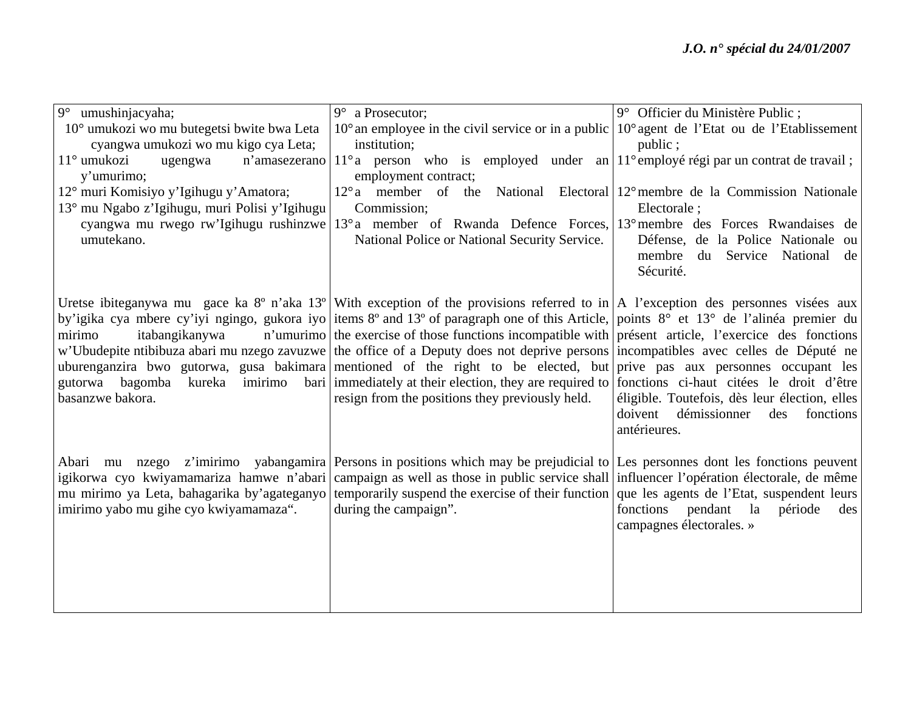| | | |
|---|---|---|
| 9° umushinjacyaha;<br>10° umukozi wo mu butegetsi bwite bwa Leta cyangwa umukozi wo mu kigo cya Leta;<br>11° umukozi ugengwa n'amasezerano y'umurimo;<br>12° muri Komisiyo y'Igihugu y'Amatora;<br>13° mu Ngabo z'Igihugu, muri Polisi y'Igihugu cyangwa mu rwego rw'Igihugu rushinzwe umutekano. | 9° a Prosecutor;<br>10° an employee in the civil service or in a public institution;<br>11° a person who is employed under an employment contract;<br>12° a member of the National Electoral Commission;<br>13° a member of Rwanda Defence Forces, National Police or National Security Service. | 9° Officier du Ministère Public ;<br>10° agent de l'Etat ou de l'Etablissement public ;<br>11° employé régi par un contrat de travail ;<br>12° membre de la Commission Nationale Electorale ;<br>13° membre des Forces Rwandaises de Défense, de la Police Nationale ou membre du Service National de Sécurité. |
| Uretse ibiteganywa mu gace ka 8º n'aka 13º by'igika cya mbere cy'iyi ngingo, gukora iyo mirimo itabangikanywa n'umurimo w'Ubudepite ntibibuza abari mu nzego zavuzwe uburenganzira bwo gutorwa, gusa bakimara gutorwa bagomba kureka imirimo bari basanzwe bakora. | With exception of the provisions referred to in items 8º and 13º of paragraph one of this Article, the exercise of those functions incompatible with the office of a Deputy does not deprive persons mentioned of the right to be elected, but immediately at their election, they are required to resign from the positions they previously held. | A l'exception des personnes visées aux points 8° et 13° de l'alinéa premier du présent article, l'exercice des fonctions incompatibles avec celles de Député ne prive pas aux personnes occupant les fonctions ci-haut citées le droit d'être éligible. Toutefois, dès leur élection, elles doivent démissionner des fonctions antérieures. |
| Abari mu nzego z'imirimo yabangamira igikorwa cyo kwiyamamariza hamwe n'abari mu mirimo ya Leta, bahagarika by'agateganyo imirimo yabo mu gihe cyo kwiyamamaza". | Persons in positions which may be prejudicial to campaign as well as those in public service shall temporarily suspend the exercise of their function during the campaign". | Les personnes dont les fonctions peuvent influencer l'opération électorale, de même que les agents de l'Etat, suspendent leurs fonctions pendant la période des campagnes électorales. » |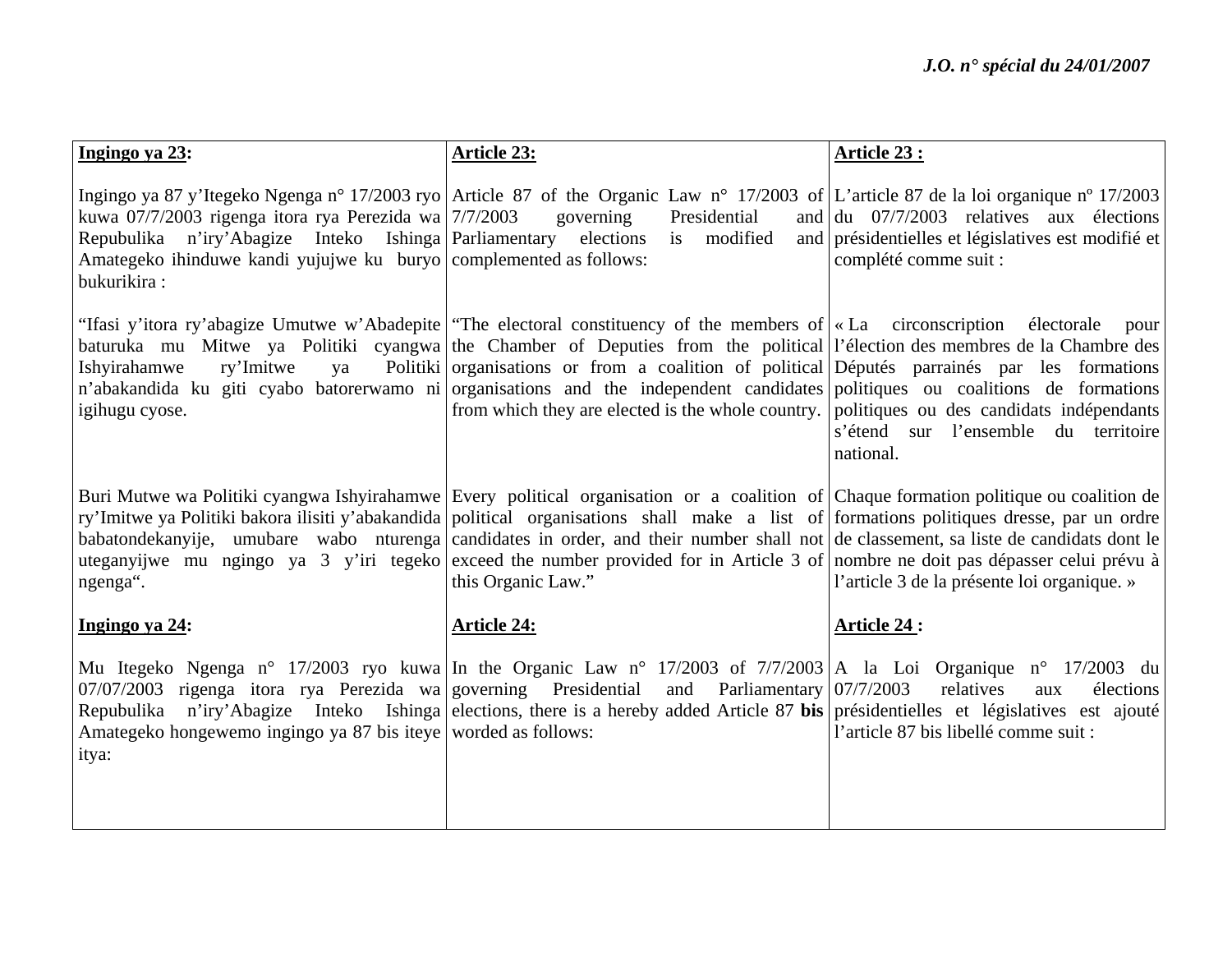| **Ingingo ya 23:** | **Article 23:** | **Article 23 :** |
|---|---|---|
| Ingingo ya 87 y'Itegeko Ngenga n° 17/2003 ryo kuwa 07/7/2003 rigenga itora rya Perezida wa Repubulika n'iry'Abagize Inteko Ishinga Amategeko ihinduwe kandi yujujwe ku buryo bukurikira : | Article 87 of the Organic Law n° 17/2003 of 7/7/2003 governing Presidential and Parliamentary elections is modified and complemented as follows: | L'article 87 de la loi organique nº 17/2003 du 07/7/2003 relatives aux élections présidentielles et législatives est modifié et complété comme suit : |
| "Ifasi y'itora ry'abagize Umutwe w'Abadepite baturuka mu Mitwe ya Politiki cyangwa Ishyirahamwe ry'Imitwe ya Politiki n'abakandida ku giti cyabo batorerwamo ni igihugu cyose. | "The electoral constituency of the members of the Chamber of Deputies from the political organisations or from a coalition of political organisations and the independent candidates from which they are elected is the whole country. | « La circonscription électorale pour l'élection des membres de la Chambre des Députés parrainés par les formations politiques ou coalitions de formations politiques ou des candidats indépendants s'étend sur l'ensemble du territoire national. |
| Buri Mutwe wa Politiki cyangwa Ishyirahamwe ry'Imitwe ya Politiki bakora ilisiti y'abakandida babatondekanyije, umubare wabo nturenga uteganyijwe mu ngingo ya 3 y'iri tegeko ngenga". | Every political organisation or a coalition of political organisations shall make a list of candidates in order, and their number shall not exceed the number provided for in Article 3 of this Organic Law." | Chaque formation politique ou coalition de formations politiques dresse, par un ordre de classement, sa liste de candidats dont le nombre ne doit pas dépasser celui prévu à l'article 3 de la présente loi organique. » |
| **Ingingo ya 24:** | **Article 24:** | **Article 24 :** |
| Mu Itegeko Ngenga n° 17/2003 ryo kuwa 07/07/2003 rigenga itora rya Perezida wa Repubulika n'iry'Abagize Inteko Ishinga Amategeko hongewemo ingingo ya 87 bis iteye itya: | In the Organic Law n° 17/2003 of 7/7/2003 governing Presidential and Parliamentary elections, there is a hereby added Article 87 **bis** worded as follows: | A la Loi Organique n° 17/2003 du 07/7/2003 relatives aux élections présidentielles et législatives est ajouté l'article 87 bis libellé comme suit : |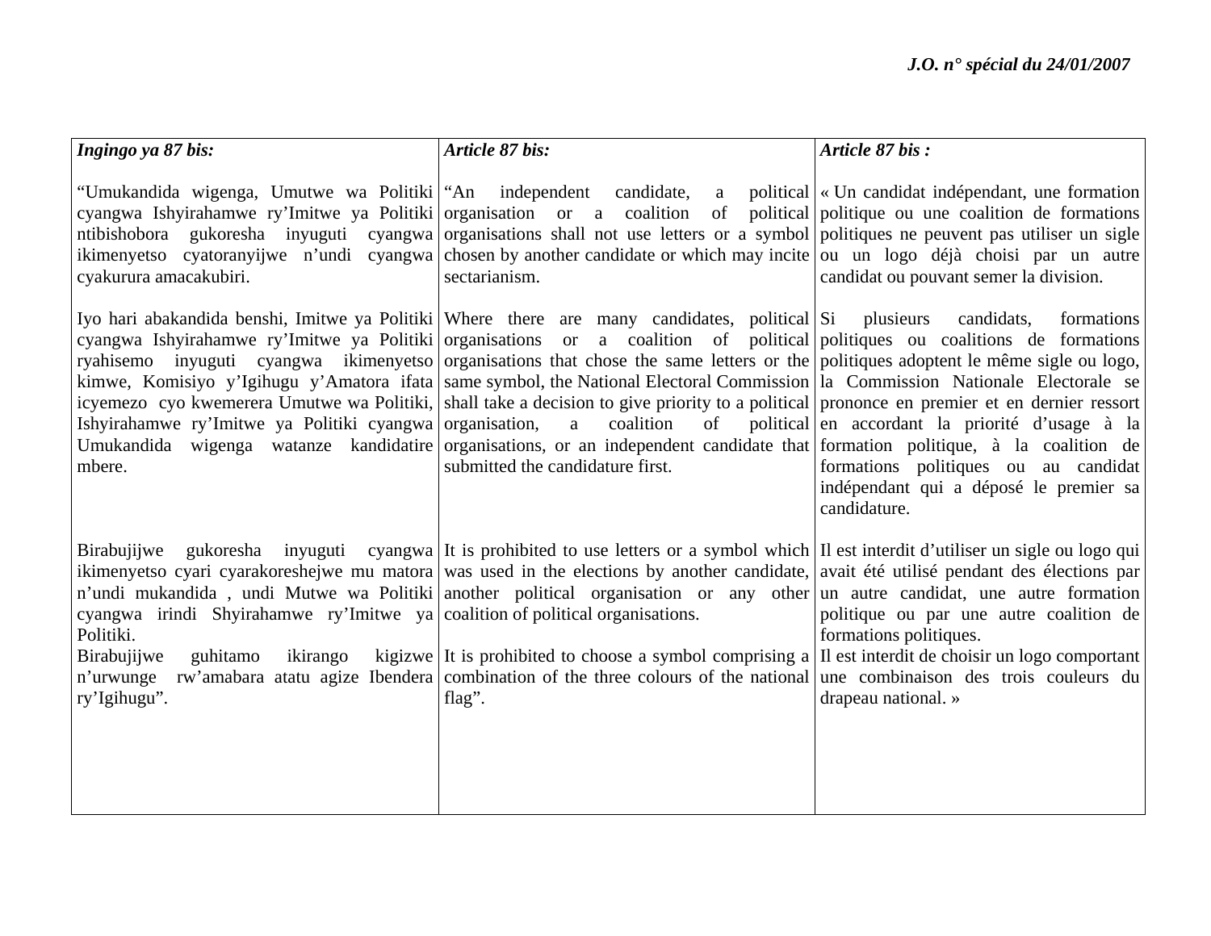| *Ingingo ya 87 bis:* | *Article 87 bis:* | *Article 87 bis :* |
|---|---|---|
| "Umukandida wigenga, Umutwe wa Politiki cyangwa Ishyirahamwe ry'Imitwe ya Politiki ntibishobora gukoresha inyuguti cyangwa ikimenyetso cyatoranyijwe n'undi cyangwa cyakurura amacakubiri. | "An independent candidate, a political organisation or a coalition of political organisations shall not use letters or a symbol chosen by another candidate or which may incite sectarianism. | « Un candidat indépendant, une formation politique ou une coalition de formations politiques ne peuvent pas utiliser un sigle ou un logo déjà choisi par un autre candidat ou pouvant semer la division. |
| Iyo hari abakandida benshi, Imitwe ya Politiki cyangwa Ishyirahamwe ry'Imitwe ya Politiki ryahisemo inyuguti cyangwa ikimenyetso kimwe, Komisiyo y'Igihugu y'Amatora ifata icyemezo cyo kwemerera Umutwe wa Politiki, Ishyirahamwe ry'Imitwe ya Politiki cyangwa Umukandida wigenga watanze kandidatire mbere. | Where there are many candidates, political organisations or a coalition of political organisations that chose the same letters or the same symbol, the National Electoral Commission shall take a decision to give priority to a political organisation, a coalition of political organisations, or an independent candidate that submitted the candidature first. | Si plusieurs candidats, formations politiques ou coalitions de formations politiques adoptent le même sigle ou logo, la Commission Nationale Electorale se prononce en premier et en dernier ressort en accordant la priorité d'usage à la formation politique, à la coalition de formations politiques ou au candidat indépendant qui a déposé le premier sa candidature. |
| Birabujijwe gukoresha inyuguti cyangwa ikimenyetso cyari cyarakoreshejwe mu matora n'undi mukandida , undi Mutwe wa Politiki cyangwa irindi Shyirahamwe ry'Imitwe ya Politiki. | It is prohibited to use letters or a symbol which was used in the elections by another candidate, another political organisation or any other coalition of political organisations. | Il est interdit d'utiliser un sigle ou logo qui avait été utilisé pendant des élections par un autre candidat, une autre formation politique ou par une autre coalition de formations politiques. |
| Birabujijwe guhitamo ikirango kigizwe n'urwunge rw'amabara atatu agize Ibendera ry'Igihugu". | It is prohibited to choose a symbol comprising a combination of the three colours of the national flag". | Il est interdit de choisir un logo comportant une combinaison des trois couleurs du drapeau national. » |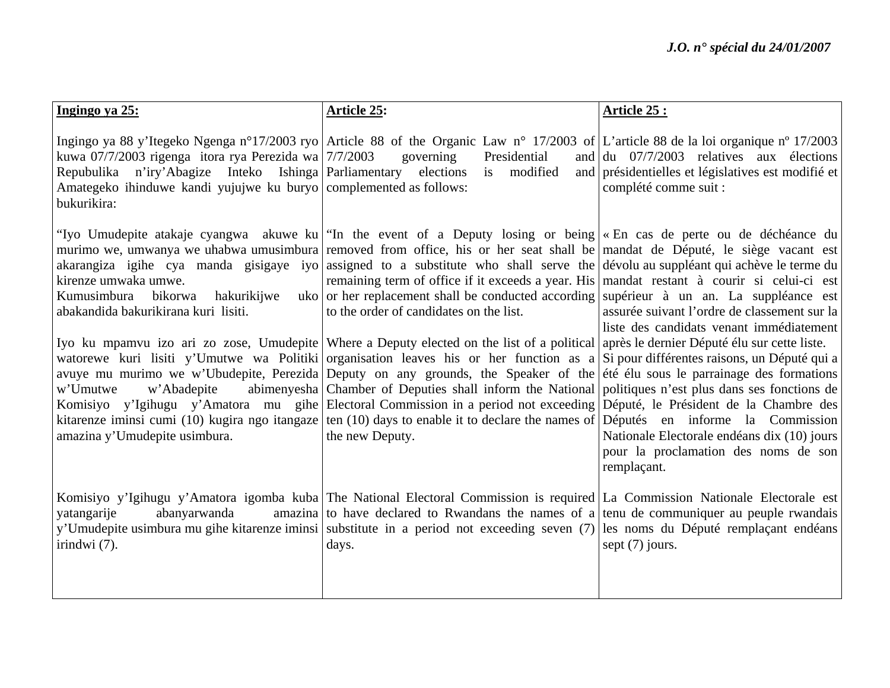| **Ingingo ya 25:** | **Article 25:** | **Article 25 :** |
|---|---|---|
| Ingingo ya 88 y'Itegeko Ngenga n°17/2003 ryo kuwa 07/7/2003 rigenga itora rya Perezida wa Repubulika n'iry'Abagize Inteko Ishinga Amategeko ihinduwe kandi yujujwe ku buryo bukurikira: | Article 88 of the Organic Law n° 17/2003 of 7/7/2003 governing Presidential and Parliamentary elections is modified and complemented as follows: | L'article 88 de la loi organique nº 17/2003 du 07/7/2003 relatives aux élections présidentielles et législatives est modifié et complété comme suit : |
| "Iyo Umudepite atakaje cyangwa akuwe ku murimo we, umwanya we uhabwa umusimbura akarangiza igihe cya manda gisigaye iyo kirenze umwaka umwe.<br>Kumusimbura bikorwa hakurikijwe uko abakandida bakurikirana kuri lisiti. | "In the event of a Deputy losing or being removed from office, his or her seat shall be assigned to a substitute who shall serve the remaining term of office if it exceeds a year. His or her replacement shall be conducted according to the order of candidates on the list. | « En cas de perte ou de déchéance du mandat de Député, le siège vacant est dévolu au suppléant qui achève le terme du mandat restant à courir si celui-ci est supérieur à un an. La suppléance est assurée suivant l'ordre de classement sur la liste des candidats venant immédiatement après le dernier Député élu sur cette liste. |
| Iyo ku mpamvu izo ari zo zose, Umudepite watorewe kuri lisiti y'Umutwe wa Politiki avuye mu murimo we w'Ubudepite, Perezida w'Umutwe w'Abadepite abimenyesha Komisiyo y'Igihugu y'Amatora mu gihe kitarenze iminsi cumi (10) kugira ngo itangaze amazina y'Umudepite usimbura. | Where a Deputy elected on the list of a political organisation leaves his or her function as a Deputy on any grounds, the Speaker of the Chamber of Deputies shall inform the National Electoral Commission in a period not exceeding ten (10) days to enable it to declare the names of the new Deputy. | Si pour différentes raisons, un Député qui a été élu sous le parrainage des formations politiques n'est plus dans ses fonctions de Député, le Président de la Chambre des Députés en informe la Commission Nationale Electorale endéans dix (10) jours pour la proclamation des noms de son remplaçant. |
| Komisiyo y'Igihugu y'Amatora igomba kuba yatangarije abanyarwanda amazina y'Umudepite usimbura mu gihe kitarenze iminsi irindwi (7). | The National Electoral Commission is required to have declared to Rwandans the names of a substitute in a period not exceeding seven (7) days. | La Commission Nationale Electorale est tenu de communiquer au peuple rwandais les noms du Député remplaçant endéans sept (7) jours. |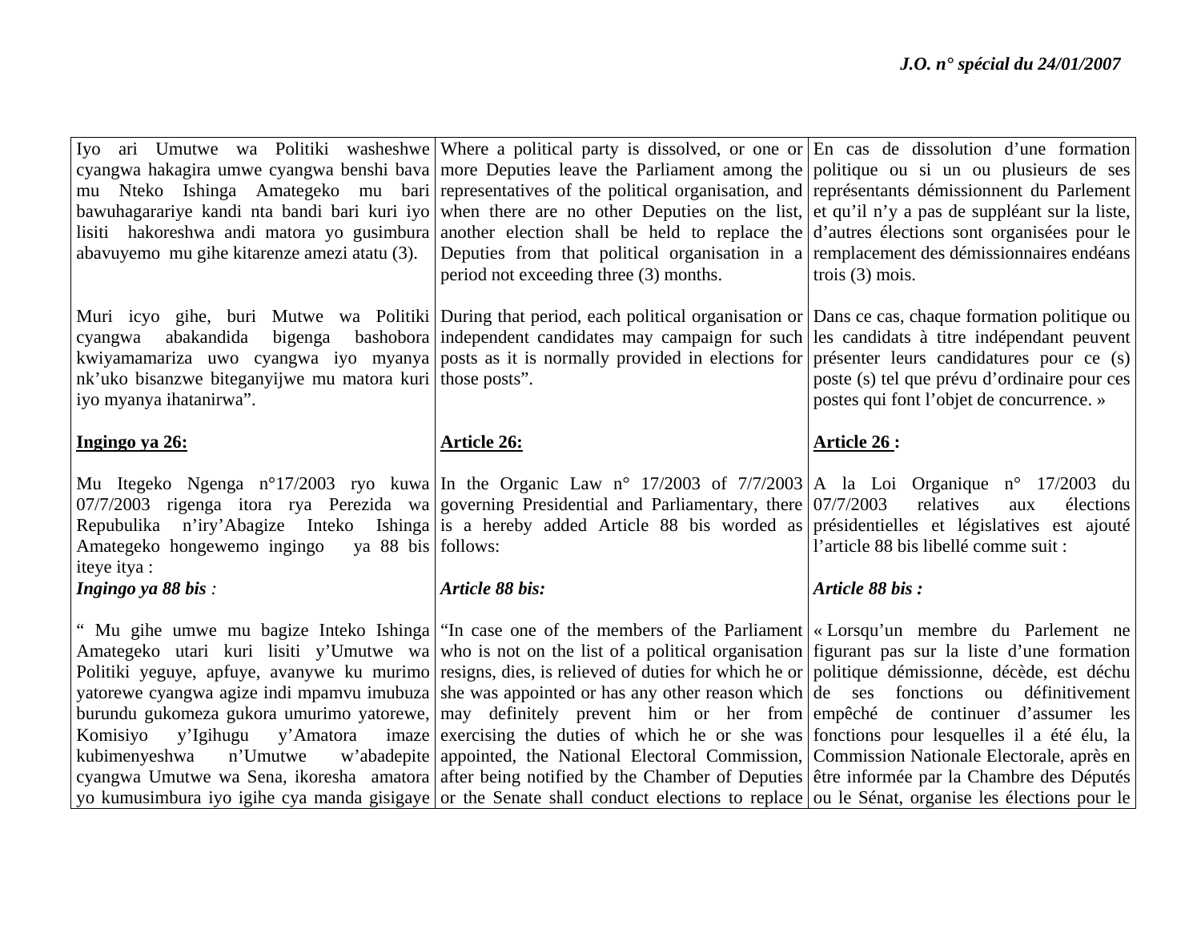| | | |
|---|---|---|
| Iyo ari Umutwe wa Politiki washeshwe cyangwa hakagira umwe cyangwa benshi bava mu Nteko Ishinga Amategeko mu bari bawuhagarariye kandi nta bandi bari kuri iyo lisiti hakoreshwa andi matora yo gusimbura abavuyemo mu gihe kitarenze amezi atatu (3). | Where a political party is dissolved, or one or more Deputies leave the Parliament among the representatives of the political organisation, and when there are no other Deputies on the list, another election shall be held to replace the Deputies from that political organisation in a period not exceeding three (3) months. | En cas de dissolution d'une formation politique ou si un ou plusieurs de ses représentants démissionnent du Parlement et qu'il n'y a pas de suppléant sur la liste, d'autres élections sont organisées pour le remplacement des démissionnaires endéans trois (3) mois. |
| Muri icyo gihe, buri Mutwe wa Politiki cyangwa abakandida bigenga bashobora kwiyamamariza uwo cyangwa iyo myanya nk'uko bisanzwe biteganyijwe mu matora kuri iyo myanya ihatanirwa". | During that period, each political organisation or independent candidates may campaign for such posts as it is normally provided in elections for those posts". | Dans ce cas, chaque formation politique ou les candidats à titre indépendant peuvent présenter leurs candidatures pour ce (s) poste (s) tel que prévu d'ordinaire pour ces postes qui font l'objet de concurrence. » |
| **<u>Ingingo ya 26:</u>** | **<u>Article 26:</u>** | **<u>Article 26</u> :** |
| Mu Itegeko Ngenga n°17/2003 ryo kuwa 07/7/2003 rigenga itora rya Perezida wa Repubulika n'iry'Abagize Inteko Ishinga Amategeko hongewemo ingingo ya 88 bis iteye itya : | In the Organic Law n° 17/2003 of 7/7/2003 governing Presidential and Parliamentary, there is a hereby added Article 88 bis worded as follows: | A la Loi Organique n° 17/2003 du 07/7/2003 relatives aux élections présidentielles et législatives est ajouté l'article 88 bis libellé comme suit : |
| ***Ingingo ya 88 bis*** *:* | ***Article 88 bis:*** | ***Article 88 bis :*** |
| " Mu gihe umwe mu bagize Inteko Ishinga Amategeko utari kuri lisiti y'Umutwe wa Politiki yeguye, apfuye, avanywe ku murimo yatorewe cyangwa agize indi mpamvu imubuza burundu gukomeza gukora umurimo yatorewe, Komisiyo y'Igihugu y'Amatora imaze kubimenyeshwa n'Umutwe w'abadepite cyangwa Umutwe wa Sena, ikoresha amatora yo kumusimbura iyo igihe cya manda gisigaye | "In case one of the members of the Parliament who is not on the list of a political organisation resigns, dies, is relieved of duties for which he or she was appointed or has any other reason which may definitely prevent him or her from exercising the duties of which he or she was appointed, the National Electoral Commission, after being notified by the Chamber of Deputies or the Senate shall conduct elections to replace | « Lorsqu'un membre du Parlement ne figurant pas sur la liste d'une formation politique démissionne, décède, est déchu de ses fonctions ou définitivement empêché de continuer d'assumer les fonctions pour lesquelles il a été élu, la Commission Nationale Electorale, après en être informée par la Chambre des Députés ou le Sénat, organise les élections pour le |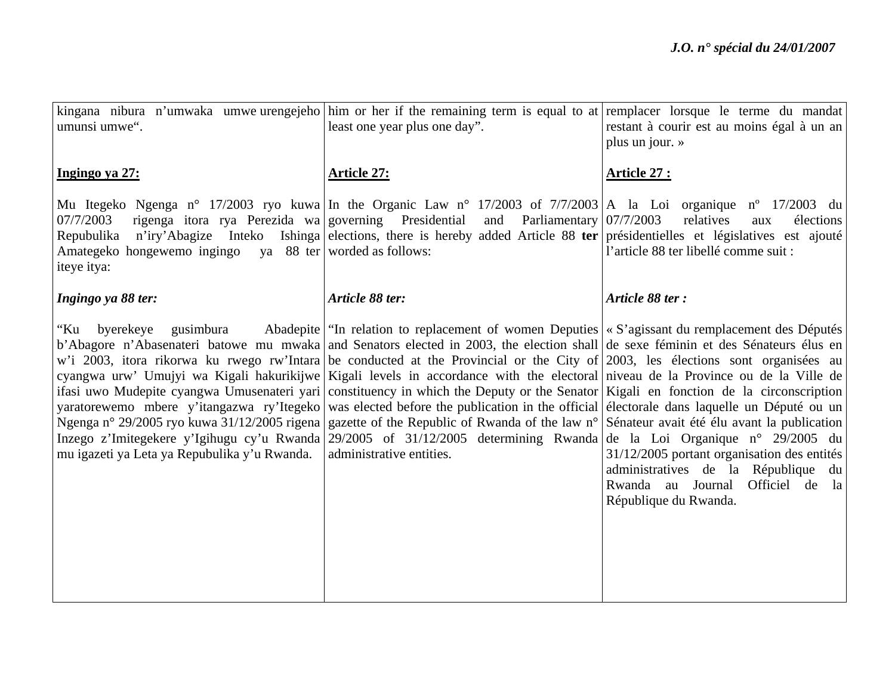| | | |
|---|---|---|
| kingana nibura n'umwaka umwe urengejeho umunsi umwe". | him or her if the remaining term is equal to at least one year plus one day". | remplacer lorsque le terme du mandat restant à courir est au moins égal à un an plus un jour. » |
| **Ingingo ya 27:** | **Article 27:** | **Article 27 :** |
| Mu Itegeko Ngenga n° 17/2003 ryo kuwa 07/7/2003 rigenga itora rya Perezida wa Repubulika n'iry'Abagize Inteko Ishinga Amategeko hongewemo ingingo ya 88 ter iteye itya: | In the Organic Law n° 17/2003 of 7/7/2003 governing Presidential and Parliamentary elections, there is hereby added Article 88 **ter** worded as follows: | A la Loi organique nº 17/2003 du 07/7/2003 relatives aux élections présidentielles et législatives est ajouté l'article 88 ter libellé comme suit : |
| ***Ingingo ya 88 ter:*** | ***Article 88 ter:*** | ***Article 88 ter :*** |
| "Ku byerekeye gusimbura Abadepite b'Abagore n'Abasenateri batowe mu mwaka w'i 2003, itora rikorwa ku rwego rw'Intara cyangwa urw' Umujyi wa Kigali hakurikijwe ifasi uwo Mudepite cyangwa Umusenateri yari yaratorewemo mbere y'itangazwa ry'Itegeko Ngenga n° 29/2005 ryo kuwa 31/12/2005 rigena Inzego z'Imitegekere y'Igihugu cy'u Rwanda mu igazeti ya Leta ya Repubulika y'u Rwanda. | "In relation to replacement of women Deputies and Senators elected in 2003, the election shall be conducted at the Provincial or the City of Kigali levels in accordance with the electoral constituency in which the Deputy or the Senator was elected before the publication in the official gazette of the Republic of Rwanda of the law n° 29/2005 of 31/12/2005 determining Rwanda administrative entities. | « S'agissant du remplacement des Députés de sexe féminin et des Sénateurs élus en 2003, les élections sont organisées au niveau de la Province ou de la Ville de Kigali en fonction de la circonscription électorale dans laquelle un Député ou un Sénateur avait été élu avant la publication de la Loi Organique n° 29/2005 du 31/12/2005 portant organisation des entités administratives de la République du Rwanda au Journal Officiel de la République du Rwanda. |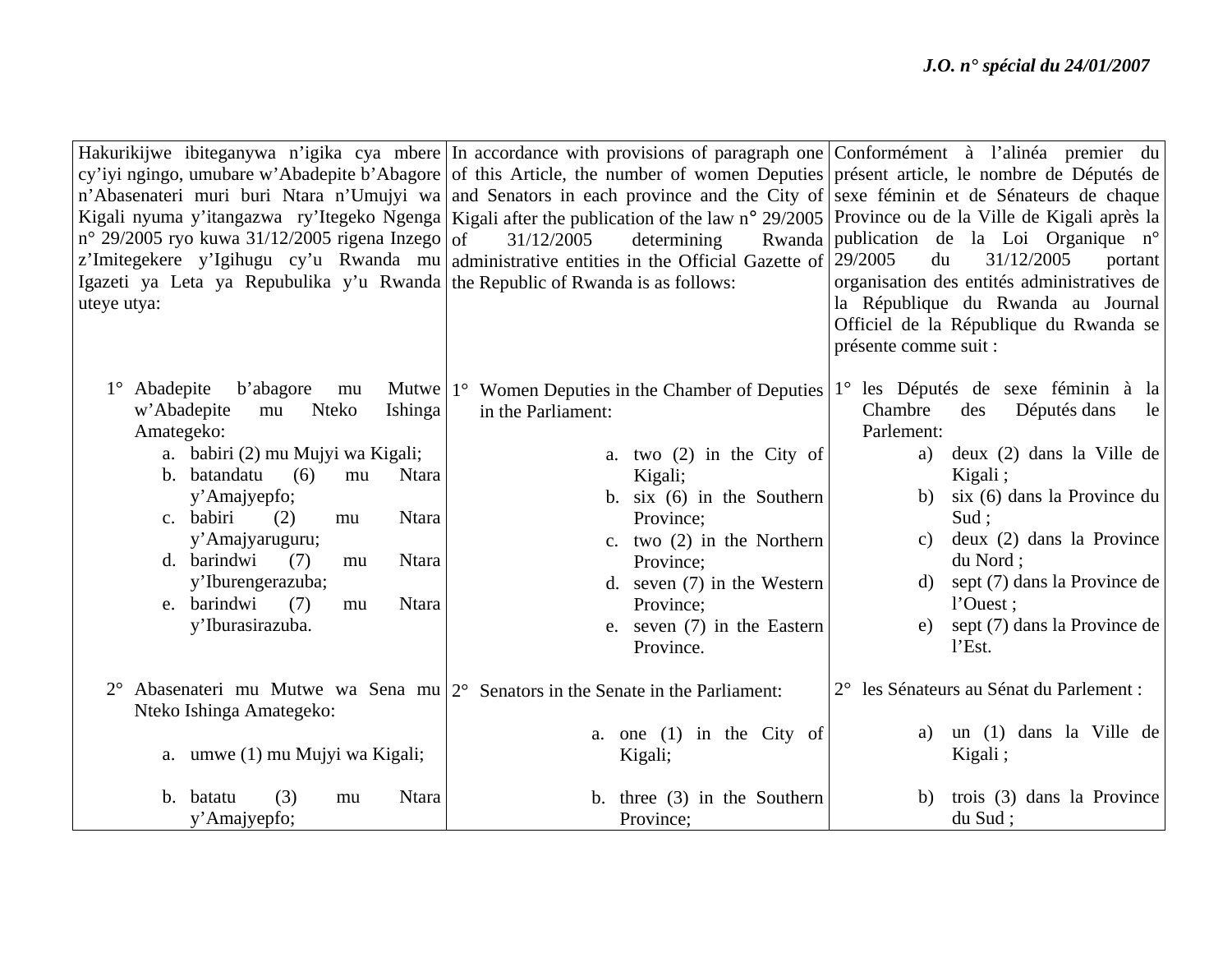| Hakurikijwe ibiteganywa n'igika cya mbere cy'iyi ngingo, umubare w'Abadepite b'Abagore n'Abasenateri muri buri Ntara n'Umujyi wa Kigali nyuma y'itangazwa ry'Itegeko Ngenga n° 29/2005 ryo kuwa 31/12/2005 rigena Inzego z'Imitegekere y'Igihugu cy'u Rwanda mu Igazeti ya Leta ya Repubulika y'u Rwanda uteye utya: | In accordance with provisions of paragraph one of this Article, the number of women Deputies and Senators in each province and the City of Kigali after the publication of the law n° 29/2005 of 31/12/2005 determining Rwanda administrative entities in the Official Gazette of the Republic of Rwanda is as follows: | Conformément à l'alinéa premier du présent article, le nombre de Députés de sexe féminin et de Sénateurs de chaque Province ou de la Ville de Kigali après la publication de la Loi Organique n° 29/2005 du 31/12/2005 portant organisation des entités administratives de la République du Rwanda au Journal Officiel de la République du Rwanda se présente comme suit : |
|---|---|---|
| 1° Abadepite b'abagore mu Mutwe w'Abadepite mu Nteko Ishinga Amategeko:<br>a. babiri (2) mu Mujyi wa Kigali;<br>b. batandatu (6) mu Ntara y'Amajyepfo;<br>c. babiri (2) mu Ntara y'Amajyaruguru;<br>d. barindwi (7) mu Ntara y'Iburengerazuba;<br>e. barindwi (7) mu Ntara y'Iburasirazuba. | 1° Women Deputies in the Chamber of Deputies in the Parliament:<br>a. two (2) in the City of Kigali;<br>b. six (6) in the Southern Province;<br>c. two (2) in the Northern Province;<br>d. seven (7) in the Western Province;<br>e. seven (7) in the Eastern Province. | 1° les Députés de sexe féminin à la Chambre des Députés dans le Parlement:<br>a) deux (2) dans la Ville de Kigali ;<br>b) six (6) dans la Province du Sud ;<br>c) deux (2) dans la Province du Nord ;<br>d) sept (7) dans la Province de l'Ouest ;<br>e) sept (7) dans la Province de l'Est. |
| 2° Abasenateri mu Mutwe wa Sena mu Nteko Ishinga Amategeko:<br>a. umwe (1) mu Mujyi wa Kigali;<br>b. batatu (3) mu Ntara y'Amajyepfo; | 2° Senators in the Senate in the Parliament:<br>a. one (1) in the City of Kigali;<br>b. three (3) in the Southern Province; | 2° les Sénateurs au Sénat du Parlement :<br>a) un (1) dans la Ville de Kigali ;<br>b) trois (3) dans la Province du Sud ; |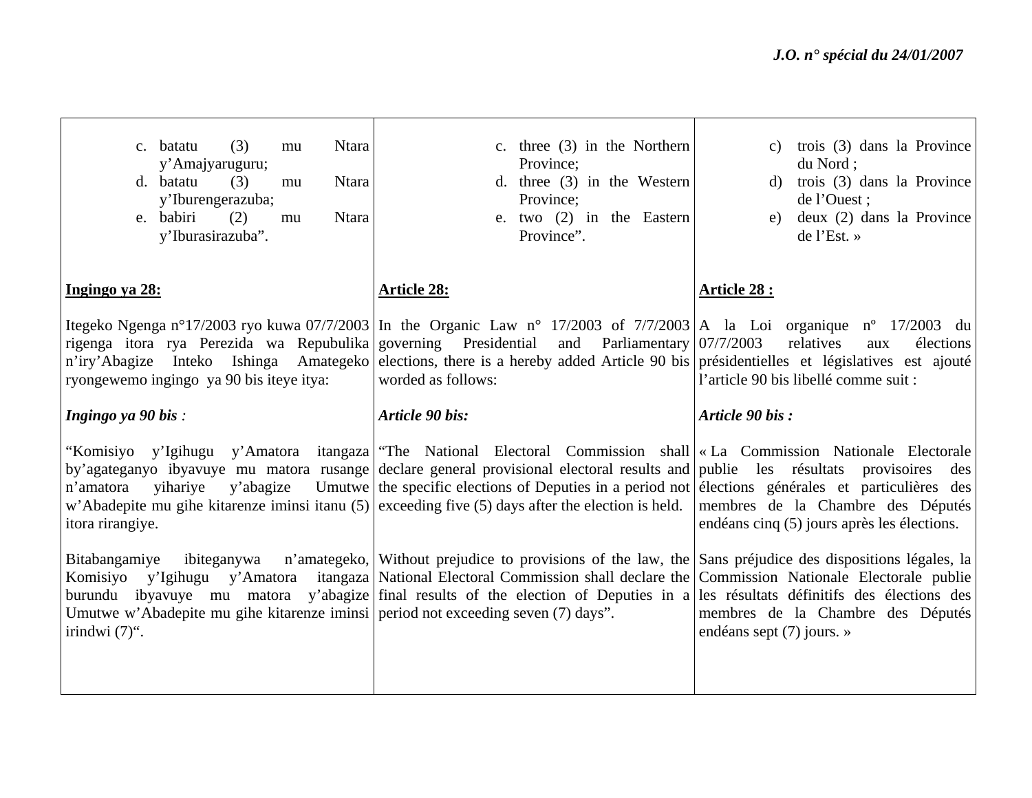| | | |
|---|---|---|
| c. batatu (3) mu Ntara y'Amajyaruguru;<br>d. batatu (3) mu Ntara y'Iburengerazuba;<br>e. babiri (2) mu Ntara y'Iburasirazuba". | c. three (3) in the Northern Province;<br>d. three (3) in the Western Province;<br>e. two (2) in the Eastern Province". | c) trois (3) dans la Province du Nord ;<br>d) trois (3) dans la Province de l'Ouest ;<br>e) deux (2) dans la Province de l'Est. » |
| **Ingingo ya 28:** | **Article 28:** | **Article 28 :** |
| Itegeko Ngenga n°17/2003 ryo kuwa 07/7/2003 rigenga itora rya Perezida wa Repubulika n'iry'Abagize Inteko Ishinga Amategeko ryongewemo ingingo ya 90 bis iteye itya: | In the Organic Law n° 17/2003 of 7/7/2003 governing Presidential and Parliamentary elections, there is a hereby added Article 90 bis worded as follows: | A la Loi organique nº 17/2003 du 07/7/2003 relatives aux élections présidentielles et législatives est ajouté l'article 90 bis libellé comme suit : |
| ***Ingingo ya 90 bis*** *:* | ***Article 90 bis:*** | ***Article 90 bis :*** |
| "Komisiyo y'Igihugu y'Amatora itangaza by'agateganyo ibyavuye mu matora rusange n'amatora yihariye y'abagize Umutwe w'Abadepite mu gihe kitarenze iminsi itanu (5) itora rirangiye. | "The National Electoral Commission shall declare general provisional electoral results and the specific elections of Deputies in a period not exceeding five (5) days after the election is held. | « La Commission Nationale Electorale publie les résultats provisoires des élections générales et particulières des membres de la Chambre des Députés endéans cinq (5) jours après les élections. |
| Bitabangamiye ibiteganywa n'amategeko, Komisiyo y'Igihugu y'Amatora itangaza burundu ibyavuye mu matora y'abagize Umutwe w'Abadepite mu gihe kitarenze iminsi irindwi (7)". | Without prejudice to provisions of the law, the National Electoral Commission shall declare the final results of the election of Deputies in a period not exceeding seven (7) days". | Sans préjudice des dispositions légales, la Commission Nationale Electorale publie les résultats définitifs des élections des membres de la Chambre des Députés endéans sept (7) jours. » |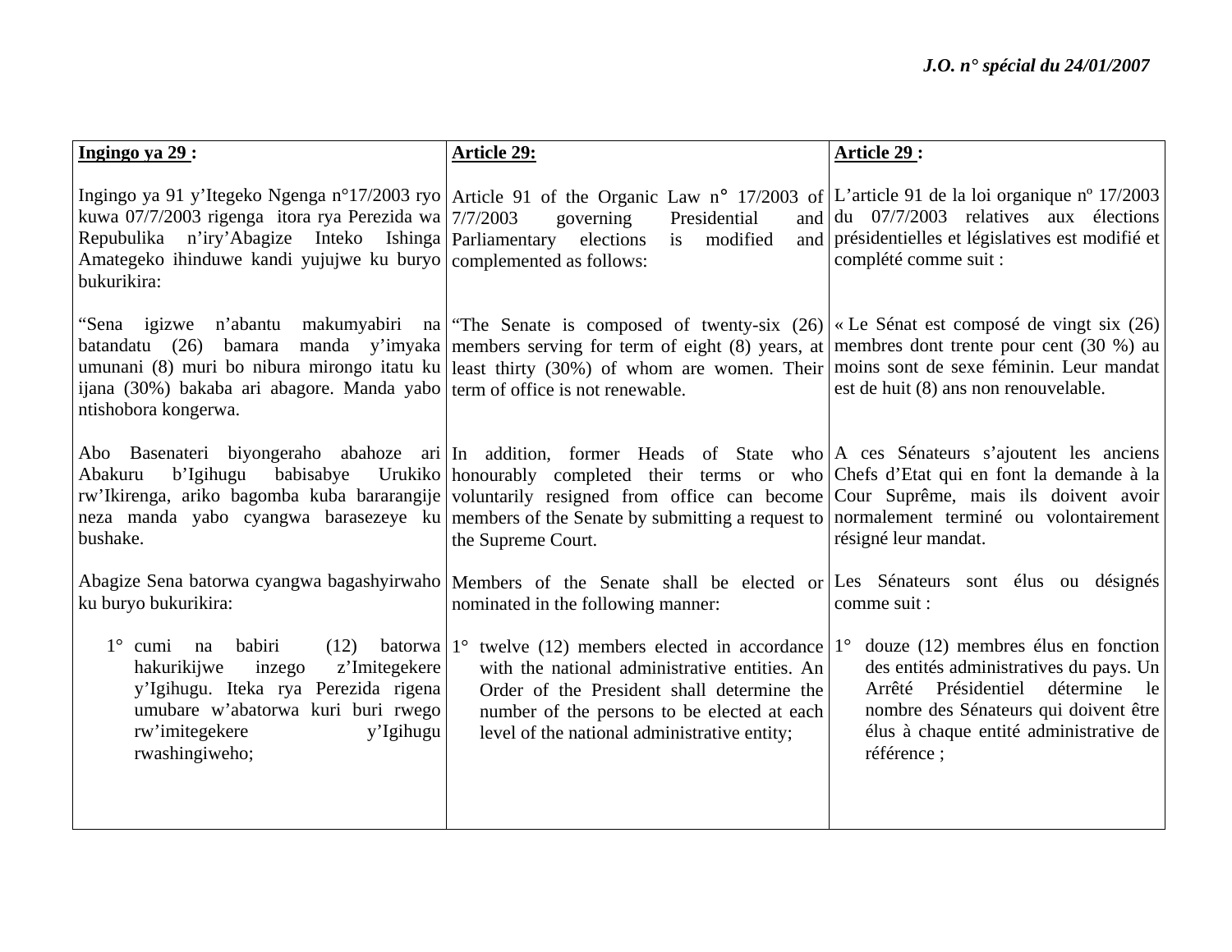| Ingingo ya 29 : | Article 29: | Article 29 : |
|---|---|---|
| Ingingo ya 91 y'Itegeko Ngenga n°17/2003 ryo kuwa 07/7/2003 rigenga itora rya Perezida wa Repubulika n'iry'Abagize Inteko Ishinga Amategeko ihinduwe kandi yujujwe ku buryo bukurikira: | Article 91 of the Organic Law n° 17/2003 of 7/7/2003 governing Presidential and Parliamentary elections is modified and complemented as follows: | L'article 91 de la loi organique nº 17/2003 du 07/7/2003 relatives aux élections présidentielles et législatives est modifié et complété comme suit : |
| "Sena igizwe n'abantu makumyabiri na batandatu (26) bamara manda y'imyaka umunani (8) muri bo nibura mirongo itatu ku ijana (30%) bakaba ari abagore. Manda yabo ntishobora kongerwa. | "The Senate is composed of twenty-six (26) members serving for term of eight (8) years, at least thirty (30%) of whom are women. Their term of office is not renewable. | « Le Sénat est composé de vingt six (26) membres dont trente pour cent (30 %) au moins sont de sexe féminin. Leur mandat est de huit (8) ans non renouvelable. |
| Abo Basenateri biyongeraho abahoze ari Abakuru b'Igihugu babisabye Urukiko rw'Ikirenga, ariko bagomba kuba bararangije neza manda yabo cyangwa barasezeye ku bushake. | In addition, former Heads of State who honourably completed their terms or who voluntarily resigned from office can become members of the Senate by submitting a request to the Supreme Court. | A ces Sénateurs s'ajoutent les anciens Chefs d'Etat qui en font la demande à la Cour Suprême, mais ils doivent avoir normalement terminé ou volontairement résigné leur mandat. |
| Abagize Sena batorwa cyangwa bagashyirwaho ku buryo bukurikira: | Members of the Senate shall be elected or nominated in the following manner: | Les Sénateurs sont élus ou désignés comme suit : |
| 1° cumi na babiri (12) batorwa hakurikijwe inzego z'Imitegekere y'Igihugu. Iteka rya Perezida rigena umubare w'abatorwa kuri buri rwego rw'imitegekere y'Igihugu rwashingiweho; | 1° twelve (12) members elected in accordance with the national administrative entities. An Order of the President shall determine the number of the persons to be elected at each level of the national administrative entity; | 1° douze (12) membres élus en fonction des entités administratives du pays. Un Arrêté Présidentiel détermine le nombre des Sénateurs qui doivent être élus à chaque entité administrative de référence ; |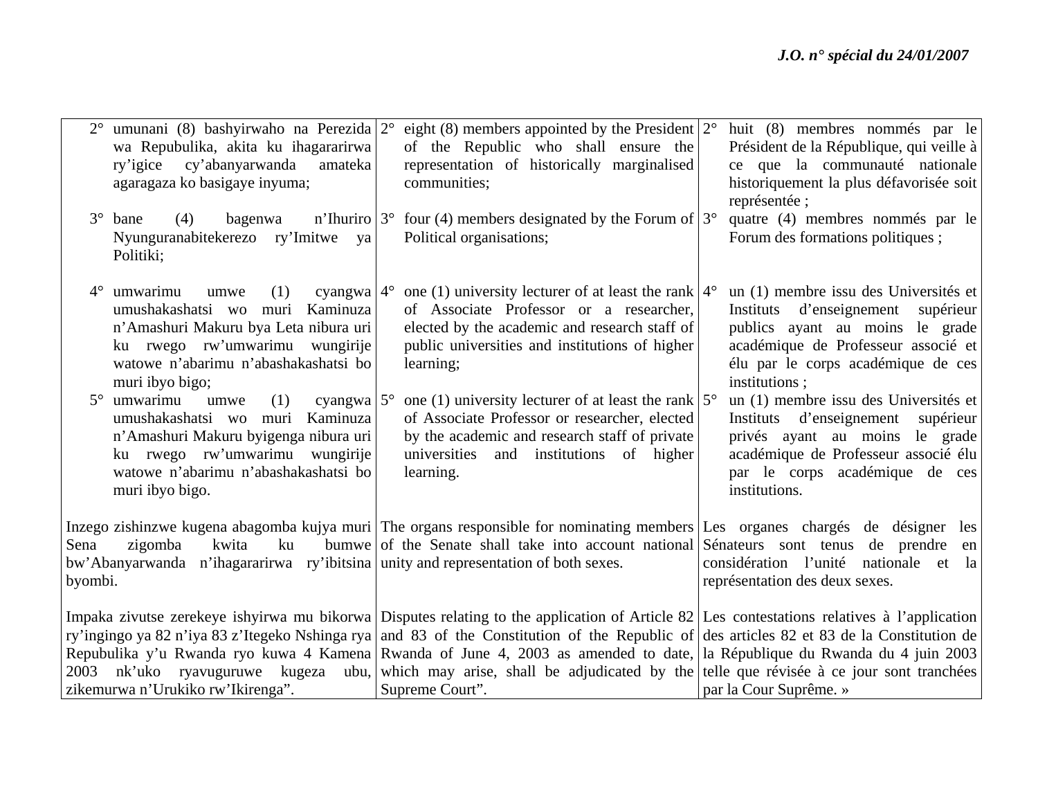| | | |
|---|---|---|
| 2° umunani (8) bashyirwaho na Perezida wa Repubulika, akita ku ihagararirwa ry'igice cy'abanyarwanda amateka agaragaza ko basigaye inyuma; | 2° eight (8) members appointed by the President of the Republic who shall ensure the representation of historically marginalised communities; | 2° huit (8) membres nommés par le Président de la République, qui veille à ce que la communauté nationale historiquement la plus défavorisée soit représentée ; |
| 3° bane (4) bagenwa n'Ihuriro Nyunguranabitekerezo ry'Imitwe ya Politiki; | 3° four (4) members designated by the Forum of Political organisations; | 3° quatre (4) membres nommés par le Forum des formations politiques ; |
| 4° umwarimu umwe (1) cyangwa umushakashatsi wo muri Kaminuza n'Amashuri Makuru bya Leta nibura uri ku rwego rw'umwarimu wungirije watowe n'abarimu n'abashakashatsi bo muri ibyo bigo; | 4° one (1) university lecturer of at least the rank of Associate Professor or a researcher, elected by the academic and research staff of public universities and institutions of higher learning; | 4° un (1) membre issu des Universités et Instituts d'enseignement supérieur publics ayant au moins le grade académique de Professeur associé et élu par le corps académique de ces institutions ; |
| 5° umwarimu umwe (1) cyangwa umushakashatsi wo muri Kaminuza n'Amashuri Makuru byigenga nibura uri ku rwego rw'umwarimu wungirije watowe n'abarimu n'abashakashatsi bo muri ibyo bigo. | 5° one (1) university lecturer of at least the rank of Associate Professor or researcher, elected by the academic and research staff of private universities and institutions of higher learning. | 5° un (1) membre issu des Universités et Instituts d'enseignement supérieur privés ayant au moins le grade académique de Professeur associé élu par le corps académique de ces institutions. |
| Inzego zishinzwe kugena abagomba kujya muri Sena zigomba kwita ku bumwe bw'Abanyarwanda n'ihagararirwa ry'ibitsina byombi. | The organs responsible for nominating members of the Senate shall take into account national unity and representation of both sexes. | Les organes chargés de désigner les Sénateurs sont tenus de prendre en considération l'unité nationale et la représentation des deux sexes. |
| Impaka zivutse zerekeye ishyirwa mu bikorwa ry'ingingo ya 82 n'iya 83 z'Itegeko Nshinga rya Repubulika y'u Rwanda ryo kuwa 4 Kamena 2003 nk'uko ryavuguruwe kugeza ubu, zikemurwa n'Urukiko rw'Ikirenga". | Disputes relating to the application of Article 82 and 83 of the Constitution of the Republic of Rwanda of June 4, 2003 as amended to date, which may arise, shall be adjudicated by the Supreme Court". | Les contestations relatives à l'application des articles 82 et 83 de la Constitution de la République du Rwanda du 4 juin 2003 telle que révisée à ce jour sont tranchées par la Cour Suprême. » |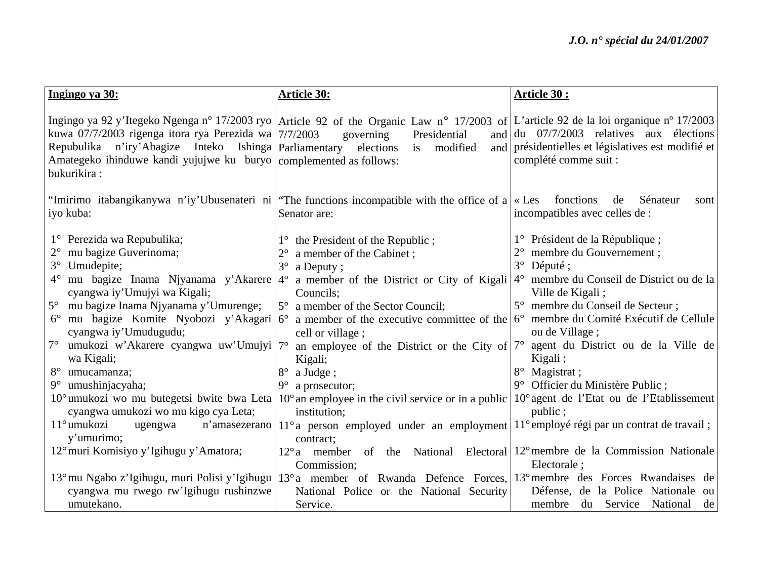| **Ingingo ya 30:** | **Article 30:** | **Article 30 :** |
|---|---|---|
| Ingingo ya 92 y'Itegeko Ngenga n° 17/2003 ryo kuwa 07/7/2003 rigenga itora rya Perezida wa Repubulika n'iry'Abagize Inteko Ishinga Amategeko ihinduwe kandi yujujwe ku buryo bukurikira : | Article 92 of the Organic Law n° 17/2003 of 7/7/2003 governing Presidential and Parliamentary elections is modified and complemented as follows: | L'article 92 de la loi organique nº 17/2003 du 07/7/2003 relatives aux élections présidentielles et législatives est modifié et complété comme suit : |
| "Imirimo itabangikanywa n'iy'Ubusenateri ni iyo kuba: | "The functions incompatible with the office of a Senator are: | « Les fonctions de Sénateur sont incompatibles avec celles de : |
| 1° Perezida wa Repubulika; | 1° the President of the Republic ; | 1° Président de la République ; |
| 2° mu bagize Guverinoma; | 2° a member of the Cabinet ; | 2° membre du Gouvernement ; |
| 3° Umudepite; | 3° a Deputy ; | 3° Député ; |
| 4° mu bagize Inama Njyanama y'Akarere cyangwa iy'Umujyi wa Kigali; | 4° a member of the District or City of Kigali Councils; | 4° membre du Conseil de District ou de la Ville de Kigali ; |
| 5° mu bagize Inama Njyanama y'Umurenge; | 5° a member of the Sector Council; | 5° membre du Conseil de Secteur ; |
| 6° mu bagize Komite Nyobozi y'Akagari cyangwa iy'Umudugudu; | 6° a member of the executive committee of the cell or village ; | 6° membre du Comité Exécutif de Cellule ou de Village ; |
| 7° umukozi w'Akarere cyangwa uw'Umujyi wa Kigali; | 7° an employee of the District or the City of Kigali; | 7° agent du District ou de la Ville de Kigali ; |
| 8° umucamanza; | 8° a Judge ; | 8° Magistrat ; |
| 9° umushinjacyaha; | 9° a prosecutor; | 9° Officier du Ministère Public ; |
| 10° umukozi wo mu butegetsi bwite bwa Leta cyangwa umukozi wo mu kigo cya Leta; | 10° an employee in the civil service or in a public institution; | 10° agent de l'Etat ou de l'Etablissement public ; |
| 11° umukozi ugengwa n'amasezerano y'umurimo; | 11° a person employed under an employment contract; | 11° employé régi par un contrat de travail ; |
| 12° muri Komisiyo y'Igihugu y'Amatora; | 12° a member of the National Electoral Commission; | 12° membre de la Commission Nationale Electorale ; |
| 13° mu Ngabo z'Igihugu, muri Polisi y'Igihugu cyangwa mu rwego rw'Igihugu rushinzwe umutekano. | 13° a member of Rwanda Defence Forces, National Police or the National Security Service. | 13° membre des Forces Rwandaises de Défense, de la Police Nationale ou membre du Service National de |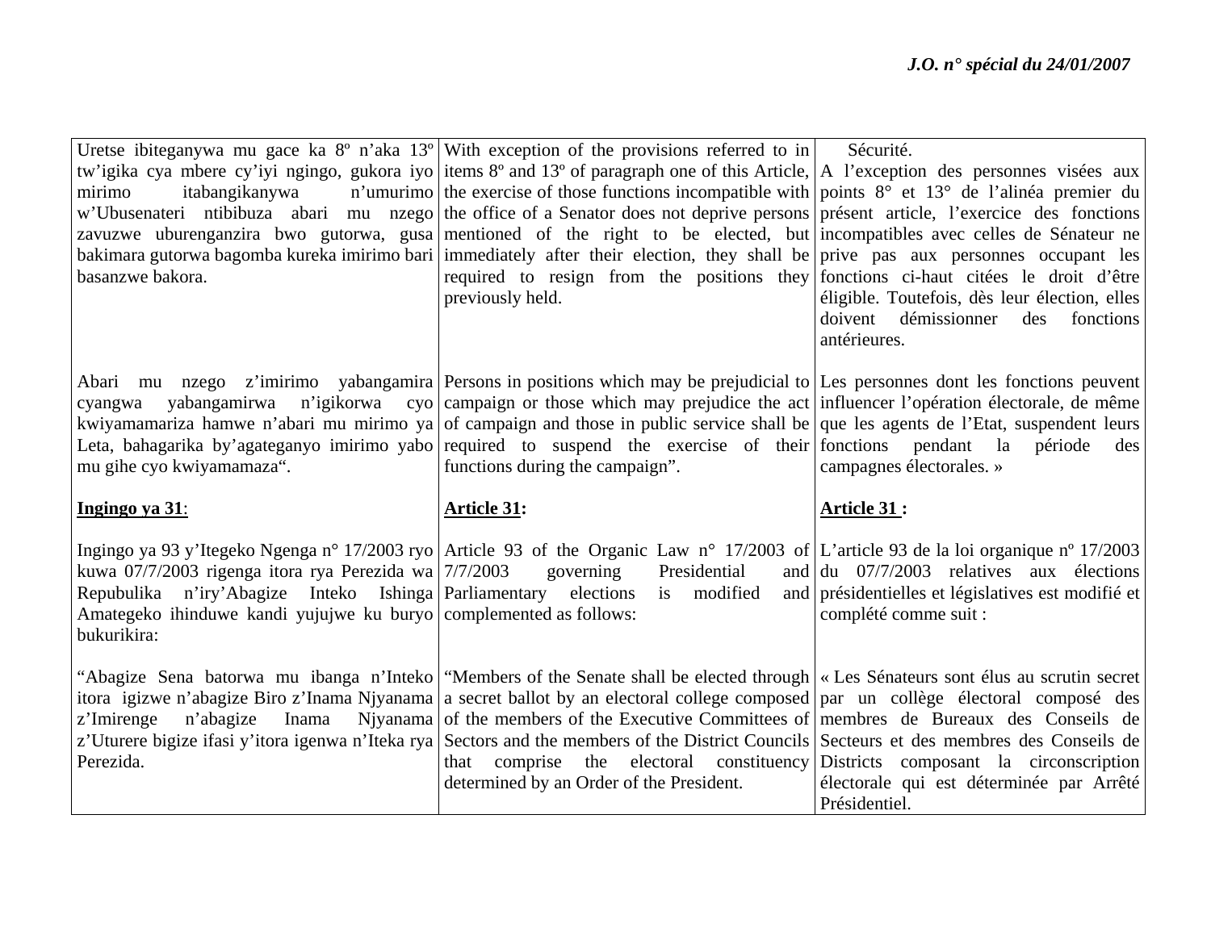| | | |
|---|---|---|
| Uretse ibiteganywa mu gace ka 8º n'aka 13º tw'igika cya mbere cy'iyi ngingo, gukora iyo mirimo itabangikanywa n'umurimo w'Ubusenateri ntibibuza abari mu nzego zavuzwe uburenganzira bwo gutorwa, gusa bakimara gutorwa bagomba kureka imirimo bari basanzwe bakora. | With exception of the provisions referred to in items 8º and 13º of paragraph one of this Article, the exercise of those functions incompatible with the office of a Senator does not deprive persons mentioned of the right to be elected, but immediately after their election, they shall be required to resign from the positions they previously held. | Sécurité.<br>A l'exception des personnes visées aux points 8° et 13° de l'alinéa premier du présent article, l'exercice des fonctions incompatibles avec celles de Sénateur ne prive pas aux personnes occupant les fonctions ci-haut citées le droit d'être éligible. Toutefois, dès leur élection, elles doivent démissionner des fonctions antérieures. |
| Abari mu nzego z'imirimo yabangamira cyangwa yabangamirwa n'igikorwa cyo kwiyamamariza hamwe n'abari mu mirimo ya Leta, bahagarika by'agateganyo imirimo yabo mu gihe cyo kwiyamamaza". | Persons in positions which may be prejudicial to campaign or those which may prejudice the act of campaign and those in public service shall be required to suspend the exercise of their functions during the campaign". | Les personnes dont les fonctions peuvent influencer l'opération électorale, de même que les agents de l'Etat, suspendent leurs fonctions pendant la période des campagnes électorales. » |
| **<u>Ingingo ya 31</u>:** | **<u>Article 31</u>:** | **<u>Article 31</u> :** |
| Ingingo ya 93 y'Itegeko Ngenga n° 17/2003 ryo kuwa 07/7/2003 rigenga itora rya Perezida wa Repubulika n'iry'Abagize Inteko Ishinga Amategeko ihinduwe kandi yujujwe ku buryo bukurikira: | Article 93 of the Organic Law n° 17/2003 of 7/7/2003 governing Presidential and Parliamentary elections is modified and complemented as follows: | L'article 93 de la loi organique nº 17/2003 du 07/7/2003 relatives aux élections présidentielles et législatives est modifié et complété comme suit : |
| "Abagize Sena batorwa mu ibanga n'Inteko itora igizwe n'abagize Biro z'Inama Njyanama z'Imirenge n'abagize Inama Njyanama z'Uturere bigize ifasi y'itora igenwa n'Iteka rya Perezida. | "Members of the Senate shall be elected through a secret ballot by an electoral college composed of the members of the Executive Committees of Sectors and the members of the District Councils that comprise the electoral constituency determined by an Order of the President. | « Les Sénateurs sont élus au scrutin secret par un collège électoral composé des membres de Bureaux des Conseils de Secteurs et des membres des Conseils de Districts composant la circonscription électorale qui est déterminée par Arrêté Présidentiel. |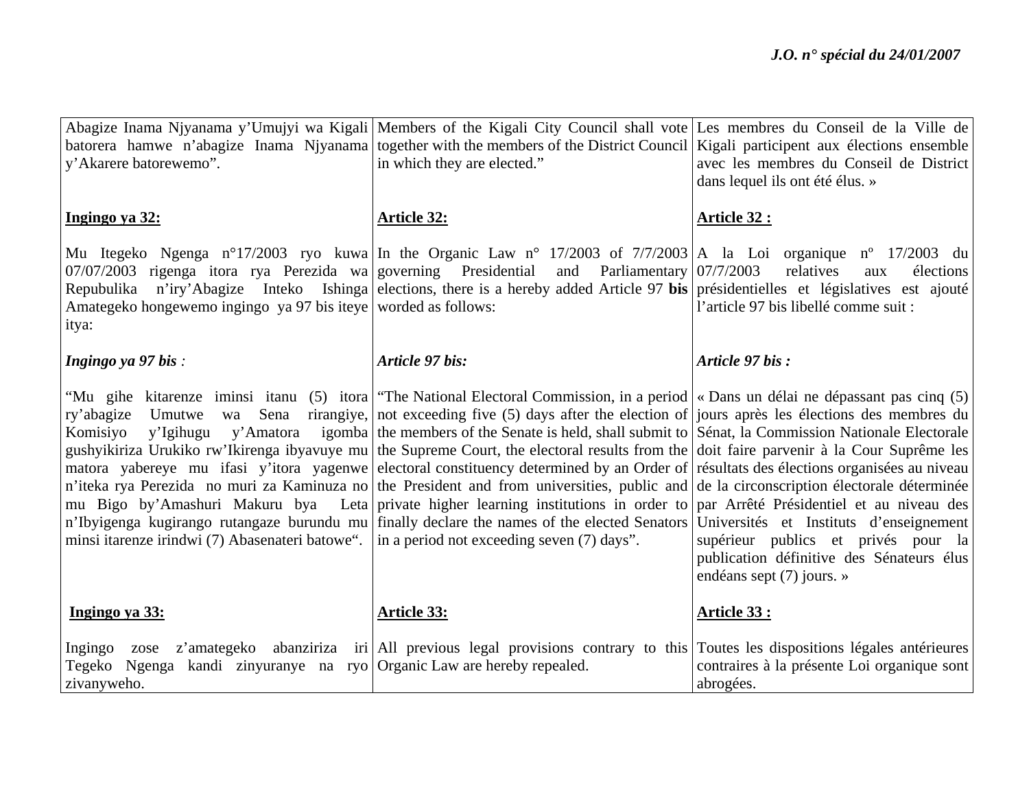| Abagize Inama Njyanama y'Umujyi wa Kigali batorera hamwe n'abagize Inama Njyanama y'Akarere batorewemo". | Members of the Kigali City Council shall vote together with the members of the District Council in which they are elected." | Les membres du Conseil de la Ville de Kigali participent aux élections ensemble avec les membres du Conseil de District dans lequel ils ont été élus. » |
|---|---|---|
| **<u>Ingingo ya 32:</u>** | **<u>Article 32:</u>** | **<u>Article 32 :</u>** |
| Mu Itegeko Ngenga n°17/2003 ryo kuwa 07/07/2003 rigenga itora rya Perezida wa Repubulika n'iry'Abagize Inteko Ishinga Amategeko hongewemo ingingo ya 97 bis iteye itya: | In the Organic Law n° 17/2003 of 7/7/2003 governing Presidential and Parliamentary elections, there is a hereby added Article 97 **bis** worded as follows: | A la Loi organique nº 17/2003 du 07/7/2003 relatives aux élections présidentielles et législatives est ajouté l'article 97 bis libellé comme suit : |
| ***Ingingo ya 97 bis*** *:* | ***Article 97 bis:*** | ***Article 97 bis :*** |
| "Mu gihe kitarenze iminsi itanu (5) itora ry'abagize Umutwe wa Sena rirangiye, Komisiyo y'Igihugu y'Amatora igomba gushyikiriza Urukiko rw'Ikirenga ibyavuye mu matora yabereye mu ifasi y'itora yagenwe n'iteka rya Perezida no muri za Kaminuza no mu Bigo by'Amashuri Makuru bya Leta n'Ibyigenga kugirango rutangaze burundu mu minsi itarenze irindwi (7) Abasenateri batowe". | "The National Electoral Commission, in a period not exceeding five (5) days after the election of the members of the Senate is held, shall submit to the Supreme Court, the electoral results from the electoral constituency determined by an Order of the President and from universities, public and private higher learning institutions in order to finally declare the names of the elected Senators in a period not exceeding seven (7) days". | « Dans un délai ne dépassant pas cinq (5) jours après les élections des membres du Sénat, la Commission Nationale Electorale doit faire parvenir à la Cour Suprême les résultats des élections organisées au niveau de la circonscription électorale déterminée par Arrêté Présidentiel et au niveau des Universités et Instituts d'enseignement supérieur publics et privés pour la publication définitive des Sénateurs élus endéans sept (7) jours. » |
| **<u>Ingingo ya 33:</u>** | **<u>Article 33:</u>** | **<u>Article 33 :</u>** |
| Ingingo zose z'amategeko abanziriza iri Tegeko Ngenga kandi zinyuranye na ryo zivanyweho. | All previous legal provisions contrary to this Organic Law are hereby repealed. | Toutes les dispositions légales antérieures contraires à la présente Loi organique sont abrogées. |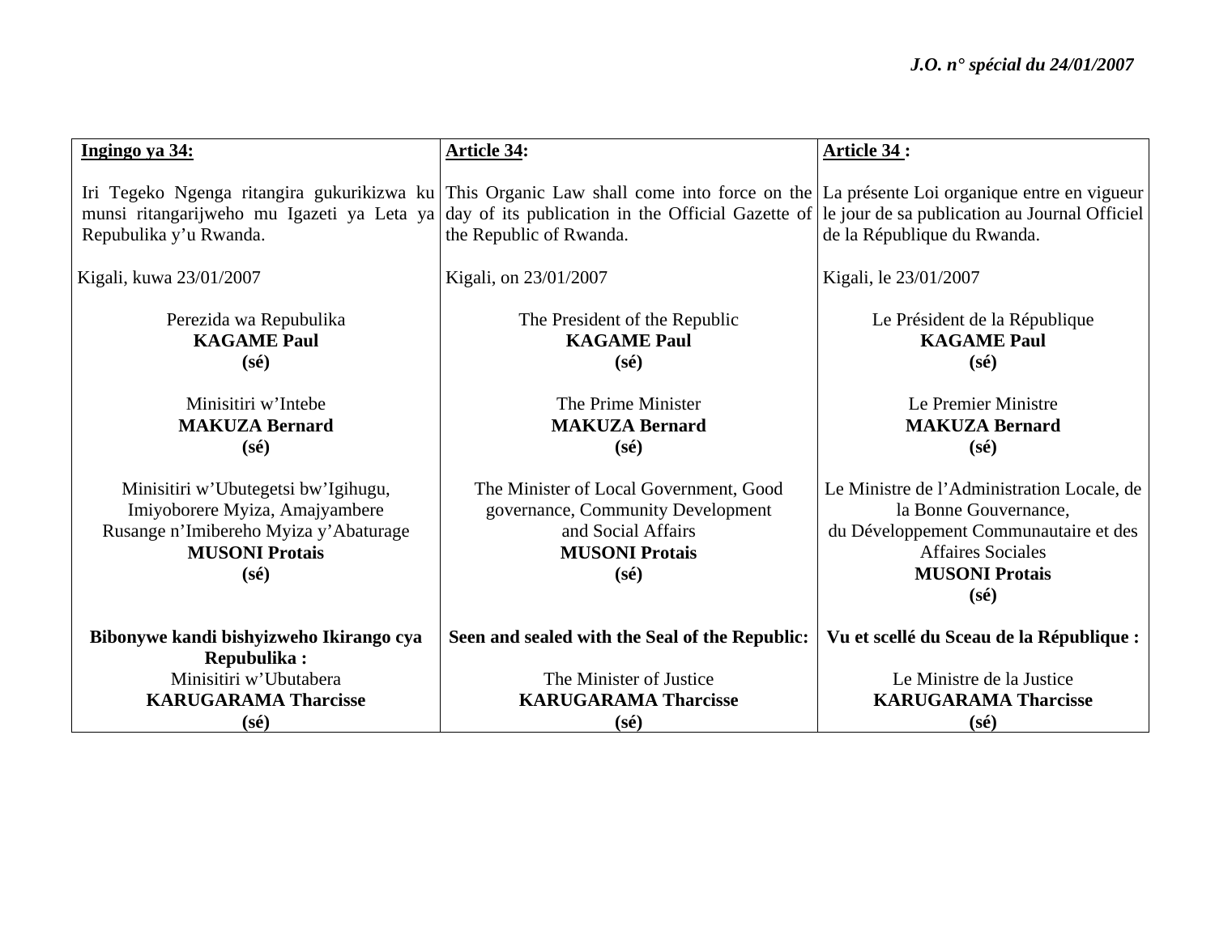| | | |
|---|---|---|
| **Ingingo ya 34:** | **Article 34:** | **Article 34 :** |
| Iri Tegeko Ngenga ritangira gukurikizwa ku munsi ritangarijweho mu Igazeti ya Leta ya Repubulika y'u Rwanda. | This Organic Law shall come into force on the day of its publication in the Official Gazette of the Republic of Rwanda. | La présente Loi organique entre en vigueur le jour de sa publication au Journal Officiel de la République du Rwanda. |
| Kigali, kuwa 23/01/2007 | Kigali, on 23/01/2007 | Kigali, le 23/01/2007 |
| Perezida wa Repubulika<br>**KAGAME Paul**<br>**(sé)** | The President of the Republic<br>**KAGAME Paul**<br>**(sé)** | Le Président de la République<br>**KAGAME Paul**<br>**(sé)** |
| Minisitiri w'Intebe<br>**MAKUZA Bernard**<br>**(sé)** | The Prime Minister<br>**MAKUZA Bernard**<br>**(sé)** | Le Premier Ministre<br>**MAKUZA Bernard**<br>**(sé)** |
| Minisitiri w'Ubutegetsi bw'Igihugu, Imiyoborere Myiza, Amajyambere Rusange n'Imibereho Myiza y'Abaturage<br>**MUSONI Protais**<br>**(sé)** | The Minister of Local Government, Good governance, Community Development and Social Affairs<br>**MUSONI Protais**<br>**(sé)** | Le Ministre de l'Administration Locale, de la Bonne Gouvernance, du Développement Communautaire et des Affaires Sociales<br>**MUSONI Protais**<br>**(sé)** |
| **Bibonywe kandi bishyizweho Ikirango cya Repubulika :**<br>Minisitiri w'Ubutabera<br>**KARUGARAMA Tharcisse**<br>**(sé)** | **Seen and sealed with the Seal of the Republic:**<br>The Minister of Justice<br>**KARUGARAMA Tharcisse**<br>**(sé)** | **Vu et scellé du Sceau de la République :**<br>Le Ministre de la Justice<br>**KARUGARAMA Tharcisse**<br>**(sé)** |